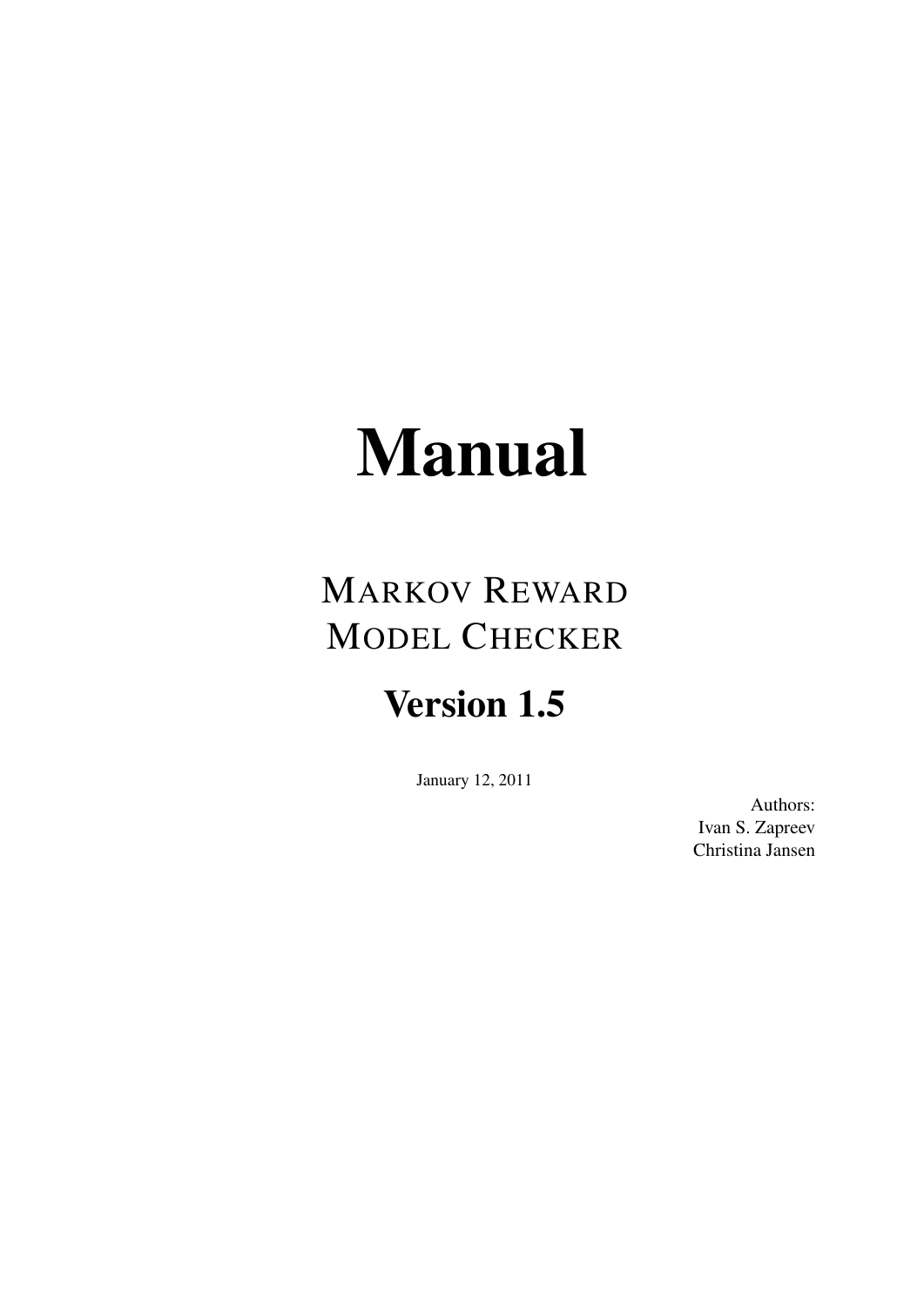# Manual

## MARKOV REWARD MODEL CHECKER

## Version 1.5

January 12, 2011

Authors:
Ivan S. Zapreev
Christina Jansen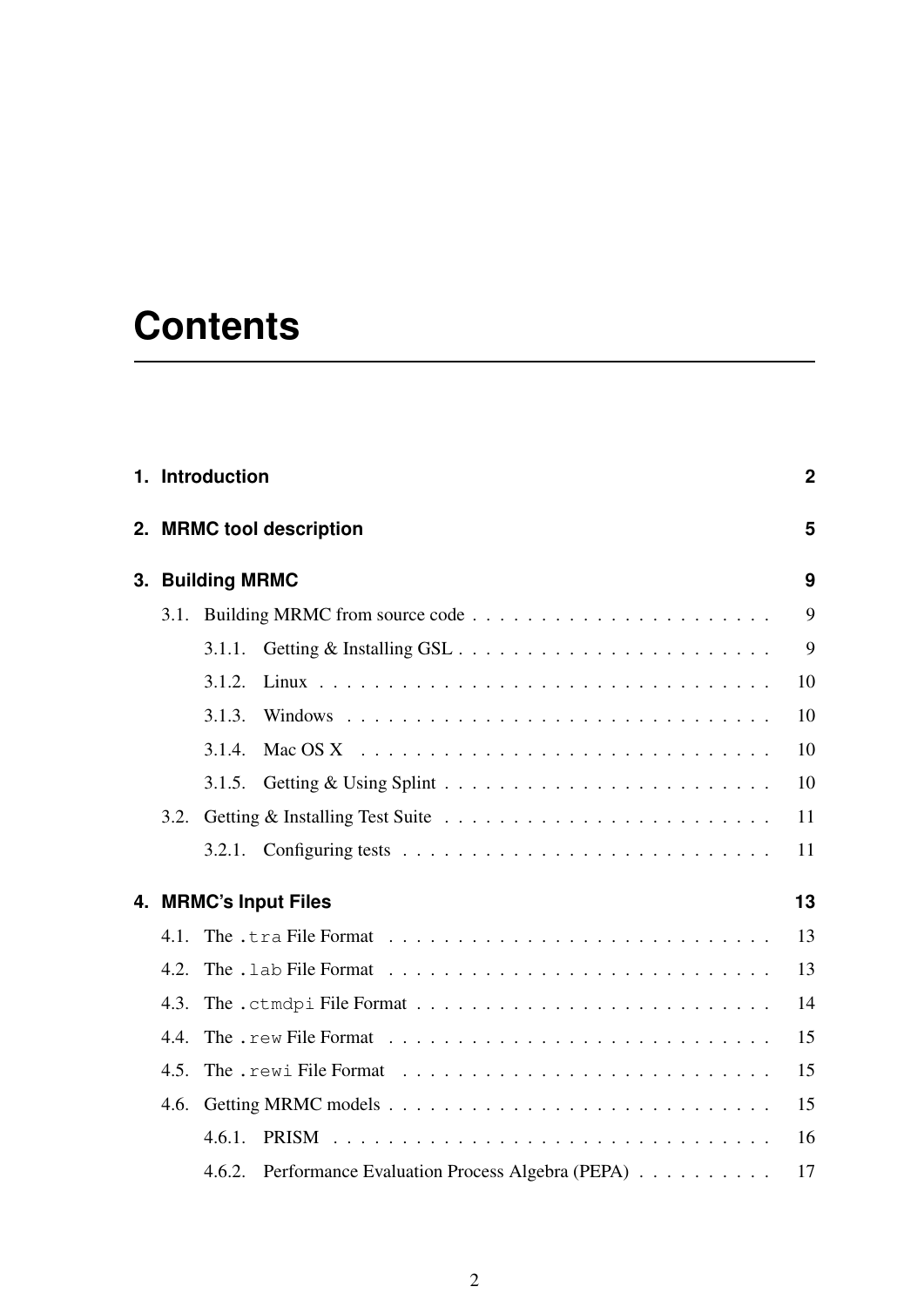# Contents

**1. Introduction** **2**

**2. MRMC tool description** **5**

**3. Building MRMC** **9**

- 3.1. Building MRMC from source code . . . . . . . . . . . . . . . . . . . . . . 9
  - 3.1.1. Getting & Installing GSL . . . . . . . . . . . . . . . . . . . . . . . 9
  - 3.1.2. Linux . . . . . . . . . . . . . . . . . . . . . . . . . . . . . . . . . 10
  - 3.1.3. Windows . . . . . . . . . . . . . . . . . . . . . . . . . . . . . . . 10
  - 3.1.4. Mac OS X . . . . . . . . . . . . . . . . . . . . . . . . . . . . . . 10
  - 3.1.5. Getting & Using Splint . . . . . . . . . . . . . . . . . . . . . . . . 10
- 3.2. Getting & Installing Test Suite . . . . . . . . . . . . . . . . . . . . . . . . 11
  - 3.2.1. Configuring tests . . . . . . . . . . . . . . . . . . . . . . . . . . . 11

**4. MRMC's Input Files** **13**

- 4.1. The `.tra` File Format . . . . . . . . . . . . . . . . . . . . . . . . . . . . 13
- 4.2. The `.lab` File Format . . . . . . . . . . . . . . . . . . . . . . . . . . . . 13
- 4.3. The `.ctmdpi` File Format . . . . . . . . . . . . . . . . . . . . . . . . . . 14
- 4.4. The `.rew` File Format . . . . . . . . . . . . . . . . . . . . . . . . . . . . 15
- 4.5. The `.rewi` File Format . . . . . . . . . . . . . . . . . . . . . . . . . . . 15
- 4.6. Getting MRMC models . . . . . . . . . . . . . . . . . . . . . . . . . . . . 15
  - 4.6.1. PRISM . . . . . . . . . . . . . . . . . . . . . . . . . . . . . . . . 16
  - 4.6.2. Performance Evaluation Process Algebra (PEPA) . . . . . . . . . . 17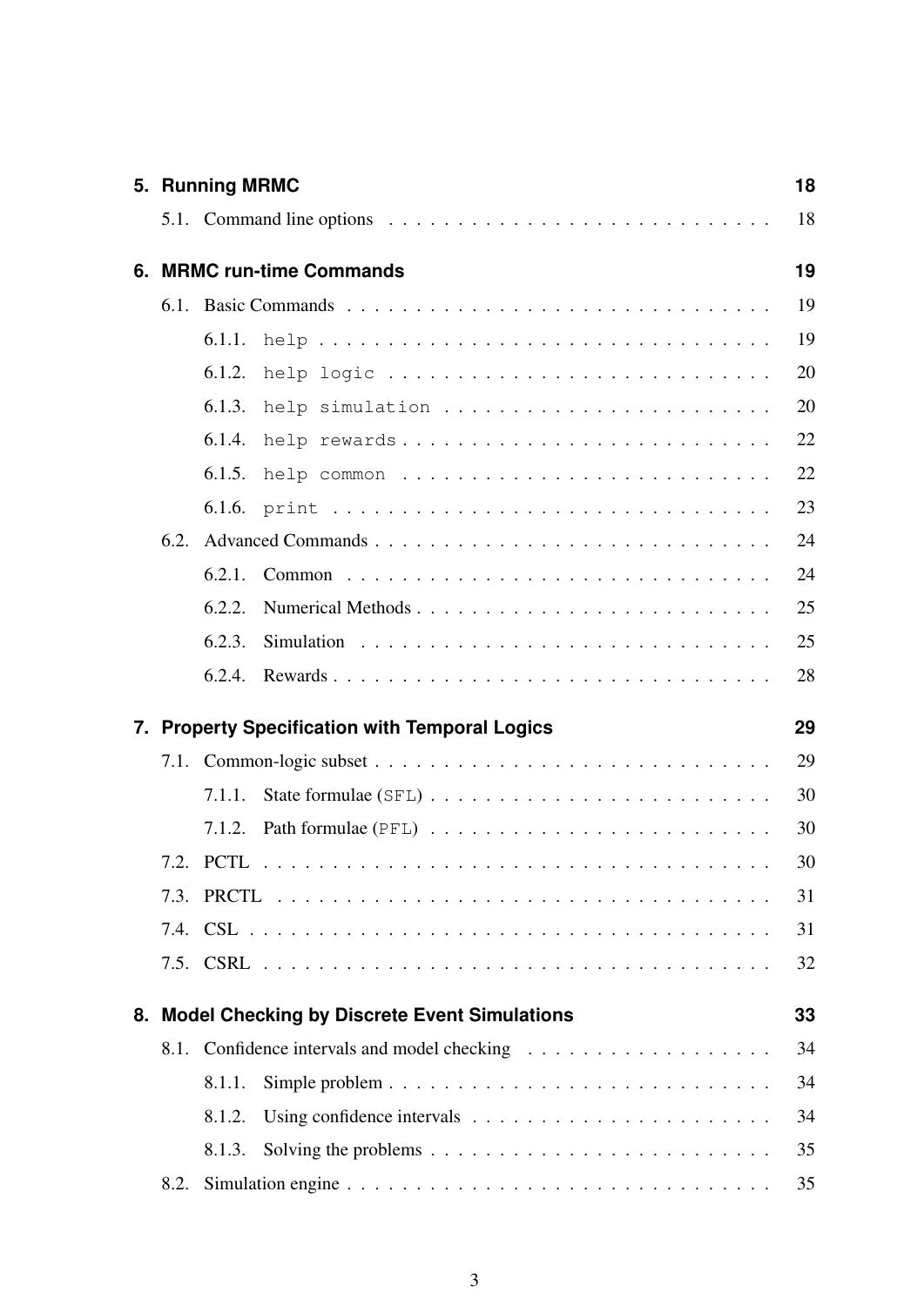**5. Running MRMC** 18

- 5.1. Command line options 18

**6. MRMC run-time Commands** 19

- 6.1. Basic Commands 19
  - 6.1.1. `help` 19
  - 6.1.2. `help logic` 20
  - 6.1.3. `help simulation` 20
  - 6.1.4. `help rewards` 22
  - 6.1.5. `help common` 22
  - 6.1.6. `print` 23
- 6.2. Advanced Commands 24
  - 6.2.1. Common 24
  - 6.2.2. Numerical Methods 25
  - 6.2.3. Simulation 25
  - 6.2.4. Rewards 28

**7. Property Specification with Temporal Logics** 29

- 7.1. Common-logic subset 29
  - 7.1.1. State formulae (`SFL`) 30
  - 7.1.2. Path formulae (`PFL`) 30
- 7.2. PCTL 30
- 7.3. PRCTL 31
- 7.4. CSL 31
- 7.5. CSRL 32

**8. Model Checking by Discrete Event Simulations** 33

- 8.1. Confidence intervals and model checking 34
  - 8.1.1. Simple problem 34
  - 8.1.2. Using confidence intervals 34
  - 8.1.3. Solving the problems 35
- 8.2. Simulation engine 35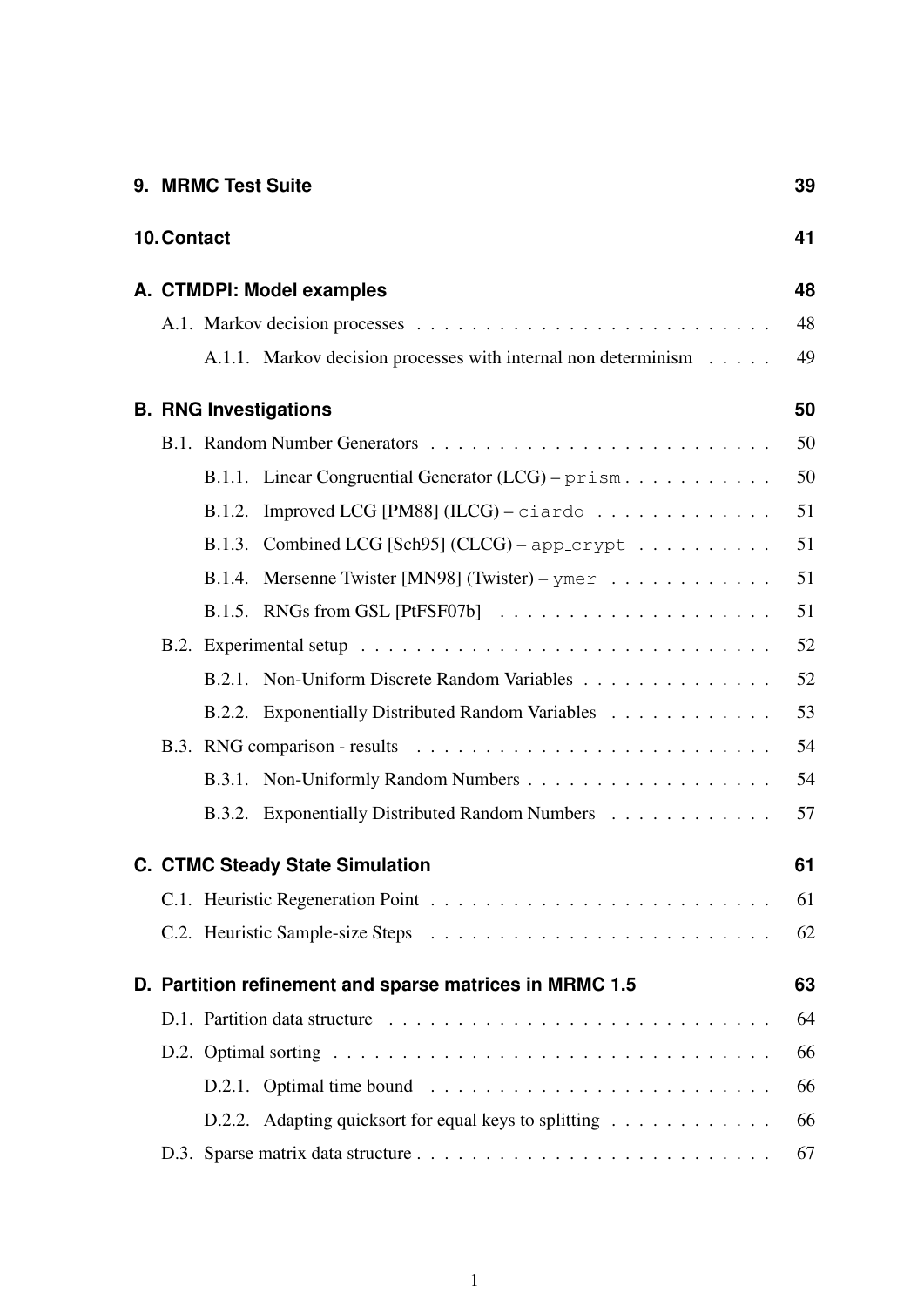**9. MRMC Test Suite** 39

**10. Contact** 41

**A. CTMDPI: Model examples** 48

A.1. Markov decision processes . . . . . . . . . . . . . . . . . . . . . . . . . . 48

A.1.1. Markov decision processes with internal non determinism . . . . . 49

**B. RNG Investigations** 50

B.1. Random Number Generators . . . . . . . . . . . . . . . . . . . . . . . . . 50

B.1.1. Linear Congruential Generator (LCG) – `prism` . . . . . . . . . . . 50

B.1.2. Improved LCG [PM88] (ILCG) – `ciardo` . . . . . . . . . . . . . 51

B.1.3. Combined LCG [Sch95] (CLCG) – `app_crypt` . . . . . . . . . . 51

B.1.4. Mersenne Twister [MN98] (Twister) – `ymer` . . . . . . . . . . . . 51

B.1.5. RNGs from GSL [PtFSF07b] . . . . . . . . . . . . . . . . . . . . 51

B.2. Experimental setup . . . . . . . . . . . . . . . . . . . . . . . . . . . . . . 52

B.2.1. Non-Uniform Discrete Random Variables . . . . . . . . . . . . . . 52

B.2.2. Exponentially Distributed Random Variables . . . . . . . . . . . . 53

B.3. RNG comparison - results . . . . . . . . . . . . . . . . . . . . . . . . . . 54

B.3.1. Non-Uniformly Random Numbers . . . . . . . . . . . . . . . . . . 54

B.3.2. Exponentially Distributed Random Numbers . . . . . . . . . . . . 57

**C. CTMC Steady State Simulation** 61

C.1. Heuristic Regeneration Point . . . . . . . . . . . . . . . . . . . . . . . . . 61

C.2. Heuristic Sample-size Steps . . . . . . . . . . . . . . . . . . . . . . . . . 62

**D. Partition refinement and sparse matrices in MRMC 1.5** 63

D.1. Partition data structure . . . . . . . . . . . . . . . . . . . . . . . . . . . . 64

D.2. Optimal sorting . . . . . . . . . . . . . . . . . . . . . . . . . . . . . . . . 66

D.2.1. Optimal time bound . . . . . . . . . . . . . . . . . . . . . . . . . 66

D.2.2. Adapting quicksort for equal keys to splitting . . . . . . . . . . . . 66

D.3. Sparse matrix data structure . . . . . . . . . . . . . . . . . . . . . . . . . 67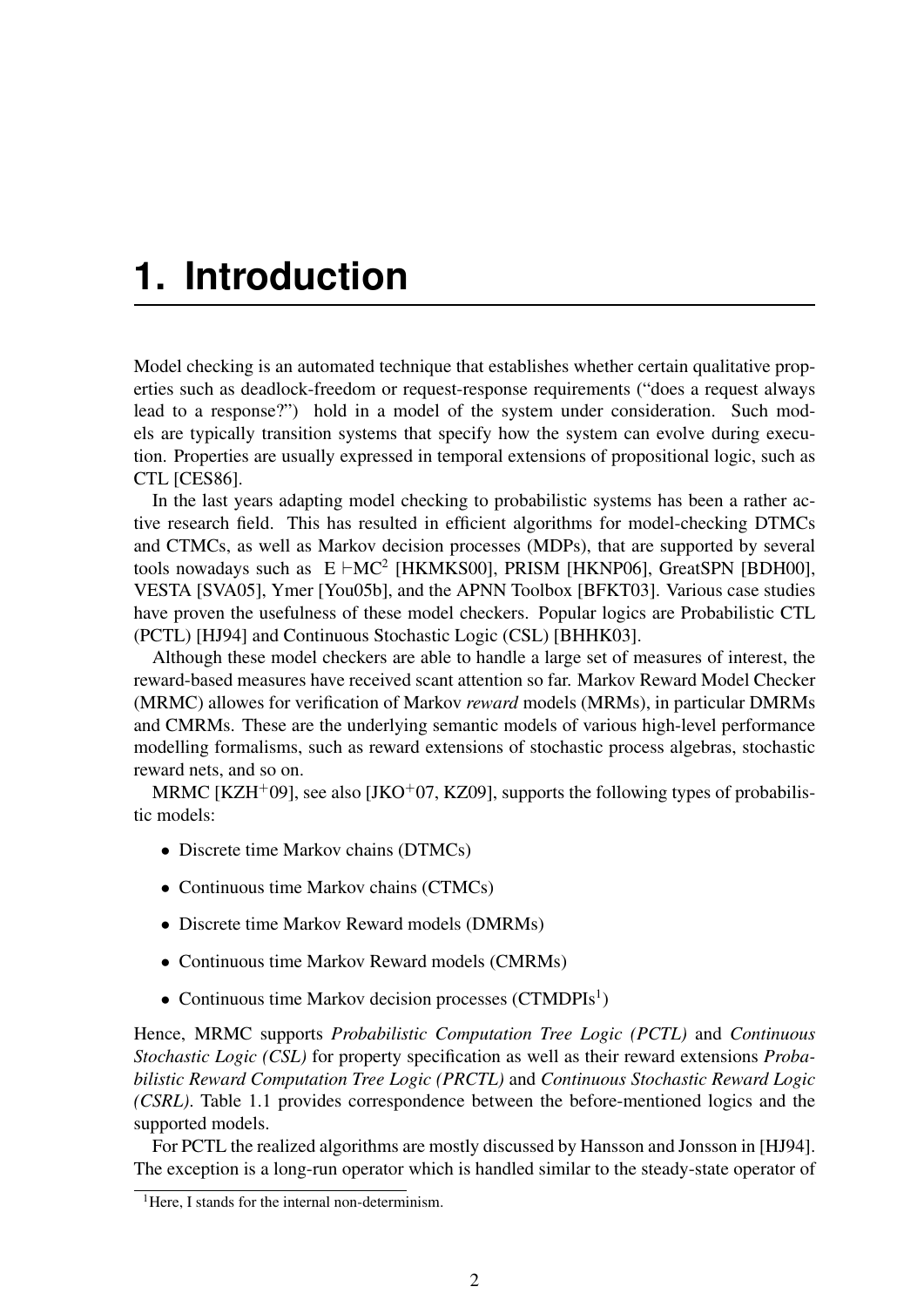# 1. Introduction

Model checking is an automated technique that establishes whether certain qualitative properties such as deadlock-freedom or request-response requirements ("does a request always lead to a response?") hold in a model of the system under consideration. Such models are typically transition systems that specify how the system can evolve during execution. Properties are usually expressed in temporal extensions of propositional logic, such as CTL [CES86].

In the last years adapting model checking to probabilistic systems has been a rather active research field. This has resulted in efficient algorithms for model-checking DTMCs and CTMCs, as well as Markov decision processes (MDPs), that are supported by several tools nowadays such as $E \vdash MC^2$ [HKMKS00], PRISM [HKNP06], GreatSPN [BDH00], VESTA [SVA05], Ymer [You05b], and the APNN Toolbox [BFKT03]. Various case studies have proven the usefulness of these model checkers. Popular logics are Probabilistic CTL (PCTL) [HJ94] and Continuous Stochastic Logic (CSL) [BHHK03].

Although these model checkers are able to handle a large set of measures of interest, the reward-based measures have received scant attention so far. Markov Reward Model Checker (MRMC) allowes for verification of Markov *reward* models (MRMs), in particular DMRMs and CMRMs. These are the underlying semantic models of various high-level performance modelling formalisms, such as reward extensions of stochastic process algebras, stochastic reward nets, and so on.

MRMC [KZH+09], see also [JKO+07, KZ09], supports the following types of probabilistic models:

- Discrete time Markov chains (DTMCs)
- Continuous time Markov chains (CTMCs)
- Discrete time Markov Reward models (DMRMs)
- Continuous time Markov Reward models (CMRMs)
- Continuous time Markov decision processes (CTMDPIs[1])

Hence, MRMC supports *Probabilistic Computation Tree Logic (PCTL)* and *Continuous Stochastic Logic (CSL)* for property specification as well as their reward extensions *Probabilistic Reward Computation Tree Logic (PRCTL)* and *Continuous Stochastic Reward Logic (CSRL)*. Table 1.1 provides correspondence between the before-mentioned logics and the supported models.

For PCTL the realized algorithms are mostly discussed by Hansson and Jonsson in [HJ94]. The exception is a long-run operator which is handled similar to the steady-state operator of

[1] Here, I stands for the internal non-determinism.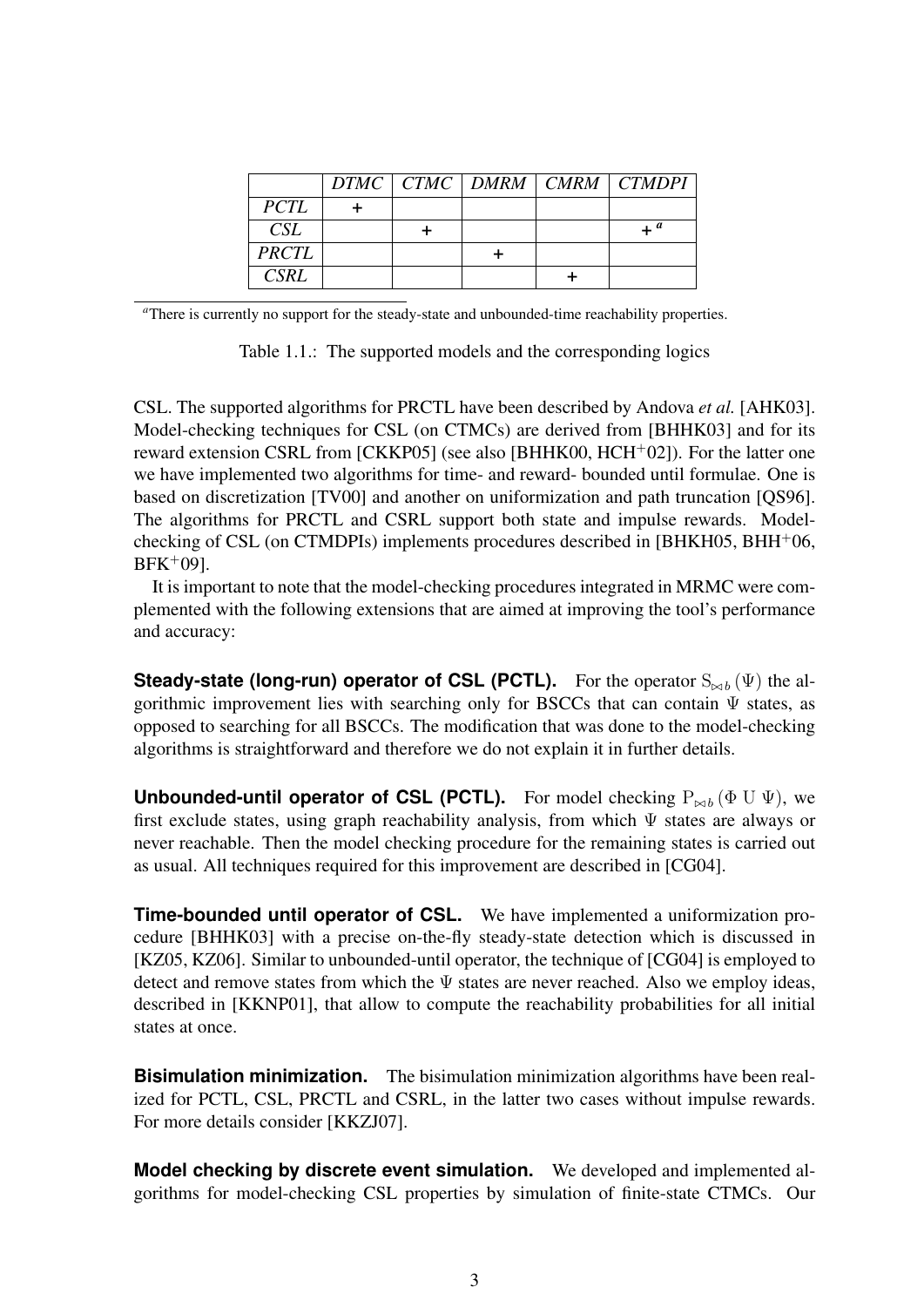| | *DTMC* | *CTMC* | *DMRM* | *CMRM* | *CTMDPI* |
|---|---|---|---|---|---|
| *PCTL* | + | | | | |
| *CSL* | | + | | | + [a] |
| *PRCTL* | | | + | | |
| *CSRL* | | | | + | |

[a] There is currently no support for the steady-state and unbounded-time reachability properties.

Table 1.1.: The supported models and the corresponding logics

CSL. The supported algorithms for PRCTL have been described by Andova *et al.* [AHK03]. Model-checking techniques for CSL (on CTMCs) are derived from [BHHK03] and for its reward extension CSRL from [CKKP05] (see also [BHHK00, HCH[+]02]). For the latter one we have implemented two algorithms for time- and reward- bounded until formulae. One is based on discretization [TV00] and another on uniformization and path truncation [QS96]. The algorithms for PRCTL and CSRL support both state and impulse rewards. Model-checking of CSL (on CTMDPIs) implements procedures described in [BHKH05, BHH[+]06, BFK[+]09].

It is important to note that the model-checking procedures integrated in MRMC were complemented with the following extensions that are aimed at improving the tool's performance and accuracy:

**Steady-state (long-run) operator of CSL (PCTL).** For the operator $\mathrm{S}_{\bowtie b}(\Psi)$ the algorithmic improvement lies with searching only for BSCCs that can contain $\Psi$ states, as opposed to searching for all BSCCs. The modification that was done to the model-checking algorithms is straightforward and therefore we do not explain it in further details.

**Unbounded-until operator of CSL (PCTL).** For model checking $\mathrm{P}_{\bowtie b}(\Phi \mathrm{~U~} \Psi)$, we first exclude states, using graph reachability analysis, from which $\Psi$ states are always or never reachable. Then the model checking procedure for the remaining states is carried out as usual. All techniques required for this improvement are described in [CG04].

**Time-bounded until operator of CSL.** We have implemented a uniformization procedure [BHHK03] with a precise on-the-fly steady-state detection which is discussed in [KZ05, KZ06]. Similar to unbounded-until operator, the technique of [CG04] is employed to detect and remove states from which the $\Psi$ states are never reached. Also we employ ideas, described in [KKNP01], that allow to compute the reachability probabilities for all initial states at once.

**Bisimulation minimization.** The bisimulation minimization algorithms have been realized for PCTL, CSL, PRCTL and CSRL, in the latter two cases without impulse rewards. For more details consider [KKZJ07].

**Model checking by discrete event simulation.** We developed and implemented algorithms for model-checking CSL properties by simulation of finite-state CTMCs. Our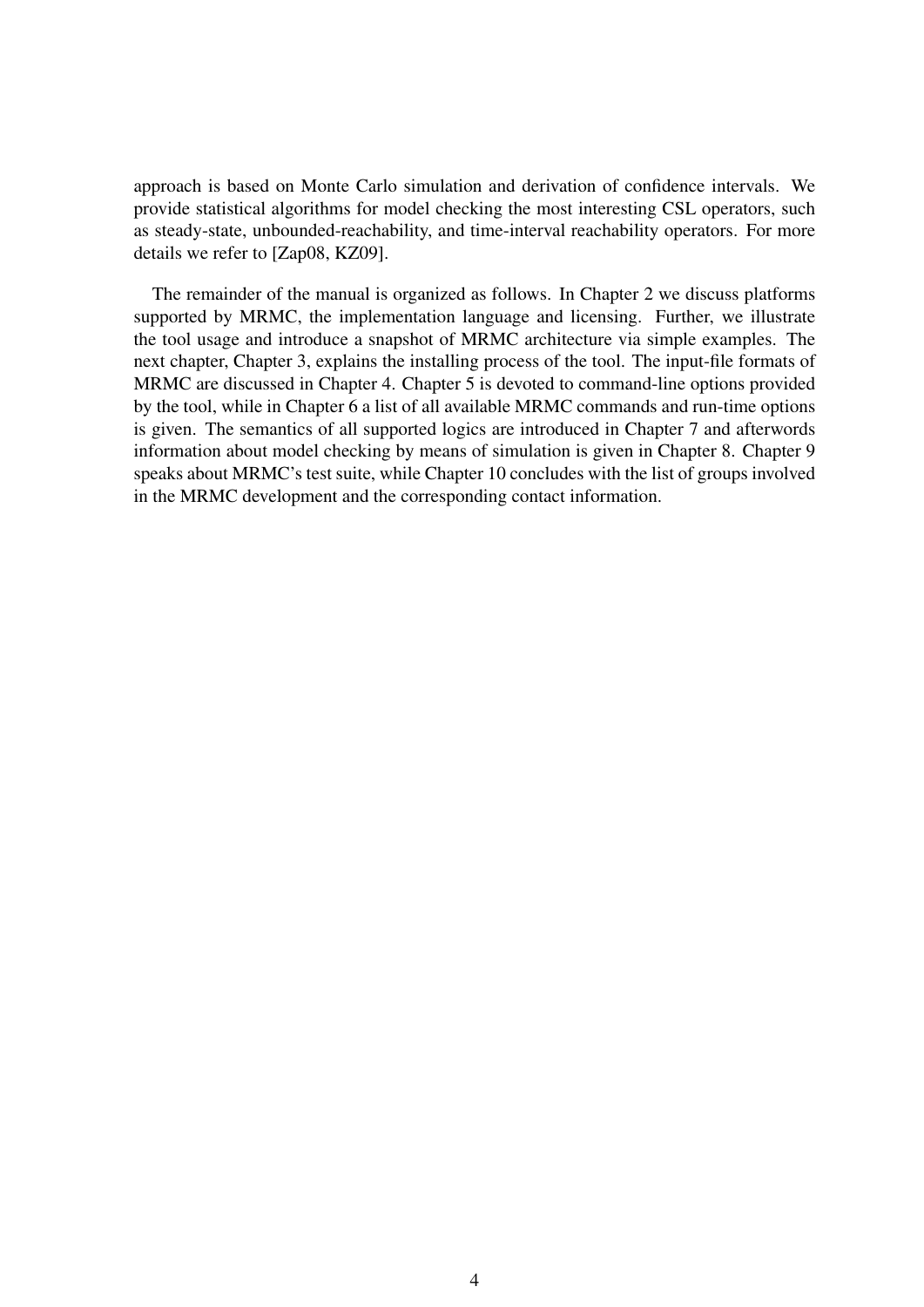approach is based on Monte Carlo simulation and derivation of confidence intervals. We provide statistical algorithms for model checking the most interesting CSL operators, such as steady-state, unbounded-reachability, and time-interval reachability operators. For more details we refer to [Zap08, KZ09].

The remainder of the manual is organized as follows. In Chapter 2 we discuss platforms supported by MRMC, the implementation language and licensing. Further, we illustrate the tool usage and introduce a snapshot of MRMC architecture via simple examples. The next chapter, Chapter 3, explains the installing process of the tool. The input-file formats of MRMC are discussed in Chapter 4. Chapter 5 is devoted to command-line options provided by the tool, while in Chapter 6 a list of all available MRMC commands and run-time options is given. The semantics of all supported logics are introduced in Chapter 7 and afterwords information about model checking by means of simulation is given in Chapter 8. Chapter 9 speaks about MRMC's test suite, while Chapter 10 concludes with the list of groups involved in the MRMC development and the corresponding contact information.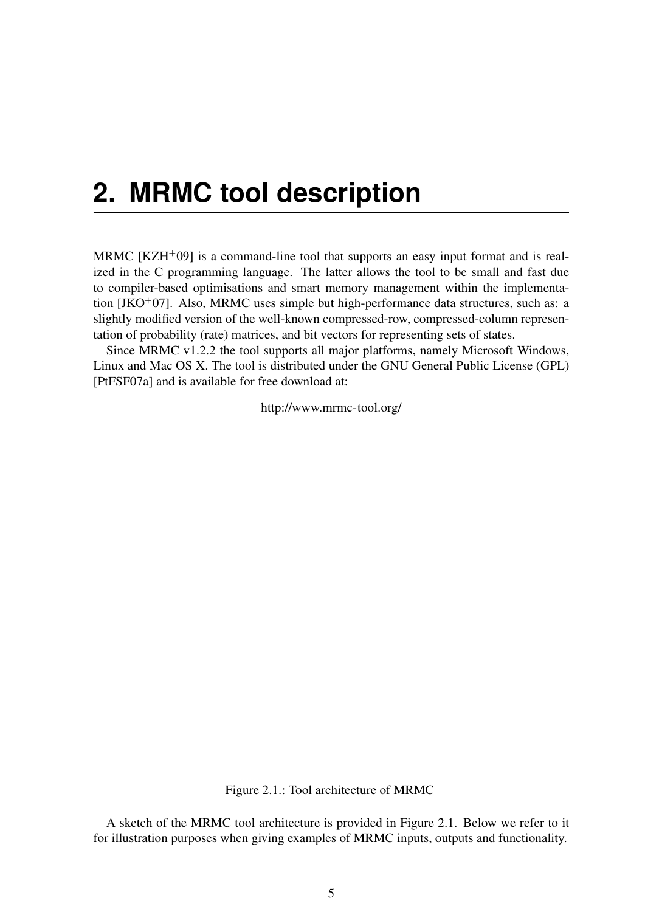# 2. MRMC tool description

MRMC [KZH+09] is a command-line tool that supports an easy input format and is realized in the C programming language. The latter allows the tool to be small and fast due to compiler-based optimisations and smart memory management within the implementation [JKO+07]. Also, MRMC uses simple but high-performance data structures, such as: a slightly modified version of the well-known compressed-row, compressed-column representation of probability (rate) matrices, and bit vectors for representing sets of states.

Since MRMC v1.2.2 the tool supports all major platforms, namely Microsoft Windows, Linux and Mac OS X. The tool is distributed under the GNU General Public License (GPL) [PtFSF07a] and is available for free download at:

http://www.mrmc-tool.org/

Figure 2.1.: Tool architecture of MRMC

A sketch of the MRMC tool architecture is provided in Figure 2.1. Below we refer to it for illustration purposes when giving examples of MRMC inputs, outputs and functionality.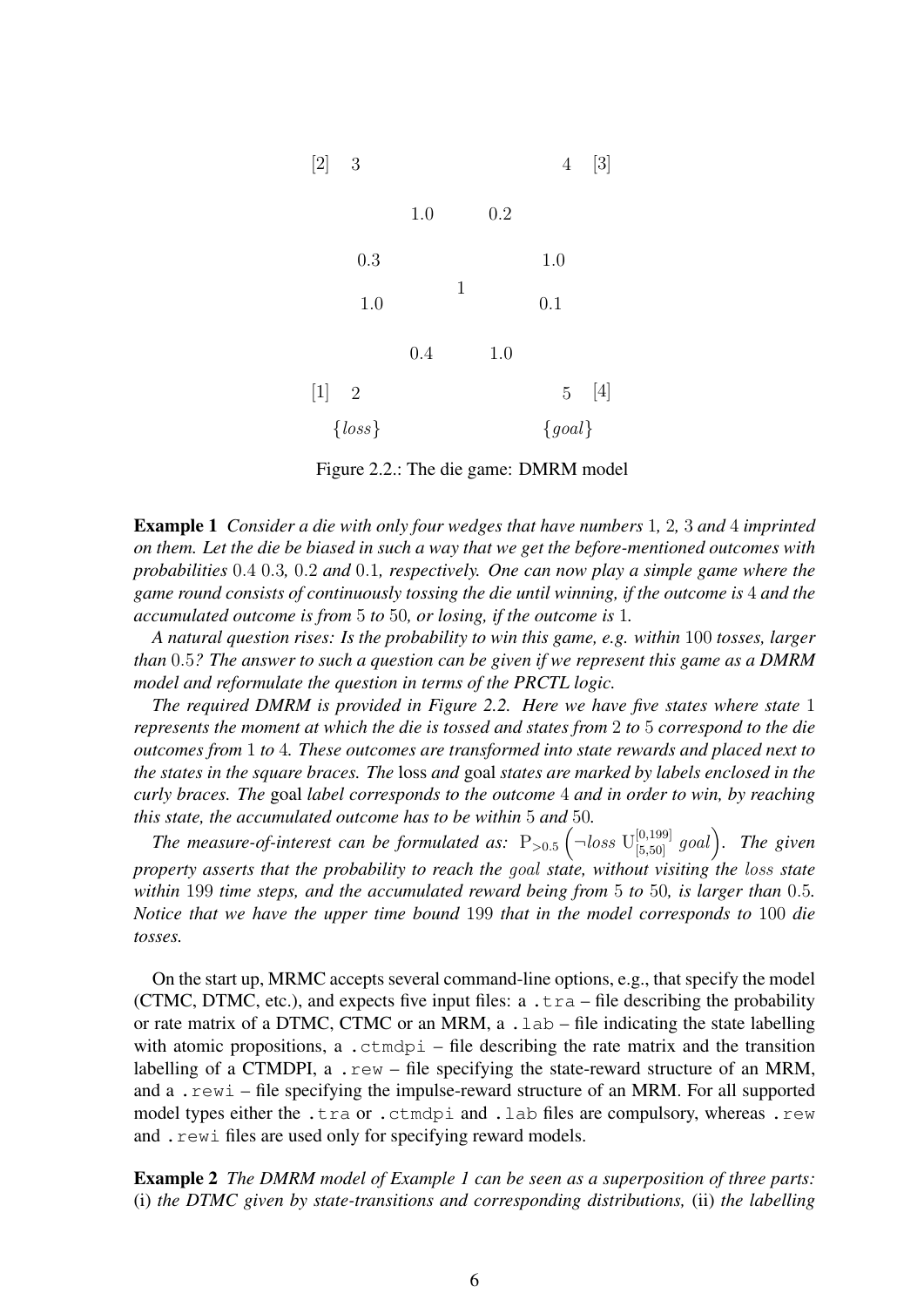[2] 3 &nbsp;&nbsp;&nbsp;&nbsp;&nbsp;&nbsp;&nbsp;&nbsp;&nbsp;&nbsp;&nbsp;&nbsp; 4 [3]

1.0 &nbsp;&nbsp; 0.2

0.3 &nbsp;&nbsp;&nbsp;&nbsp;&nbsp;&nbsp; 1.0

1

1.0 &nbsp;&nbsp;&nbsp;&nbsp;&nbsp;&nbsp; 0.1

0.4 &nbsp;&nbsp; 1.0

[1] 2 &nbsp;&nbsp;&nbsp;&nbsp;&nbsp;&nbsp;&nbsp;&nbsp;&nbsp;&nbsp;&nbsp;&nbsp; 5 [4]

$\{loss\}$ &nbsp;&nbsp;&nbsp;&nbsp;&nbsp;&nbsp;&nbsp;&nbsp; $\{goal\}$

Figure 2.2.: The die game: DMRM model

**Example 1** *Consider a die with only four wedges that have numbers* $1$*,* $2$*,* $3$ *and* $4$ *imprinted on them. Let the die be biased in such a way that we get the before-mentioned outcomes with probabilities* $0.4$ $0.3$*,* $0.2$ *and* $0.1$*, respectively. One can now play a simple game where the game round consists of continuously tossing the die until winning, if the outcome is* $4$ *and the accumulated outcome is from* $5$ *to* $50$*, or losing, if the outcome is* $1$*.*

*A natural question rises: Is the probability to win this game, e.g. within* $100$ *tosses, larger than* $0.5$*? The answer to such a question can be given if we represent this game as a DMRM model and reformulate the question in terms of the PRCTL logic.*

*The required DMRM is provided in Figure 2.2. Here we have five states where state* $1$ *represents the moment at which the die is tossed and states from* $2$ *to* $5$ *correspond to the die outcomes from* $1$ *to* $4$*. These outcomes are transformed into state rewards and placed next to the states in the square braces. The* loss *and* goal *states are marked by labels enclosed in the curly braces. The* goal *label corresponds to the outcome* $4$ *and in order to win, by reaching this state, the accumulated outcome has to be within* $5$ *and* $50$*.*

*The measure-of-interest can be formulated as:* $\mathrm{P}_{>0.5}\left(\neg loss\ \mathrm{U}_{[5,50]}^{[0,199]}\ goal\right)$*. The given property asserts that the probability to reach the* $goal$ *state, without visiting the* $loss$ *state within* $199$ *time steps, and the accumulated reward being from* $5$ *to* $50$*, is larger than* $0.5$*. Notice that we have the upper time bound* $199$ *that in the model corresponds to* $100$ *die tosses.*

On the start up, MRMC accepts several command-line options, e.g., that specify the model (CTMC, DTMC, etc.), and expects five input files: a `.tra` – file describing the probability or rate matrix of a DTMC, CTMC or an MRM, a `.lab` – file indicating the state labelling with atomic propositions, a `.ctmdpi` – file describing the rate matrix and the transition labelling of a CTMDPI, a `.rew` – file specifying the state-reward structure of an MRM, and a `.rewi` – file specifying the impulse-reward structure of an MRM. For all supported model types either the `.tra` or `.ctmdpi` and `.lab` files are compulsory, whereas `.rew` and `.rewi` files are used only for specifying reward models.

**Example 2** *The DMRM model of Example 1 can be seen as a superposition of three parts:* (i) *the DTMC given by state-transitions and corresponding distributions,* (ii) *the labelling*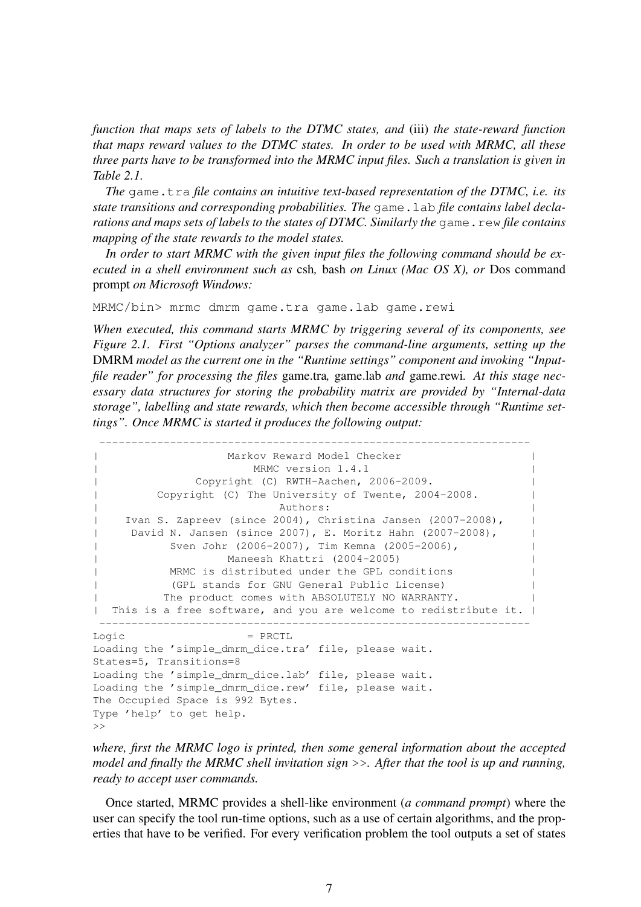*function that maps sets of labels to the DTMC states, and* (iii) *the state-reward function that maps reward values to the DTMC states. In order to be used with MRMC, all these three parts have to be transformed into the MRMC input files. Such a translation is given in Table 2.1.*

*The* `game.tra` *file contains an intuitive text-based representation of the DTMC, i.e. its state transitions and corresponding probabilities. The* `game.lab` *file contains label declarations and maps sets of labels to the states of DTMC. Similarly the* `game.rew` *file contains mapping of the state rewards to the model states.*

*In order to start MRMC with the given input files the following command should be executed in a shell environment such as* csh*,* bash *on Linux (Mac OS X), or* Dos command prompt *on Microsoft Windows:*

```
MRMC/bin> mrmc dmrm game.tra game.lab game.rewi
```

*When executed, this command starts MRMC by triggering several of its components, see Figure 2.1. First "Options analyzer" parses the command-line arguments, setting up the* DMRM *model as the current one in the "Runtime settings" component and invoking "Input-file reader" for processing the files* game.tra*,* game.lab *and* game.rewi*. At this stage necessary data structures for storing the probability matrix are provided by "Internal-data storage", labelling and state rewards, which then become accessible through "Runtime settings". Once MRMC is started it produces the following output:*

```
 -------------------------------------------------------------------
|                    Markov Reward Model Checker                    |
|                         MRMC version 1.4.1                        |
|               Copyright (C) RWTH-Aachen, 2006-2009.               |
|         Copyright (C) The University of Twente, 2004-2008.        |
|                              Authors:                             |
|    Ivan S. Zapreev (since 2004), Christina Jansen (2007-2008),    |
|     David N. Jansen (since 2007), E. Moritz Hahn (2007-2008),     |
|           Sven Johr (2006-2007), Tim Kemna (2005-2006),           |
|                    Maneesh Khattri (2004-2005)                    |
|           MRMC is distributed under the GPL conditions            |
|           (GPL stands for GNU General Public License)             |
|          The product comes with ABSOLUTELY NO WARRANTY.           |
|  This is a free software, and you are welcome to redistribute it. |
 -------------------------------------------------------------------
Logic                    = PRCTL
Loading the 'simple_dmrm_dice.tra' file, please wait.
States=5, Transitions=8
Loading the 'simple_dmrm_dice.lab' file, please wait.
Loading the 'simple_dmrm_dice.rew' file, please wait.
The Occupied Space is 992 Bytes.
Type 'help' to get help.
>>
```

*where, first the MRMC logo is printed, then some general information about the accepted model and finally the MRMC shell invitation sign >>. After that the tool is up and running, ready to accept user commands.*

Once started, MRMC provides a shell-like environment (*a command prompt*) where the user can specify the tool run-time options, such as a use of certain algorithms, and the properties that have to be verified. For every verification problem the tool outputs a set of states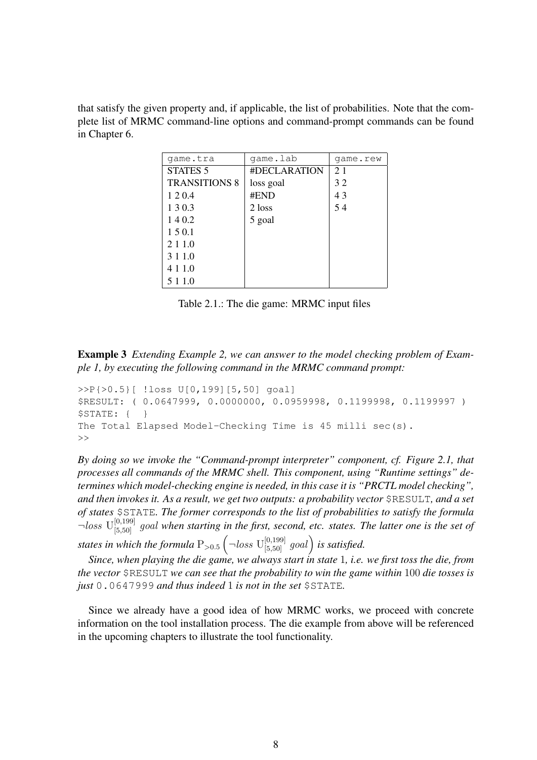that satisfy the given property and, if applicable, the list of probabilities. Note that the complete list of MRMC command-line options and command-prompt commands can be found in Chapter 6.

| game.tra | game.lab | game.rew |
|---|---|---|
| STATES 5 | #DECLARATION | 2 1 |
| TRANSITIONS 8 | loss goal | 3 2 |
| 1 2 0.4 | #END | 4 3 |
| 1 3 0.3 | 2 loss | 5 4 |
| 1 4 0.2 | 5 goal | |
| 1 5 0.1 | | |
| 2 1 1.0 | | |
| 3 1 1.0 | | |
| 4 1 1.0 | | |
| 5 1 1.0 | | |

Table 2.1.: The die game: MRMC input files

**Example 3** *Extending Example 2, we can answer to the model checking problem of Example 1, by executing the following command in the MRMC command prompt:*

```
>>P{>0.5}[ !loss U[0,199][5,50] goal]
$RESULT: ( 0.0647999, 0.0000000, 0.0959998, 0.1199998, 0.1199997 )
$STATE: {  }
The Total Elapsed Model-Checking Time is 45 milli sec(s).
>>
```

*By doing so we invoke the "Command-prompt interpreter" component, cf. Figure 2.1, that processes all commands of the MRMC shell. This component, using "Runtime settings" determines which model-checking engine is needed, in this case it is "PRCTL model checking", and then invokes it. As a result, we get two outputs: a probability vector* `$RESULT`*, and a set of states* `$STATE`*. The former corresponds to the list of probabilities to satisfy the formula* $\neg loss\ \mathrm{U}_{[5,50]}^{[0,199]}\ goal$ *when starting in the first, second, etc. states. The latter one is the set of states in which the formula* $\mathrm{P}_{>0.5}\left(\neg loss\ \mathrm{U}_{[5,50]}^{[0,199]}\ goal\right)$ *is satisfied.*

*Since, when playing the die game, we always start in state* 1*, i.e. we first toss the die, from the vector* `$RESULT` *we can see that the probability to win the game within* 100 *die tosses is just* `0.0647999` *and thus indeed* 1 *is not in the set* `$STATE`*.*

Since we already have a good idea of how MRMC works, we proceed with concrete information on the tool installation process. The die example from above will be referenced in the upcoming chapters to illustrate the tool functionality.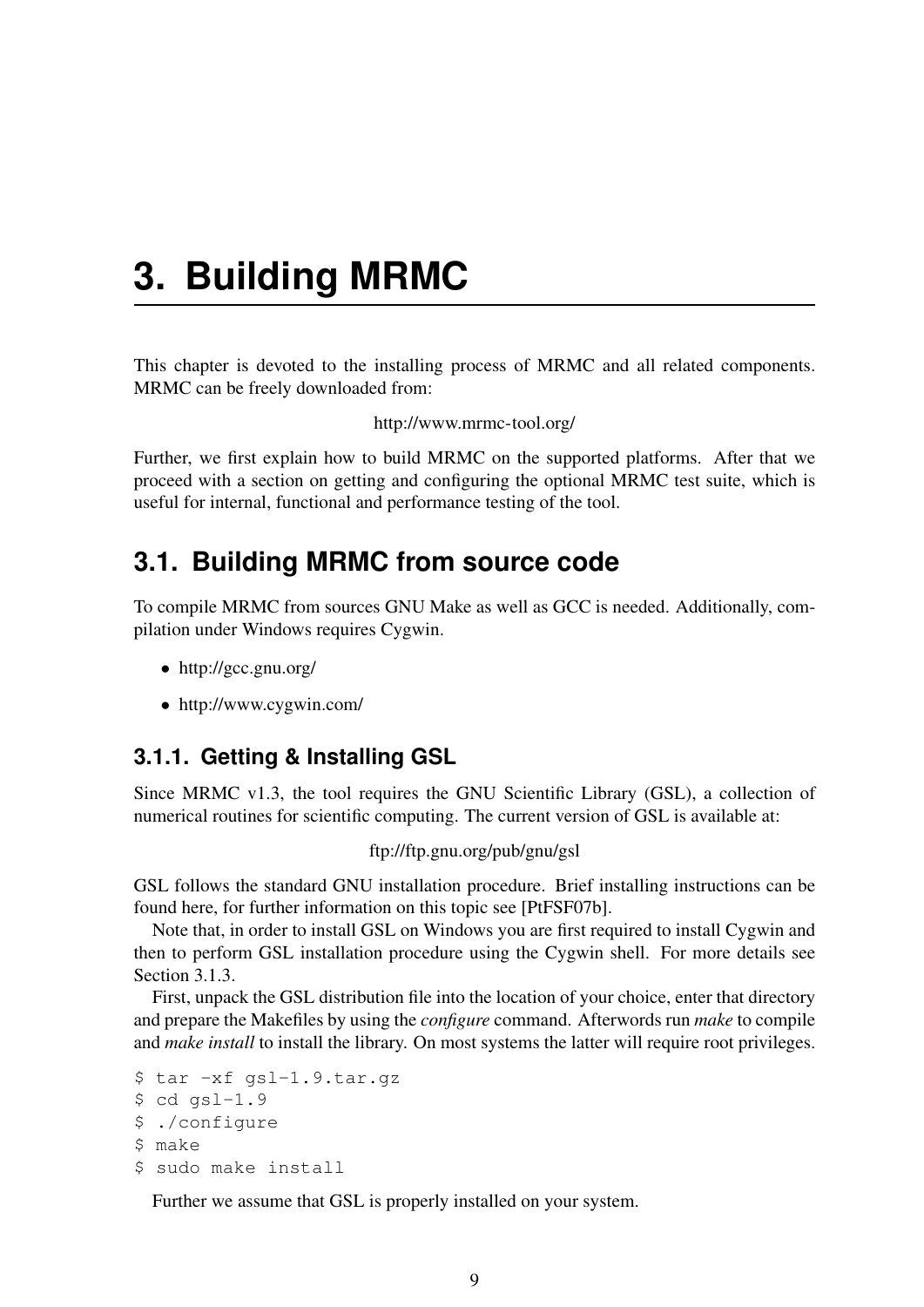# 3. Building MRMC

This chapter is devoted to the installing process of MRMC and all related components. MRMC can be freely downloaded from:

http://www.mrmc-tool.org/

Further, we first explain how to build MRMC on the supported platforms. After that we proceed with a section on getting and configuring the optional MRMC test suite, which is useful for internal, functional and performance testing of the tool.

## 3.1. Building MRMC from source code

To compile MRMC from sources GNU Make as well as GCC is needed. Additionally, compilation under Windows requires Cygwin.

- http://gcc.gnu.org/
- http://www.cygwin.com/

### 3.1.1. Getting & Installing GSL

Since MRMC v1.3, the tool requires the GNU Scientific Library (GSL), a collection of numerical routines for scientific computing. The current version of GSL is available at:

ftp://ftp.gnu.org/pub/gnu/gsl

GSL follows the standard GNU installation procedure. Brief installing instructions can be found here, for further information on this topic see [PtFSF07b].

Note that, in order to install GSL on Windows you are first required to install Cygwin and then to perform GSL installation procedure using the Cygwin shell. For more details see Section 3.1.3.

First, unpack the GSL distribution file into the location of your choice, enter that directory and prepare the Makefiles by using the *configure* command. Afterwords run *make* to compile and *make install* to install the library. On most systems the latter will require root privileges.

```
$ tar -xf gsl-1.9.tar.gz
$ cd gsl-1.9
$ ./configure
$ make
$ sudo make install
```

Further we assume that GSL is properly installed on your system.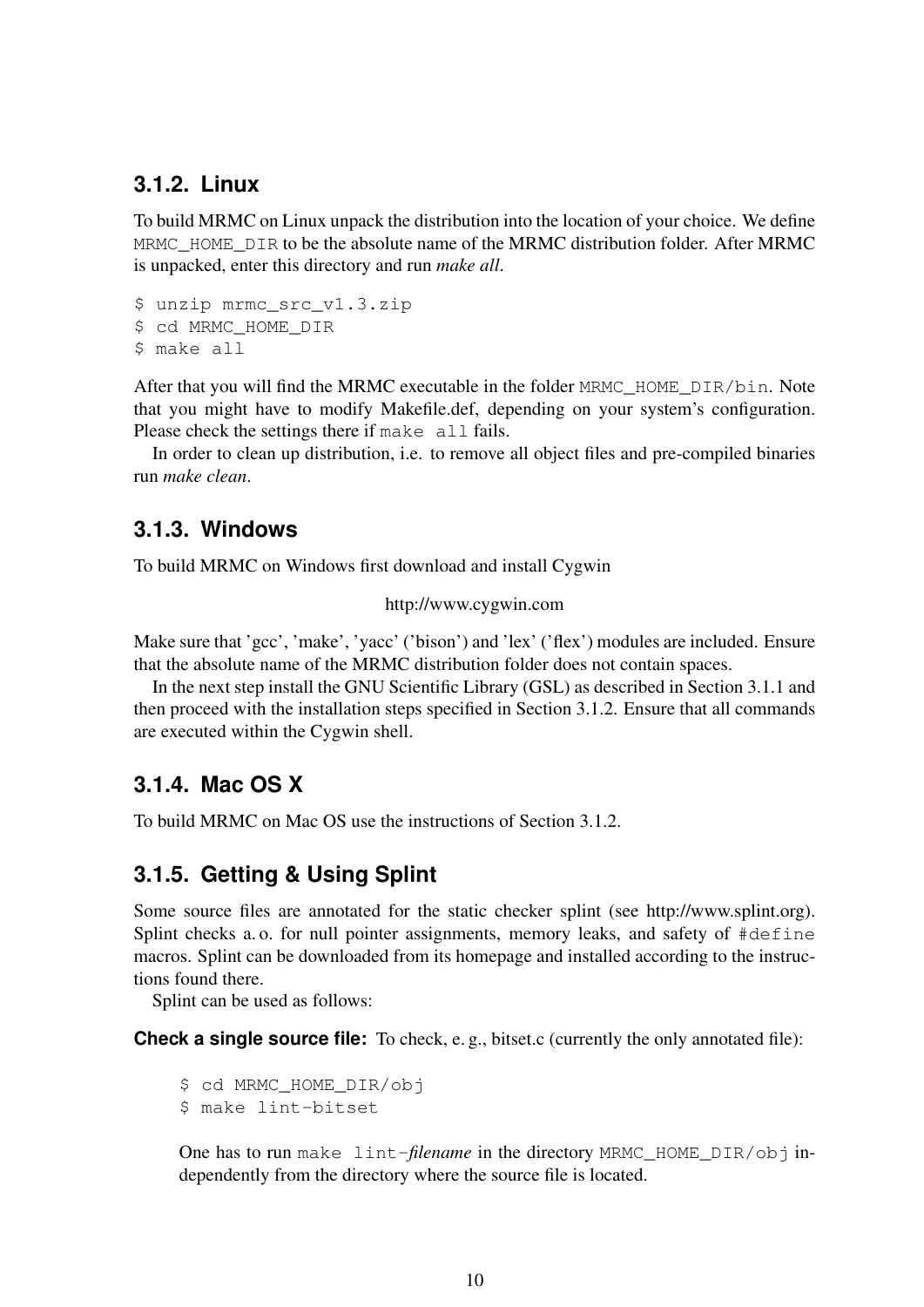### 3.1.2. Linux

To build MRMC on Linux unpack the distribution into the location of your choice. We define `MRMC_HOME_DIR` to be the absolute name of the MRMC distribution folder. After MRMC is unpacked, enter this directory and run *make all*.

```
$ unzip mrmc_src_v1.3.zip
$ cd MRMC_HOME_DIR
$ make all
```

After that you will find the MRMC executable in the folder `MRMC_HOME_DIR/bin`. Note that you might have to modify Makefile.def, depending on your system's configuration. Please check the settings there if `make all` fails.

In order to clean up distribution, i.e. to remove all object files and pre-compiled binaries run *make clean*.

### 3.1.3. Windows

To build MRMC on Windows first download and install Cygwin

http://www.cygwin.com

Make sure that 'gcc', 'make', 'yacc' ('bison') and 'lex' ('flex') modules are included. Ensure that the absolute name of the MRMC distribution folder does not contain spaces.

In the next step install the GNU Scientific Library (GSL) as described in Section 3.1.1 and then proceed with the installation steps specified in Section 3.1.2. Ensure that all commands are executed within the Cygwin shell.

### 3.1.4. Mac OS X

To build MRMC on Mac OS use the instructions of Section 3.1.2.

### 3.1.5. Getting & Using Splint

Some source files are annotated for the static checker splint (see http://www.splint.org). Splint checks a. o. for null pointer assignments, memory leaks, and safety of `#define` macros. Splint can be downloaded from its homepage and installed according to the instructions found there.

Splint can be used as follows:

**Check a single source file:** To check, e. g., bitset.c (currently the only annotated file):

```
$ cd MRMC_HOME_DIR/obj
$ make lint-bitset
```

One has to run `make lint-`*filename* in the directory `MRMC_HOME_DIR/obj` independently from the directory where the source file is located.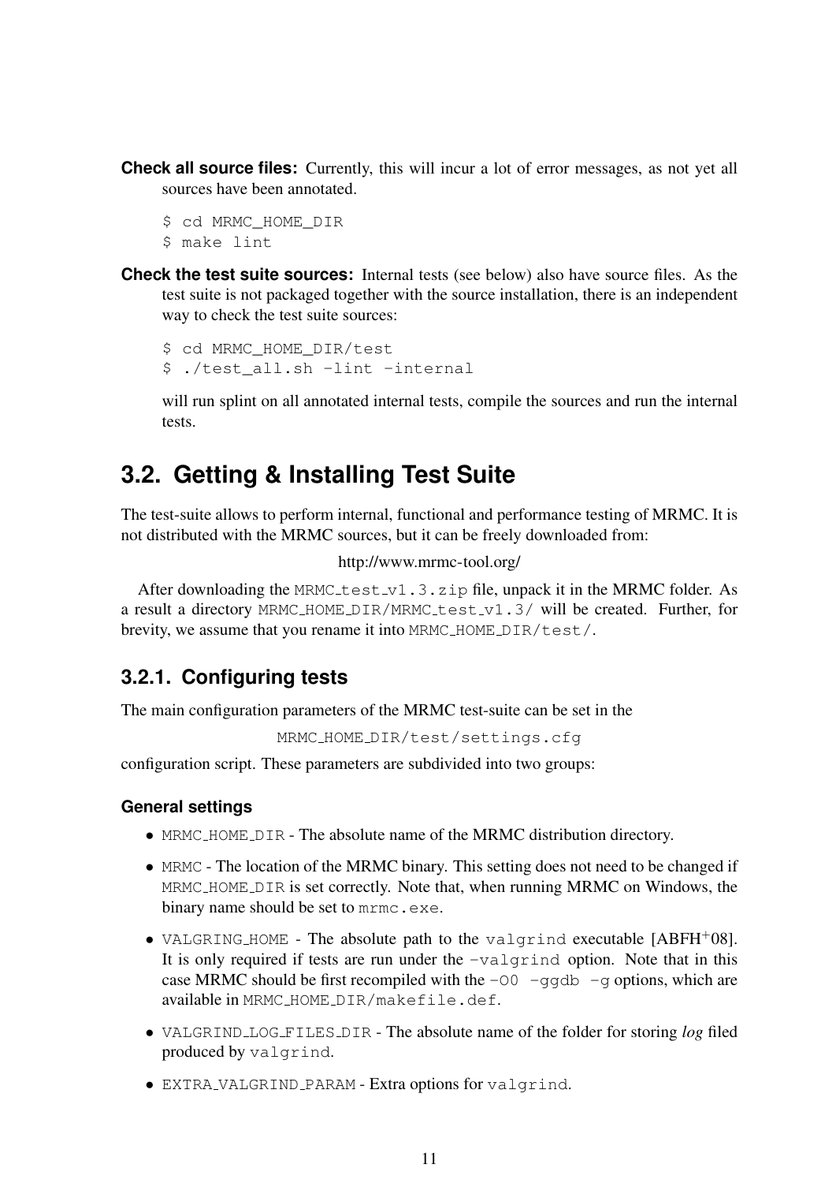**Check all source files:** Currently, this will incur a lot of error messages, as not yet all sources have been annotated.

```
$ cd MRMC_HOME_DIR
$ make lint
```

**Check the test suite sources:** Internal tests (see below) also have source files. As the test suite is not packaged together with the source installation, there is an independent way to check the test suite sources:

```
$ cd MRMC_HOME_DIR/test
$ ./test_all.sh -lint -internal
```

will run splint on all annotated internal tests, compile the sources and run the internal tests.

## 3.2. Getting & Installing Test Suite

The test-suite allows to perform internal, functional and performance testing of MRMC. It is not distributed with the MRMC sources, but it can be freely downloaded from:

http://www.mrmc-tool.org/

After downloading the `MRMC_test_v1.3.zip` file, unpack it in the MRMC folder. As a result a directory `MRMC_HOME_DIR/MRMC_test_v1.3/` will be created. Further, for brevity, we assume that you rename it into `MRMC_HOME_DIR/test/`.

### 3.2.1. Configuring tests

The main configuration parameters of the MRMC test-suite can be set in the

`MRMC_HOME_DIR/test/settings.cfg`

configuration script. These parameters are subdivided into two groups:

#### General settings

- `MRMC_HOME_DIR` - The absolute name of the MRMC distribution directory.
- `MRMC` - The location of the MRMC binary. This setting does not need to be changed if `MRMC_HOME_DIR` is set correctly. Note that, when running MRMC on Windows, the binary name should be set to `mrmc.exe`.
- `VALGRING_HOME` - The absolute path to the `valgrind` executable [ABFH+08]. It is only required if tests are run under the `-valgrind` option. Note that in this case MRMC should be first recompiled with the `-O0 -ggdb -g` options, which are available in `MRMC_HOME_DIR/makefile.def`.
- `VALGRIND_LOG_FILES_DIR` - The absolute name of the folder for storing *log* filed produced by `valgrind`.
- `EXTRA_VALGRIND_PARAM` - Extra options for `valgrind`.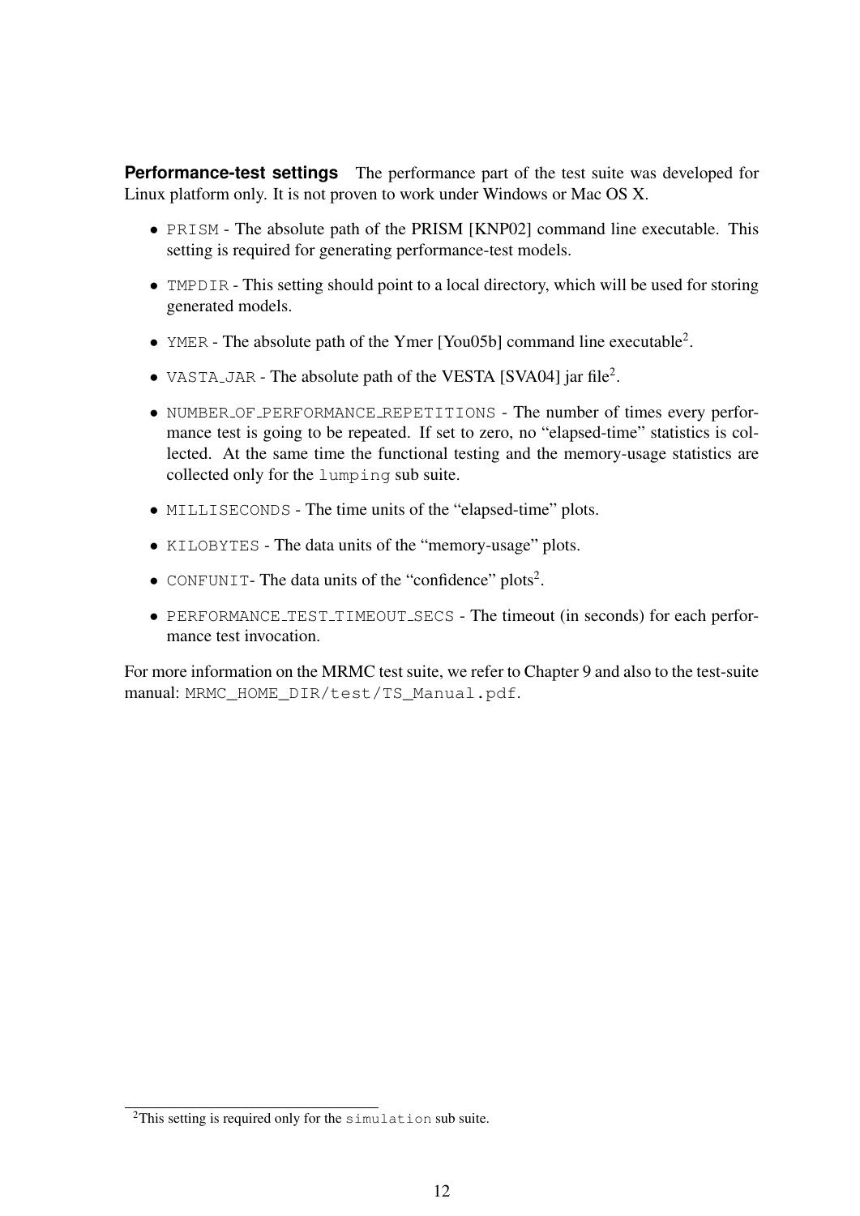**Performance-test settings** The performance part of the test suite was developed for Linux platform only. It is not proven to work under Windows or Mac OS X.

- `PRISM` - The absolute path of the PRISM [KNP02] command line executable. This setting is required for generating performance-test models.
- `TMPDIR` - This setting should point to a local directory, which will be used for storing generated models.
- `YMER` - The absolute path of the Ymer [You05b] command line executable[2].
- `VASTA_JAR` - The absolute path of the VESTA [SVA04] jar file[2].
- `NUMBER_OF_PERFORMANCE_REPETITIONS` - The number of times every performance test is going to be repeated. If set to zero, no "elapsed-time" statistics is collected. At the same time the functional testing and the memory-usage statistics are collected only for the `lumping` sub suite.
- `MILLISECONDS` - The time units of the "elapsed-time" plots.
- `KILOBYTES` - The data units of the "memory-usage" plots.
- `CONFUNIT`- The data units of the "confidence" plots[2].
- `PERFORMANCE_TEST_TIMEOUT_SECS` - The timeout (in seconds) for each performance test invocation.

For more information on the MRMC test suite, we refer to Chapter 9 and also to the test-suite manual: `MRMC_HOME_DIR/test/TS_Manual.pdf`.

[2]This setting is required only for the `simulation` sub suite.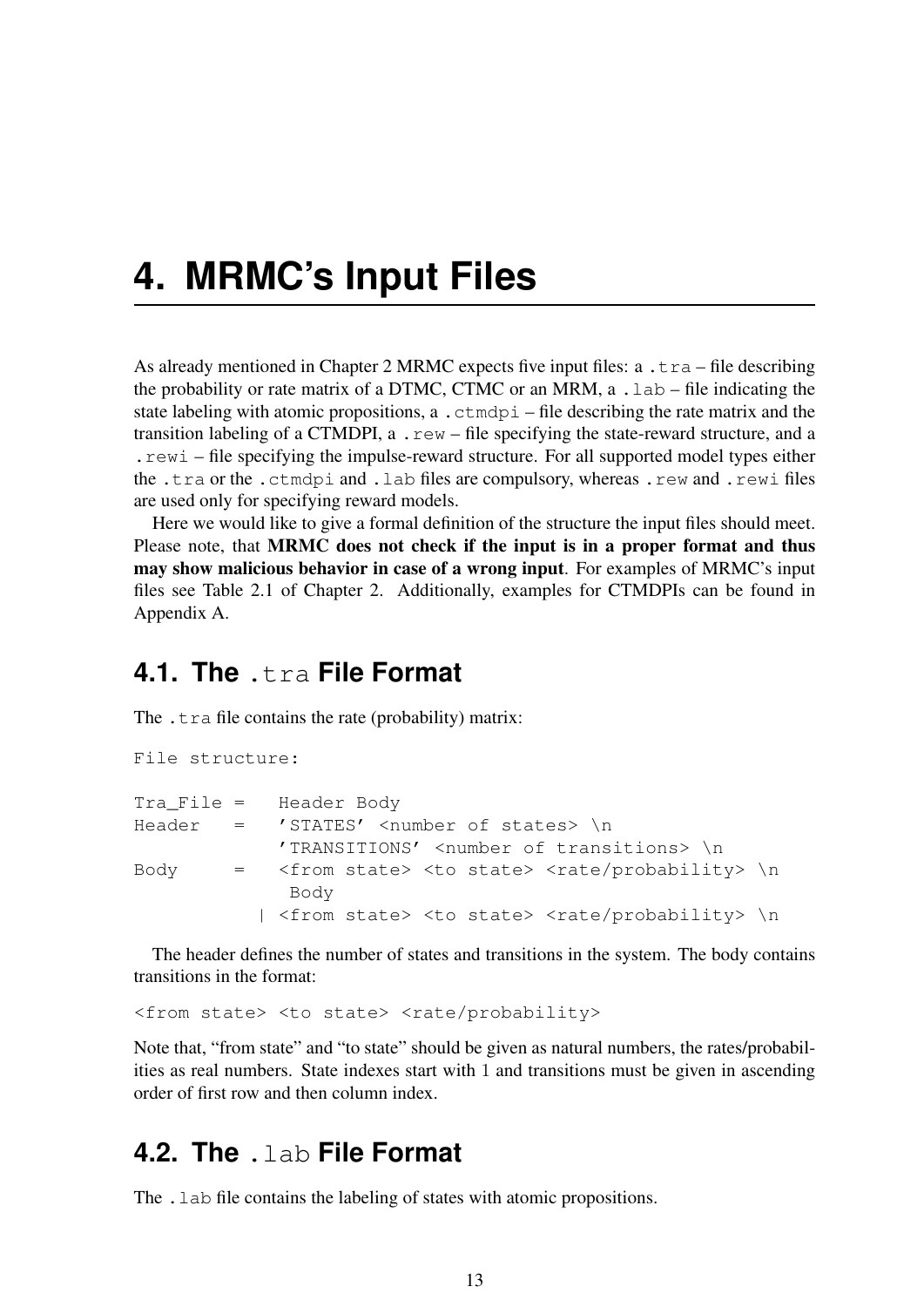# 4. MRMC's Input Files

As already mentioned in Chapter 2 MRMC expects five input files: a `.tra` – file describing the probability or rate matrix of a DTMC, CTMC or an MRM, a `.lab` – file indicating the state labeling with atomic propositions, a `.ctmdpi` – file describing the rate matrix and the transition labeling of a CTMDPI, a `.rew` – file specifying the state-reward structure, and a `.rewi` – file specifying the impulse-reward structure. For all supported model types either the `.tra` or the `.ctmdpi` and `.lab` files are compulsory, whereas `.rew` and `.rewi` files are used only for specifying reward models.

Here we would like to give a formal definition of the structure the input files should meet. Please note, that **MRMC does not check if the input is in a proper format and thus may show malicious behavior in case of a wrong input**. For examples of MRMC's input files see Table 2.1 of Chapter 2. Additionally, examples for CTMDPIs can be found in Appendix A.

## 4.1. The `.tra` File Format

The `.tra` file contains the rate (probability) matrix:

```
File structure:

Tra_File =   Header Body
Header   =   'STATES' <number of states> \n
             'TRANSITIONS' <number of transitions> \n
Body     =   <from state> <to state> <rate/probability> \n
              Body
           | <from state> <to state> <rate/probability> \n
```

The header defines the number of states and transitions in the system. The body contains transitions in the format:

```
<from state> <to state> <rate/probability>
```

Note that, "from state" and "to state" should be given as natural numbers, the rates/probabilities as real numbers. State indexes start with $1$ and transitions must be given in ascending order of first row and then column index.

## 4.2. The `.lab` File Format

The `.lab` file contains the labeling of states with atomic propositions.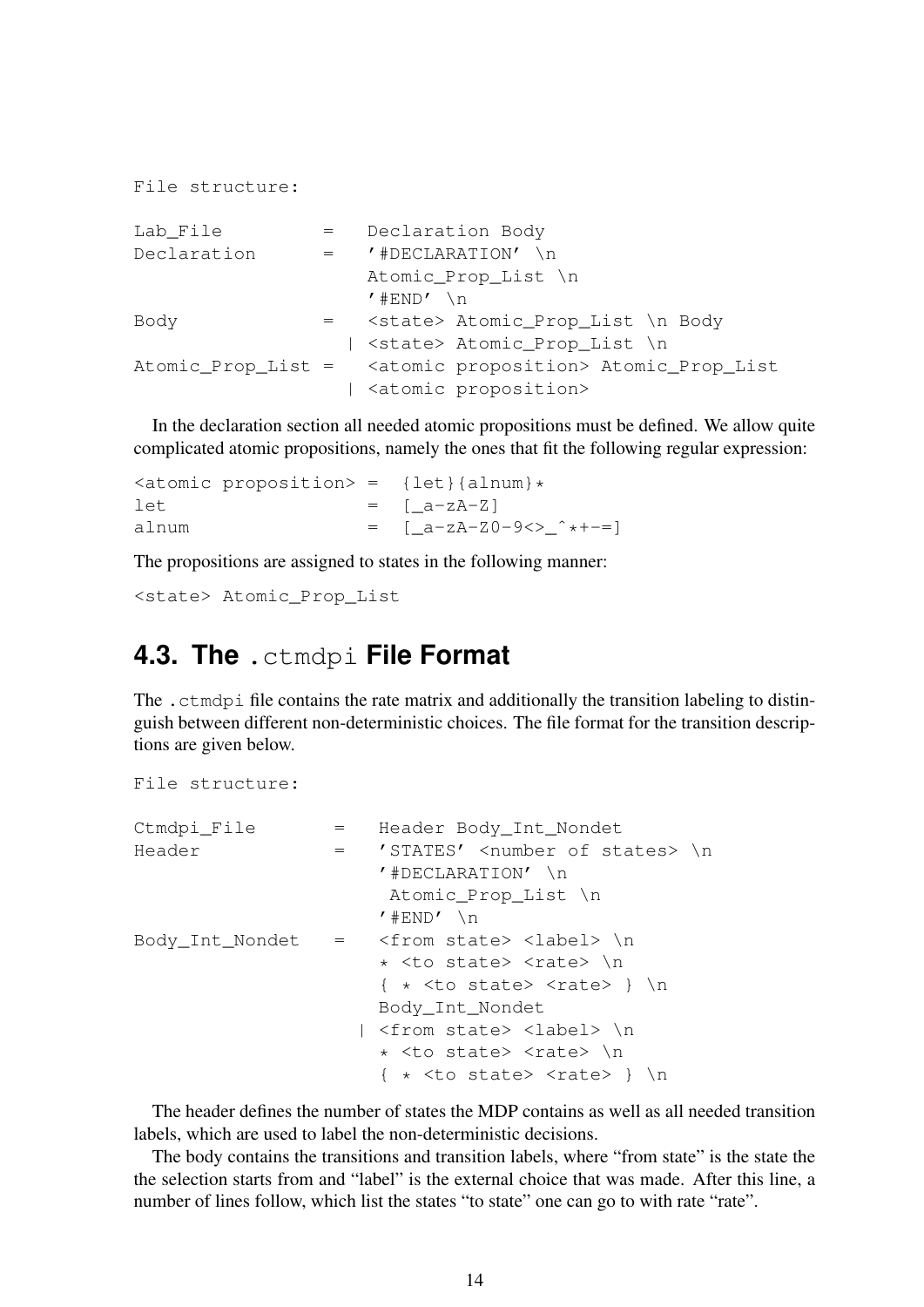```
File structure:

Lab_File         =   Declaration Body
Declaration      =   '#DECLARATION' \n
                     Atomic_Prop_List \n
                     '#END' \n
Body             =   <state> Atomic_Prop_List \n Body
                   | <state> Atomic_Prop_List \n
Atomic_Prop_List =   <atomic proposition> Atomic_Prop_List
                   | <atomic proposition>
```

In the declaration section all needed atomic propositions must be defined. We allow quite complicated atomic propositions, namely the ones that fit the following regular expression:

```
<atomic proposition> =  {let}{alnum}*
let                  =  [_a-zA-Z]
alnum                =  [_a-zA-Z0-9<>_^*+-=]
```

The propositions are assigned to states in the following manner:

```
<state> Atomic_Prop_List
```

## 4.3. The .ctmdpi File Format

The .ctmdpi file contains the rate matrix and additionally the transition labeling to distinguish between different non-deterministic choices. The file format for the transition descriptions are given below.

```
File structure:

Ctmdpi_File       =   Header Body_Int_Nondet
Header            =   'STATES' <number of states> \n
                      '#DECLARATION' \n
                       Atomic_Prop_List \n
                      '#END' \n
Body_Int_Nondet   =   <from state> <label> \n
                      * <to state> <rate> \n
                      { * <to state> <rate> } \n
                      Body_Int_Nondet
                    | <from state> <label> \n
                      * <to state> <rate> \n
                      { * <to state> <rate> } \n
```

The header defines the number of states the MDP contains as well as all needed transition labels, which are used to label the non-deterministic decisions.

The body contains the transitions and transition labels, where "from state" is the state the the selection starts from and "label" is the external choice that was made. After this line, a number of lines follow, which list the states "to state" one can go to with rate "rate".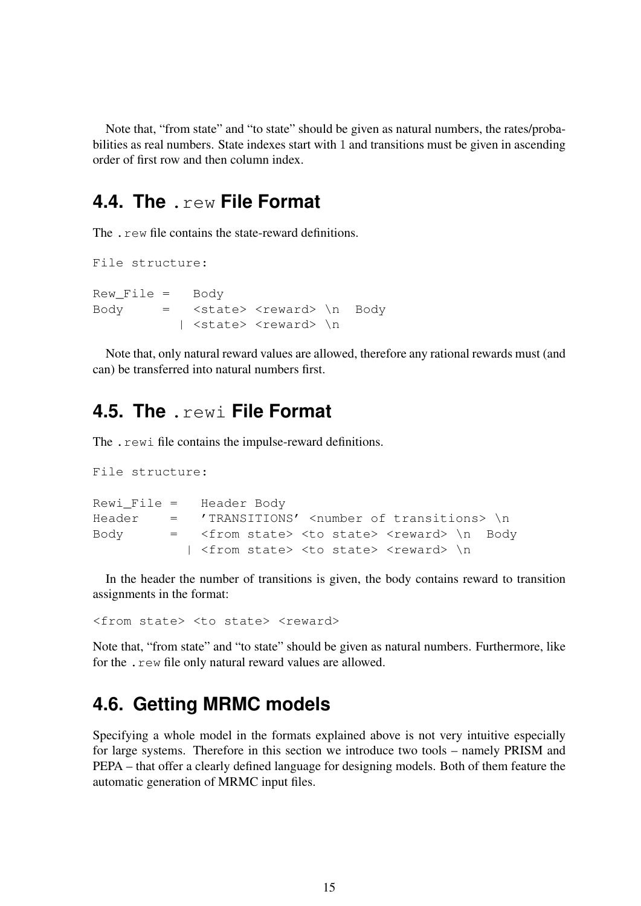Note that, “from state” and “to state” should be given as natural numbers, the rates/probabilities as real numbers. State indexes start with 1 and transitions must be given in ascending order of first row and then column index.

## 4.4. The `.rew` File Format

The `.rew` file contains the state-reward definitions.

```
File structure:

Rew_File =   Body
Body     =   <state> <reward> \n  Body
           | <state> <reward> \n
```

Note that, only natural reward values are allowed, therefore any rational rewards must (and can) be transferred into natural numbers first.

## 4.5. The `.rewi` File Format

The `.rewi` file contains the impulse-reward definitions.

```
File structure:

Rewi_File =   Header Body
Header    =   'TRANSITIONS' <number of transitions> \n
Body      =   <from state> <to state> <reward> \n  Body
            | <from state> <to state> <reward> \n
```

In the header the number of transitions is given, the body contains reward to transition assignments in the format:

```
<from state> <to state> <reward>
```

Note that, “from state” and “to state” should be given as natural numbers. Furthermore, like for the `.rew` file only natural reward values are allowed.

## 4.6. Getting MRMC models

Specifying a whole model in the formats explained above is not very intuitive especially for large systems. Therefore in this section we introduce two tools – namely PRISM and PEPA – that offer a clearly defined language for designing models. Both of them feature the automatic generation of MRMC input files.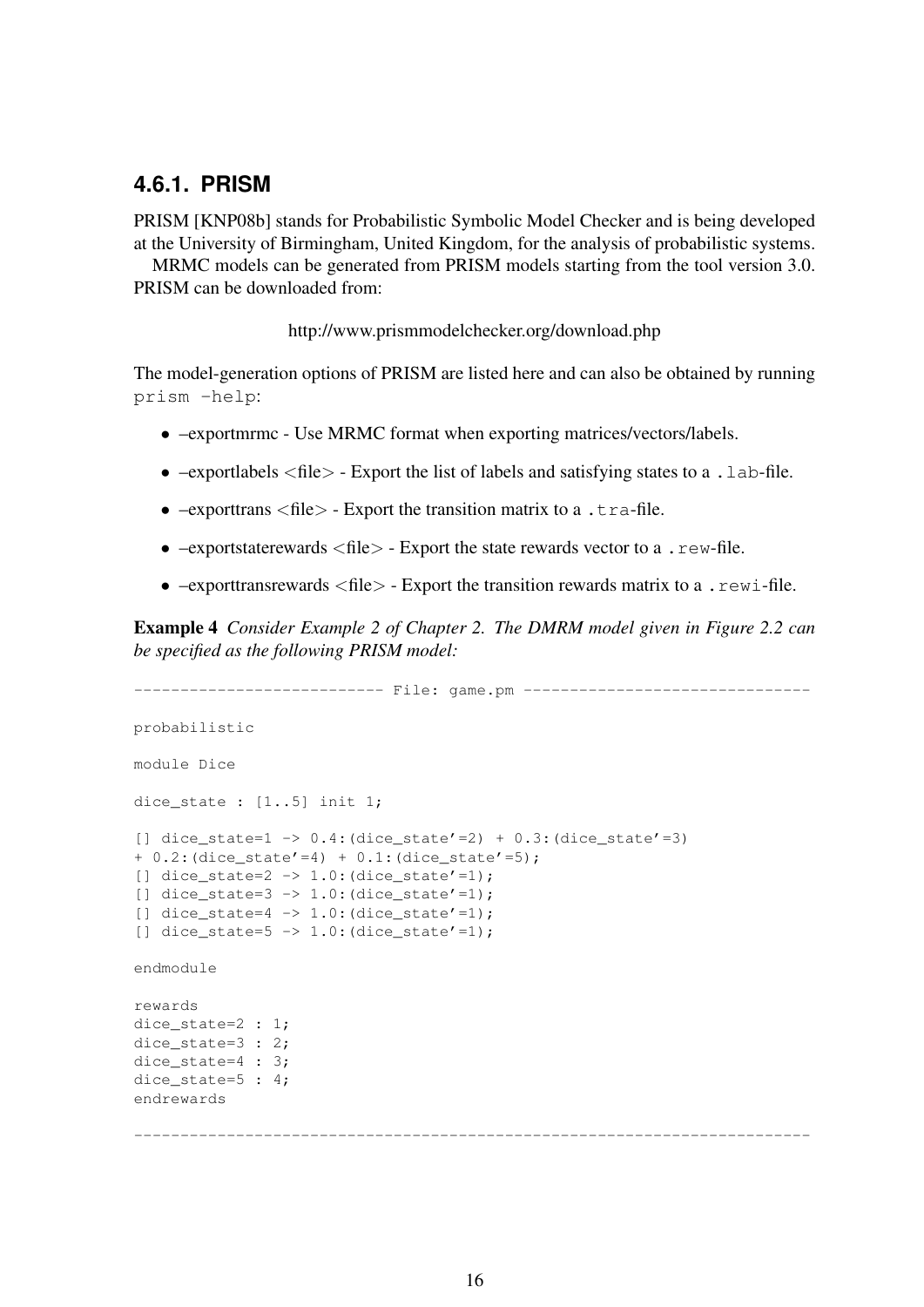### 4.6.1. PRISM

PRISM [KNP08b] stands for Probabilistic Symbolic Model Checker and is being developed at the University of Birmingham, United Kingdom, for the analysis of probabilistic systems.

MRMC models can be generated from PRISM models starting from the tool version 3.0. PRISM can be downloaded from:

http://www.prismmodelchecker.org/download.php

The model-generation options of PRISM are listed here and can also be obtained by running `prism -help`:

- –exportmrmc - Use MRMC format when exporting matrices/vectors/labels.
- –exportlabels <file> - Export the list of labels and satisfying states to a `.lab`-file.
- –exporttrans <file> - Export the transition matrix to a `.tra`-file.
- –exportstaterewards <file> - Export the state rewards vector to a `.rew`-file.
- –exporttransrewards <file> - Export the transition rewards matrix to a `.rewi`-file.

**Example 4** *Consider Example 2 of Chapter 2. The DMRM model given in Figure 2.2 can be specified as the following PRISM model:*

```
--------------------------- File: game.pm -------------------------------

probabilistic

module Dice

dice_state : [1..5] init 1;

[] dice_state=1 -> 0.4:(dice_state'=2) + 0.3:(dice_state'=3)
+ 0.2:(dice_state'=4) + 0.1:(dice_state'=5);
[] dice_state=2 -> 1.0:(dice_state'=1);
[] dice_state=3 -> 1.0:(dice_state'=1);
[] dice_state=4 -> 1.0:(dice_state'=1);
[] dice_state=5 -> 1.0:(dice_state'=1);

endmodule

rewards
dice_state=2 : 1;
dice_state=3 : 2;
dice_state=4 : 3;
dice_state=5 : 4;
endrewards

-------------------------------------------------------------------------
```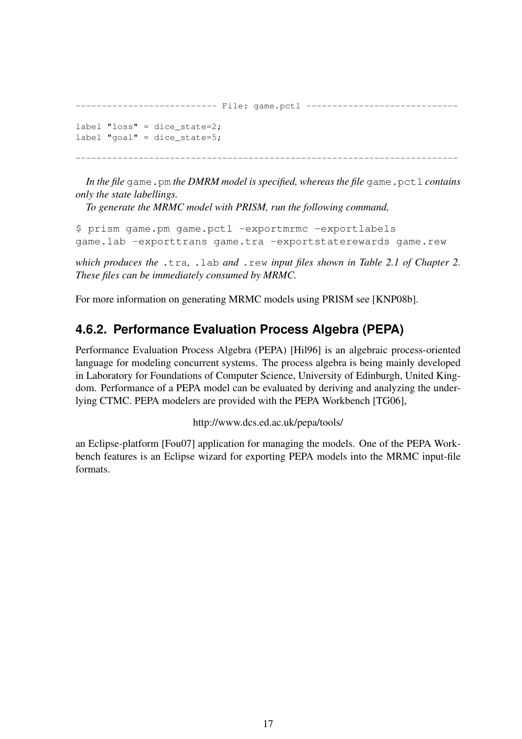```
--------------------------- File: game.pctl -----------------------------

label "loss" = dice_state=2;
label "goal" = dice_state=5;

--------------------------------------------------------------------------
```

*In the file* `game.pm` *the DMRM model is specified, whereas the file* `game.pctl` *contains only the state labellings.*

*To generate the MRMC model with PRISM, run the following command,*

```
$ prism game.pm game.pctl -exportmrmc -exportlabels
game.lab -exporttrans game.tra -exportstaterewards game.rew
```

*which produces the* `.tra`*,* `.lab` *and* `.rew` *input files shown in Table 2.1 of Chapter 2. These files can be immediately consumed by MRMC.*

For more information on generating MRMC models using PRISM see [KNP08b].

### 4.6.2. Performance Evaluation Process Algebra (PEPA)

Performance Evaluation Process Algebra (PEPA) [Hil96] is an algebraic process-oriented language for modeling concurrent systems. The process algebra is being mainly developed in Laboratory for Foundations of Computer Science, University of Edinburgh, United Kingdom. Performance of a PEPA model can be evaluated by deriving and analyzing the underlying CTMC. PEPA modelers are provided with the PEPA Workbench [TG06],

http://www.dcs.ed.ac.uk/pepa/tools/

an Eclipse-platform [Fou07] application for managing the models. One of the PEPA Workbench features is an Eclipse wizard for exporting PEPA models into the MRMC input-file formats.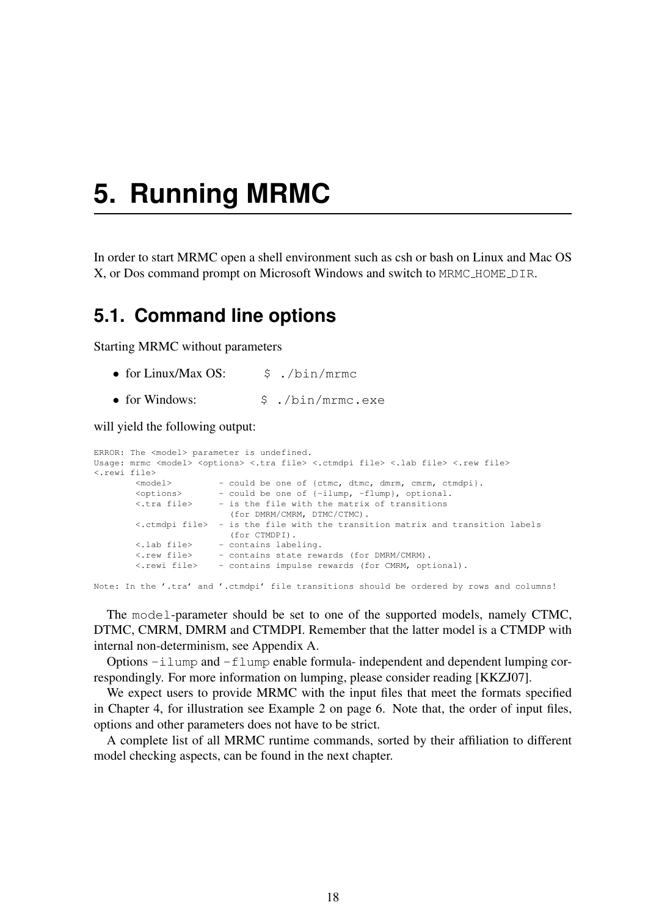# 5. Running MRMC

In order to start MRMC open a shell environment such as csh or bash on Linux and Mac OS X, or Dos command prompt on Microsoft Windows and switch to `MRMC_HOME_DIR`.

## 5.1. Command line options

Starting MRMC without parameters

- for Linux/Max OS: `$ ./bin/mrmc`
- for Windows: `$ ./bin/mrmc.exe`

will yield the following output:

```
ERROR: The <model> parameter is undefined.
Usage: mrmc <model> <options> <.tra file> <.ctmdpi file> <.lab file> <.rew file>
<.rewi file>
        <model>         - could be one of {ctmc, dtmc, dmrm, cmrm, ctmdpi}.
        <options>       - could be one of {-ilump, -flump}, optional.
        <.tra file>     - is the file with the matrix of transitions
                          (for DMRM/CMRM, DTMC/CTMC).
        <.ctmdpi file>  - is the file with the transition matrix and transition labels
                          (for CTMDPI).
        <.lab file>     - contains labeling.
        <.rew file>     - contains state rewards (for DMRM/CMRM).
        <.rewi file>    - contains impulse rewards (for CMRM, optional).

Note: In the '.tra' and '.ctmdpi' file transitions should be ordered by rows and columns!
```

The `model`-parameter should be set to one of the supported models, namely CTMC, DTMC, CMRM, DMRM and CTMDPI. Remember that the latter model is a CTMDP with internal non-determinism, see Appendix A.

Options `-ilump` and `-flump` enable formula- independent and dependent lumping correspondingly. For more information on lumping, please consider reading [KKZJ07].

We expect users to provide MRMC with the input files that meet the formats specified in Chapter 4, for illustration see Example 2 on page 6. Note that, the order of input files, options and other parameters does not have to be strict.

A complete list of all MRMC runtime commands, sorted by their affiliation to different model checking aspects, can be found in the next chapter.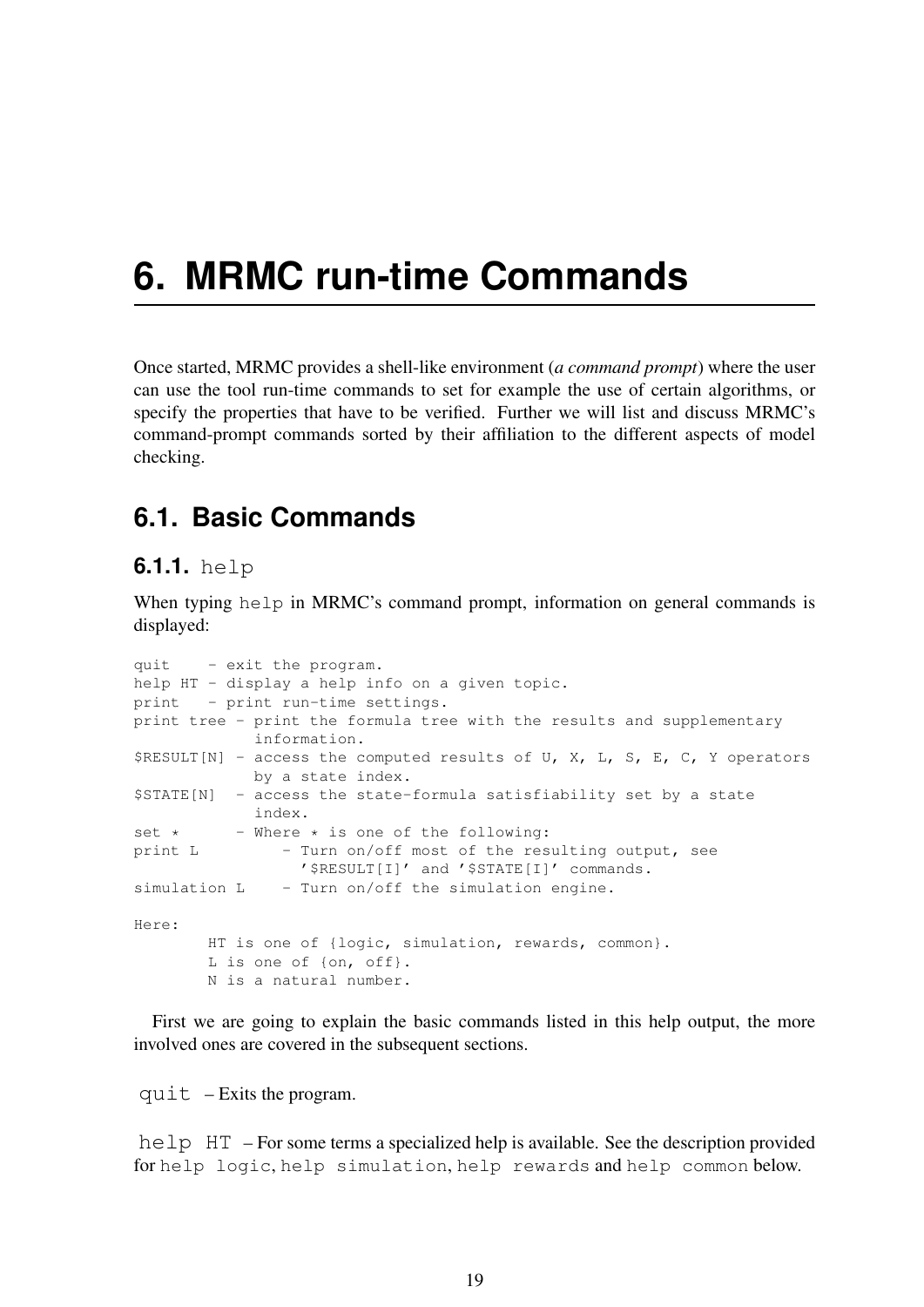# 6. MRMC run-time Commands

Once started, MRMC provides a shell-like environment (*a command prompt*) where the user can use the tool run-time commands to set for example the use of certain algorithms, or specify the properties that have to be verified. Further we will list and discuss MRMC's command-prompt commands sorted by their affiliation to the different aspects of model checking.

## 6.1. Basic Commands

### 6.1.1. `help`

When typing `help` in MRMC's command prompt, information on general commands is displayed:

```
quit    - exit the program.
help HT - display a help info on a given topic.
print   - print run-time settings.
print tree - print the formula tree with the results and supplementary
             information.
$RESULT[N] - access the computed results of U, X, L, S, E, C, Y operators
             by a state index.
$STATE[N]  - access the state-formula satisfiability set by a state
             index.
set *      - Where * is one of the following:
print L          - Turn on/off most of the resulting output, see
                   '$RESULT[I]' and '$STATE[I]' commands.
simulation L     - Turn on/off the simulation engine.

Here:
        HT is one of {logic, simulation, rewards, common}.
        L is one of {on, off}.
        N is a natural number.
```

First we are going to explain the basic commands listed in this help output, the more involved ones are covered in the subsequent sections.

`quit` – Exits the program.

`help HT` – For some terms a specialized help is available. See the description provided for `help logic`, `help simulation`, `help rewards` and `help common` below.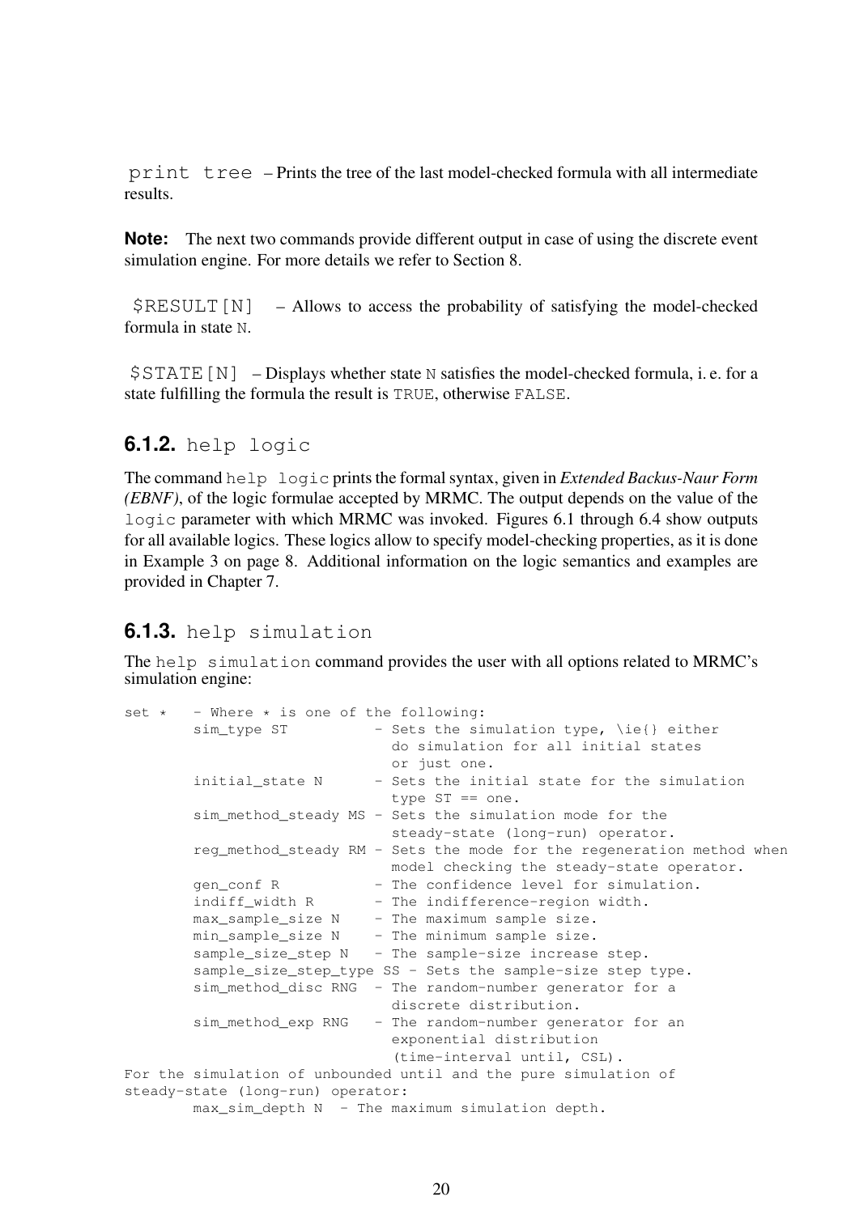`print tree` – Prints the tree of the last model-checked formula with all intermediate results.

**Note:** The next two commands provide different output in case of using the discrete event simulation engine. For more details we refer to Section 8.

`$RESULT[N]` – Allows to access the probability of satisfying the model-checked formula in state `N`.

`$STATE[N]` – Displays whether state `N` satisfies the model-checked formula, i. e. for a state fulfilling the formula the result is `TRUE`, otherwise `FALSE`.

### 6.1.2. `help logic`

The command `help logic` prints the formal syntax, given in *Extended Backus-Naur Form (EBNF)*, of the logic formulae accepted by MRMC. The output depends on the value of the `logic` parameter with which MRMC was invoked. Figures 6.1 through 6.4 show outputs for all available logics. These logics allow to specify model-checking properties, as it is done in Example 3 on page 8. Additional information on the logic semantics and examples are provided in Chapter 7.

### 6.1.3. `help simulation`

The `help simulation` command provides the user with all options related to MRMC's simulation engine:

```
set *   - Where * is one of the following:
        sim_type ST          - Sets the simulation type, \ie{} either
                               do simulation for all initial states
                               or just one.
        initial_state N      - Sets the initial state for the simulation
                               type ST == one.
        sim_method_steady MS - Sets the simulation mode for the
                               steady-state (long-run) operator.
        reg_method_steady RM - Sets the mode for the regeneration method when
                               model checking the steady-state operator.
        gen_conf R           - The confidence level for simulation.
        indiff_width R       - The indifference-region width.
        max_sample_size N    - The maximum sample size.
        min_sample_size N    - The minimum sample size.
        sample_size_step N   - The sample-size increase step.
        sample_size_step_type SS - Sets the sample-size step type.
        sim_method_disc RNG  - The random-number generator for a
                               discrete distribution.
        sim_method_exp RNG   - The random-number generator for an
                               exponential distribution
                               (time-interval until, CSL).
For the simulation of unbounded until and the pure simulation of
steady-state (long-run) operator:
        max_sim_depth N  - The maximum simulation depth.
```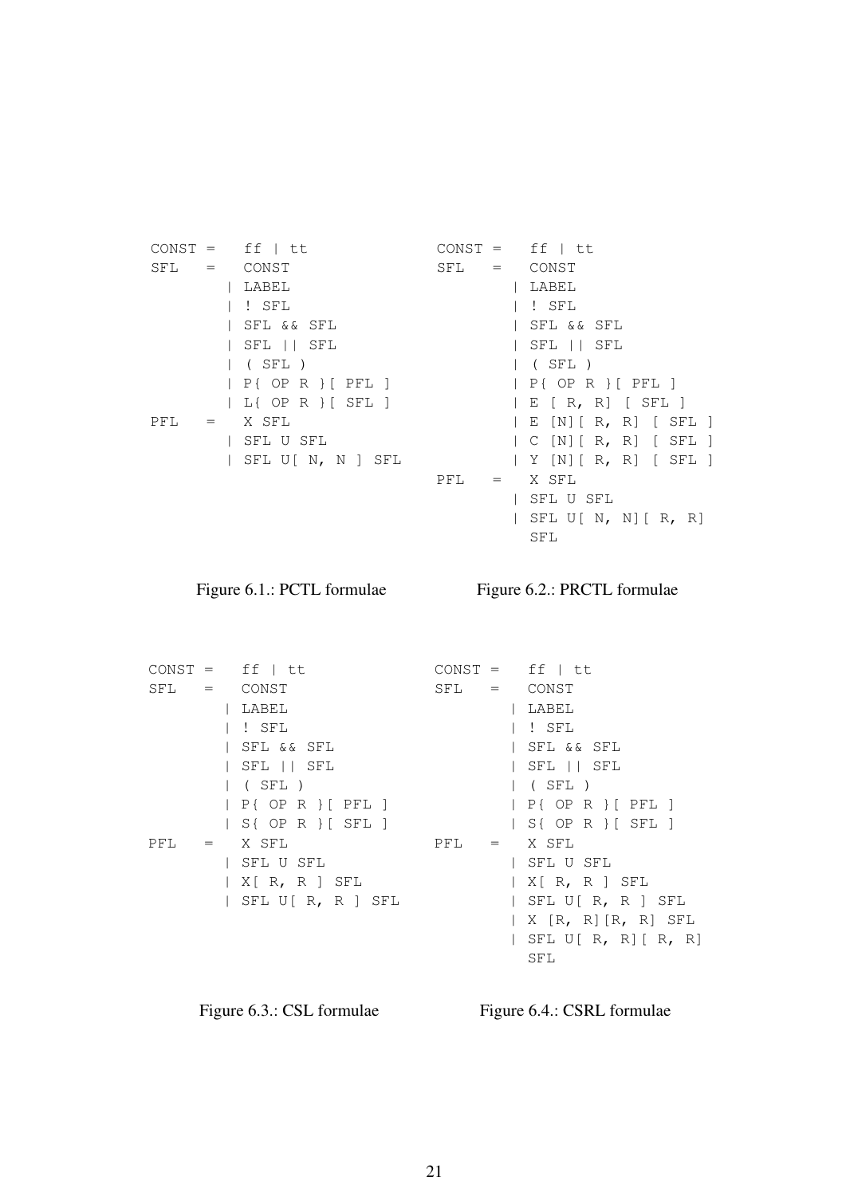```
CONST =   ff | tt
SFL   =   CONST
        | LABEL
        | ! SFL
        | SFL && SFL
        | SFL || SFL
        | ( SFL )
        | P{ OP R }[ PFL ]
        | L{ OP R }[ SFL ]
PFL   =   X SFL
        | SFL U SFL
        | SFL U[ N, N ] SFL
```

Figure 6.1.: PCTL formulae

```
CONST =   ff | tt
SFL   =   CONST
        | LABEL
        | ! SFL
        | SFL && SFL
        | SFL || SFL
        | ( SFL )
        | P{ OP R }[ PFL ]
        | E [ R, R] [ SFL ]
        | E [N][ R, R] [ SFL ]
        | C [N][ R, R] [ SFL ]
        | Y [N][ R, R] [ SFL ]
PFL   =   X SFL
        | SFL U SFL
        | SFL U[ N, N][ R, R]
          SFL
```

Figure 6.2.: PRCTL formulae

```
CONST =   ff | tt
SFL   =   CONST
        | LABEL
        | ! SFL
        | SFL && SFL
        | SFL || SFL
        | ( SFL )
        | P{ OP R }[ PFL ]
        | S{ OP R }[ SFL ]
PFL   =   X SFL
        | SFL U SFL
        | X[ R, R ] SFL
        | SFL U[ R, R ] SFL
```

Figure 6.3.: CSL formulae

```
CONST =   ff | tt
SFL   =   CONST
        | LABEL
        | ! SFL
        | SFL && SFL
        | SFL || SFL
        | ( SFL )
        | P{ OP R }[ PFL ]
        | S{ OP R }[ SFL ]
PFL   =   X SFL
        | SFL U SFL
        | X[ R, R ] SFL
        | SFL U[ R, R ] SFL
        | X [R, R][R, R] SFL
        | SFL U[ R, R][ R, R]
          SFL
```

Figure 6.4.: CSRL formulae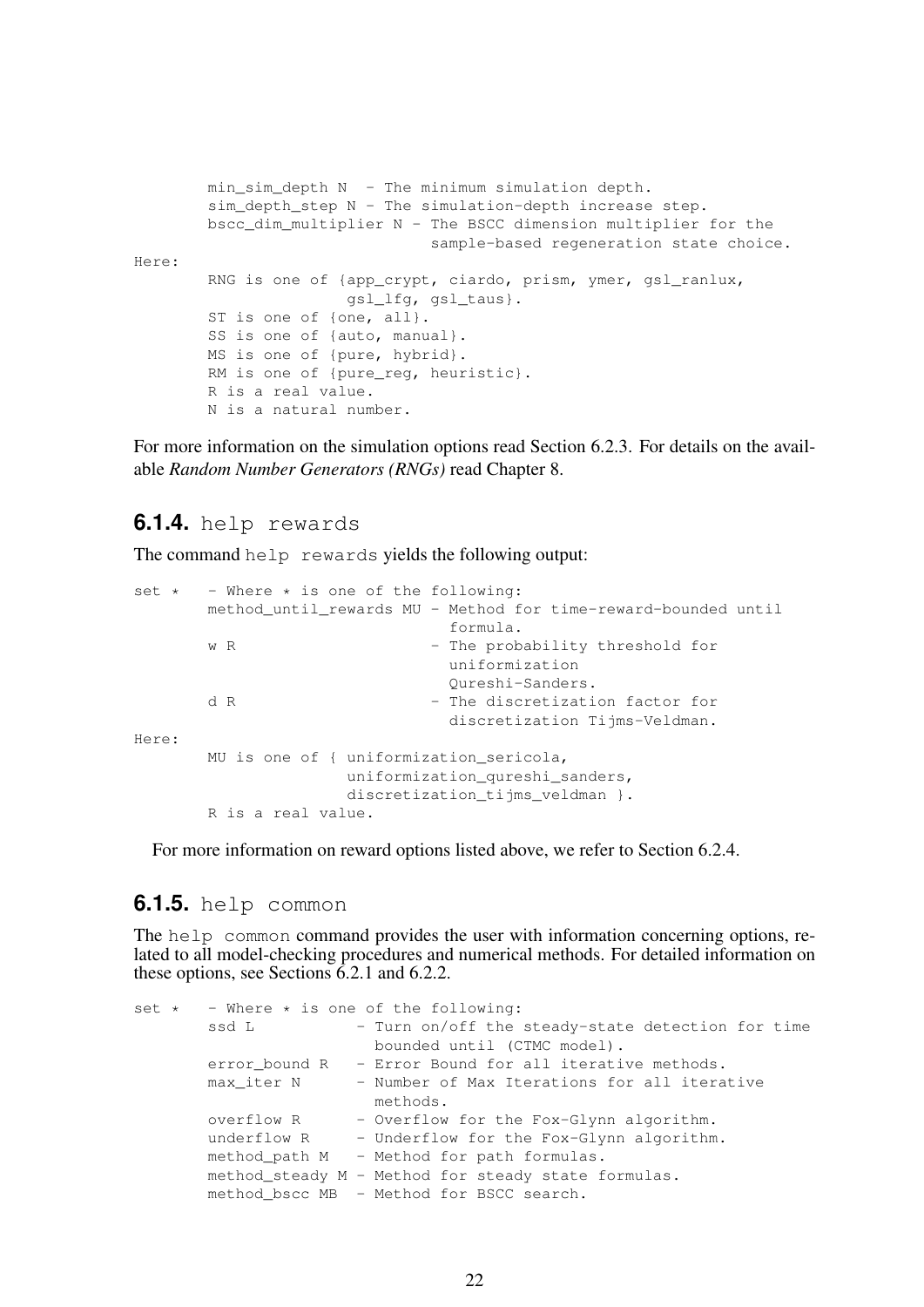```
        min_sim_depth N  - The minimum simulation depth.
        sim_depth_step N - The simulation-depth increase step.
        bscc_dim_multiplier N - The BSCC dimension multiplier for the
                                sample-based regeneration state choice.
Here:
        RNG is one of {app_crypt, ciardo, prism, ymer, gsl_ranlux,
                       gsl_lfg, gsl_taus}.
        ST is one of {one, all}.
        SS is one of {auto, manual}.
        MS is one of {pure, hybrid}.
        RM is one of {pure_reg, heuristic}.
        R is a real value.
        N is a natural number.
```

For more information on the simulation options read Section 6.2.3. For details on the available *Random Number Generators (RNGs)* read Chapter 8.

### 6.1.4. help rewards

The command `help rewards` yields the following output:

```
set *   - Where * is one of the following:
        method_until_rewards MU - Method for time-reward-bounded until
                                  formula.
        w R                     - The probability threshold for
                                  uniformization
                                  Qureshi-Sanders.
        d R                     - The discretization factor for
                                  discretization Tijms-Veldman.
Here:
        MU is one of { uniformization_sericola,
                       uniformization_qureshi_sanders,
                       discretization_tijms_veldman }.
        R is a real value.
```

For more information on reward options listed above, we refer to Section 6.2.4.

### 6.1.5. help common

The `help common` command provides the user with information concerning options, related to all model-checking procedures and numerical methods. For detailed information on these options, see Sections 6.2.1 and 6.2.2.

```
set *   - Where * is one of the following:
        ssd L           - Turn on/off the steady-state detection for time
                          bounded until (CTMC model).
        error_bound R   - Error Bound for all iterative methods.
        max_iter N      - Number of Max Iterations for all iterative
                          methods.
        overflow R      - Overflow for the Fox-Glynn algorithm.
        underflow R     - Underflow for the Fox-Glynn algorithm.
        method_path M   - Method for path formulas.
        method_steady M - Method for steady state formulas.
        method_bscc MB  - Method for BSCC search.
```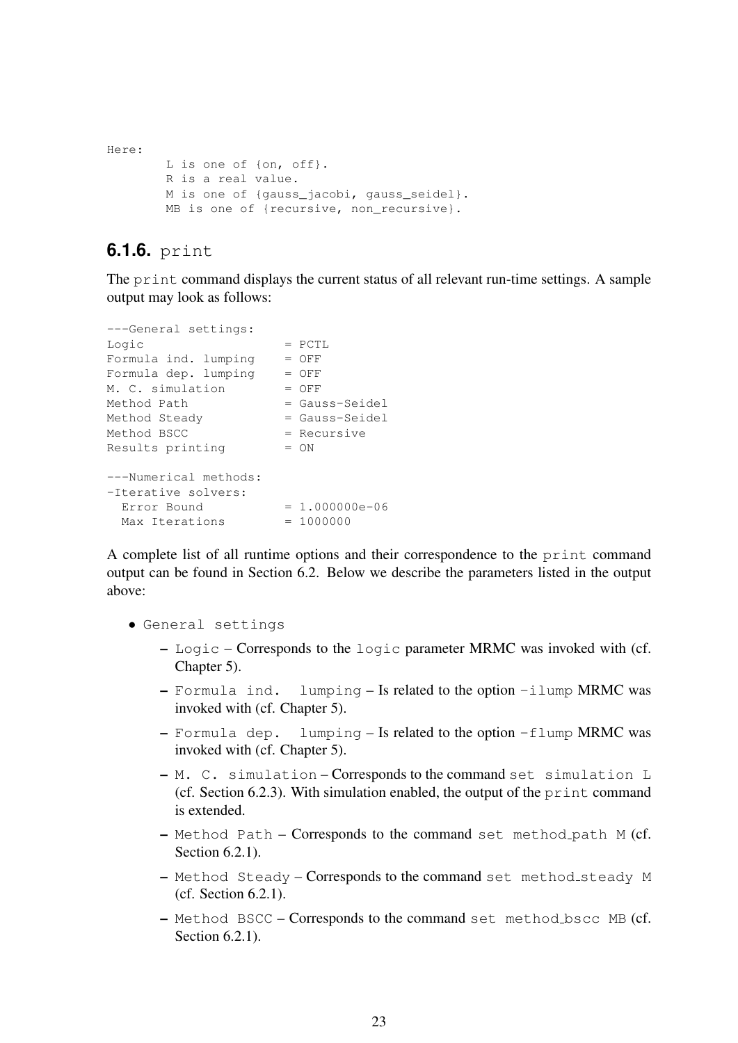```
Here:
        L is one of {on, off}.
        R is a real value.
        M is one of {gauss_jacobi, gauss_seidel}.
        MB is one of {recursive, non_recursive}.
```

### 6.1.6. print

The `print` command displays the current status of all relevant run-time settings. A sample output may look as follows:

```
---General settings:
Logic                   = PCTL
Formula ind. lumping    = OFF
Formula dep. lumping    = OFF
M. C. simulation        = OFF
Method Path             = Gauss-Seidel
Method Steady           = Gauss-Seidel
Method BSCC             = Recursive
Results printing        = ON

---Numerical methods:
-Iterative solvers:
  Error Bound           = 1.000000e-06
  Max Iterations        = 1000000
```

A complete list of all runtime options and their correspondence to the `print` command output can be found in Section 6.2. Below we describe the parameters listed in the output above:

- `General settings`
  - `Logic` – Corresponds to the `logic` parameter MRMC was invoked with (cf. Chapter 5).
  - `Formula ind. lumping` – Is related to the option `-ilump` MRMC was invoked with (cf. Chapter 5).
  - `Formula dep. lumping` – Is related to the option `-flump` MRMC was invoked with (cf. Chapter 5).
  - `M. C. simulation` – Corresponds to the command `set simulation L` (cf. Section 6.2.3). With simulation enabled, the output of the `print` command is extended.
  - `Method Path` – Corresponds to the command `set method_path M` (cf. Section 6.2.1).
  - `Method Steady` – Corresponds to the command `set method_steady M` (cf. Section 6.2.1).
  - `Method BSCC` – Corresponds to the command `set method_bscc MB` (cf. Section 6.2.1).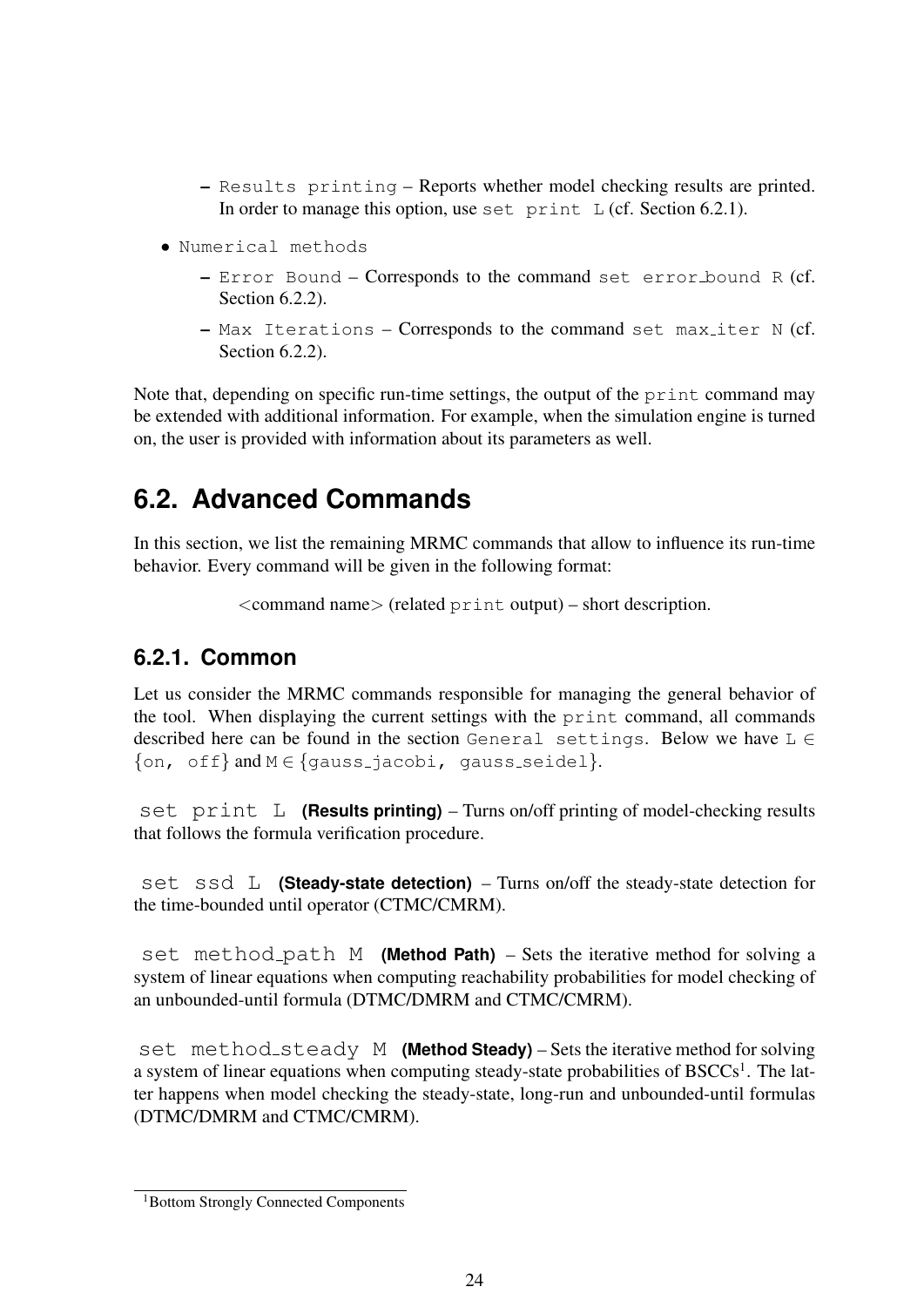- `Results printing` – Reports whether model checking results are printed. In order to manage this option, use `set print L` (cf. Section 6.2.1).

- `Numerical methods`
   - `Error Bound` – Corresponds to the command `set error_bound R` (cf. Section 6.2.2).
   - `Max Iterations` – Corresponds to the command `set max_iter N` (cf. Section 6.2.2).

Note that, depending on specific run-time settings, the output of the `print` command may be extended with additional information. For example, when the simulation engine is turned on, the user is provided with information about its parameters as well.

## 6.2. Advanced Commands

In this section, we list the remaining MRMC commands that allow to influence its run-time behavior. Every command will be given in the following format:

<command name> (related `print` output) – short description.

### 6.2.1. Common

Let us consider the MRMC commands responsible for managing the general behavior of the tool. When displaying the current settings with the `print` command, all commands described here can be found in the section `General settings`. Below we have `L` ∈ {`on, off`} and `M` ∈ {`gauss_jacobi, gauss_seidel`}.

`set print L` **(Results printing)** – Turns on/off printing of model-checking results that follows the formula verification procedure.

`set ssd L` **(Steady-state detection)** – Turns on/off the steady-state detection for the time-bounded until operator (CTMC/CMRM).

`set method_path M` **(Method Path)** – Sets the iterative method for solving a system of linear equations when computing reachability probabilities for model checking of an unbounded-until formula (DTMC/DMRM and CTMC/CMRM).

`set method_steady M` **(Method Steady)** – Sets the iterative method for solving a system of linear equations when computing steady-state probabilities of BSCCs[1]. The latter happens when model checking the steady-state, long-run and unbounded-until formulas (DTMC/DMRM and CTMC/CMRM).

[1]Bottom Strongly Connected Components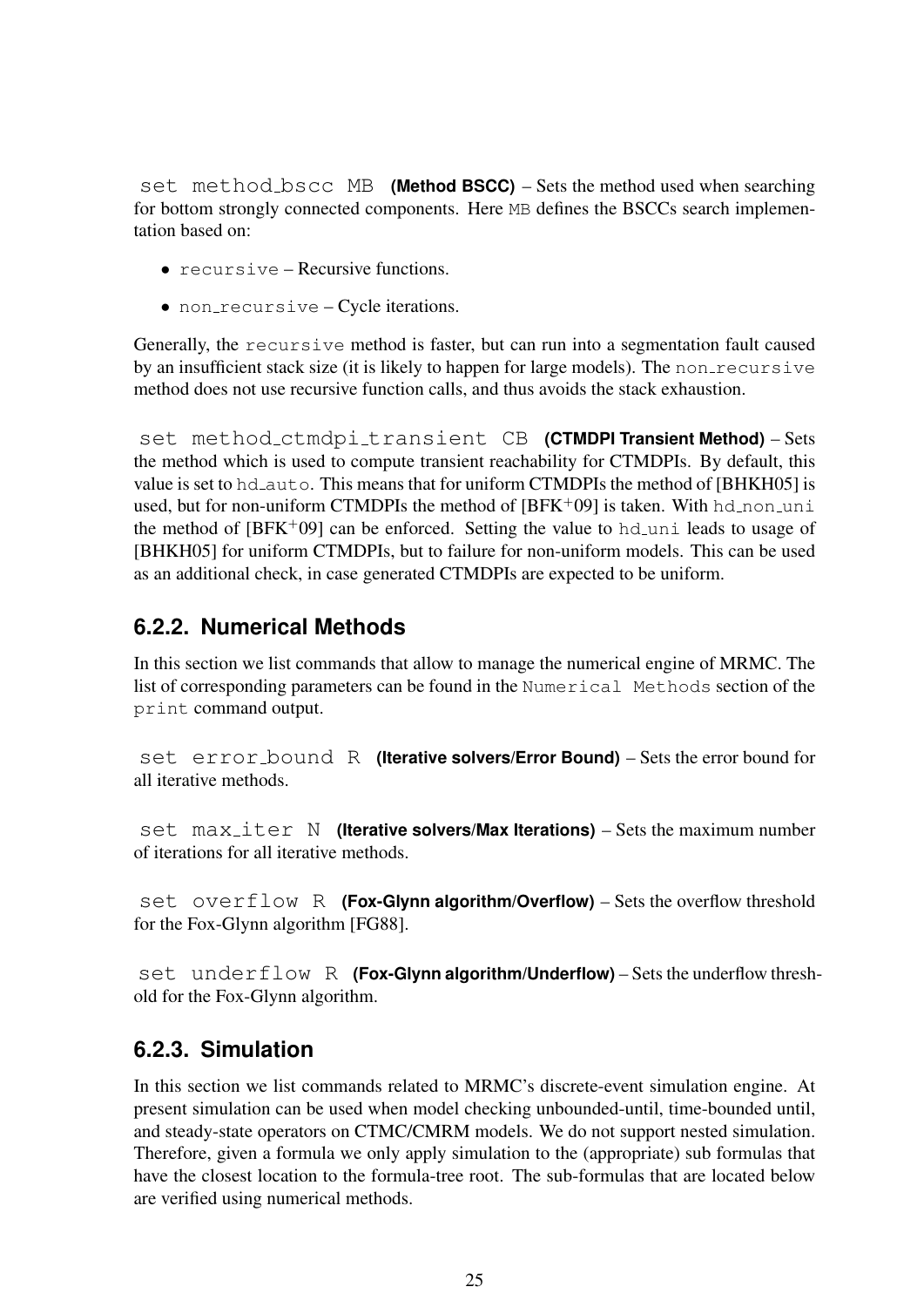`set method_bscc MB` **(Method BSCC)** – Sets the method used when searching for bottom strongly connected components. Here `MB` defines the BSCCs search implementation based on:

- `recursive` – Recursive functions.
- `non_recursive` – Cycle iterations.

Generally, the `recursive` method is faster, but can run into a segmentation fault caused by an insufficient stack size (it is likely to happen for large models). The `non_recursive` method does not use recursive function calls, and thus avoids the stack exhaustion.

`set method_ctmdpi_transient CB` **(CTMDPI Transient Method)** – Sets the method which is used to compute transient reachability for CTMDPIs. By default, this value is set to `hd_auto`. This means that for uniform CTMDPIs the method of [BHKH05] is used, but for non-uniform CTMDPIs the method of [BFK+09] is taken. With `hd_non_uni` the method of [BFK+09] can be enforced. Setting the value to `hd_uni` leads to usage of [BHKH05] for uniform CTMDPIs, but to failure for non-uniform models. This can be used as an additional check, in case generated CTMDPIs are expected to be uniform.

### 6.2.2. Numerical Methods

In this section we list commands that allow to manage the numerical engine of MRMC. The list of corresponding parameters can be found in the `Numerical Methods` section of the `print` command output.

`set error_bound R` **(Iterative solvers/Error Bound)** – Sets the error bound for all iterative methods.

`set max_iter N` **(Iterative solvers/Max Iterations)** – Sets the maximum number of iterations for all iterative methods.

`set overflow R` **(Fox-Glynn algorithm/Overflow)** – Sets the overflow threshold for the Fox-Glynn algorithm [FG88].

`set underflow R` **(Fox-Glynn algorithm/Underflow)** – Sets the underflow threshold for the Fox-Glynn algorithm.

### 6.2.3. Simulation

In this section we list commands related to MRMC's discrete-event simulation engine. At present simulation can be used when model checking unbounded-until, time-bounded until, and steady-state operators on CTMC/CMRM models. We do not support nested simulation. Therefore, given a formula we only apply simulation to the (appropriate) sub formulas that have the closest location to the formula-tree root. The sub-formulas that are located below are verified using numerical methods.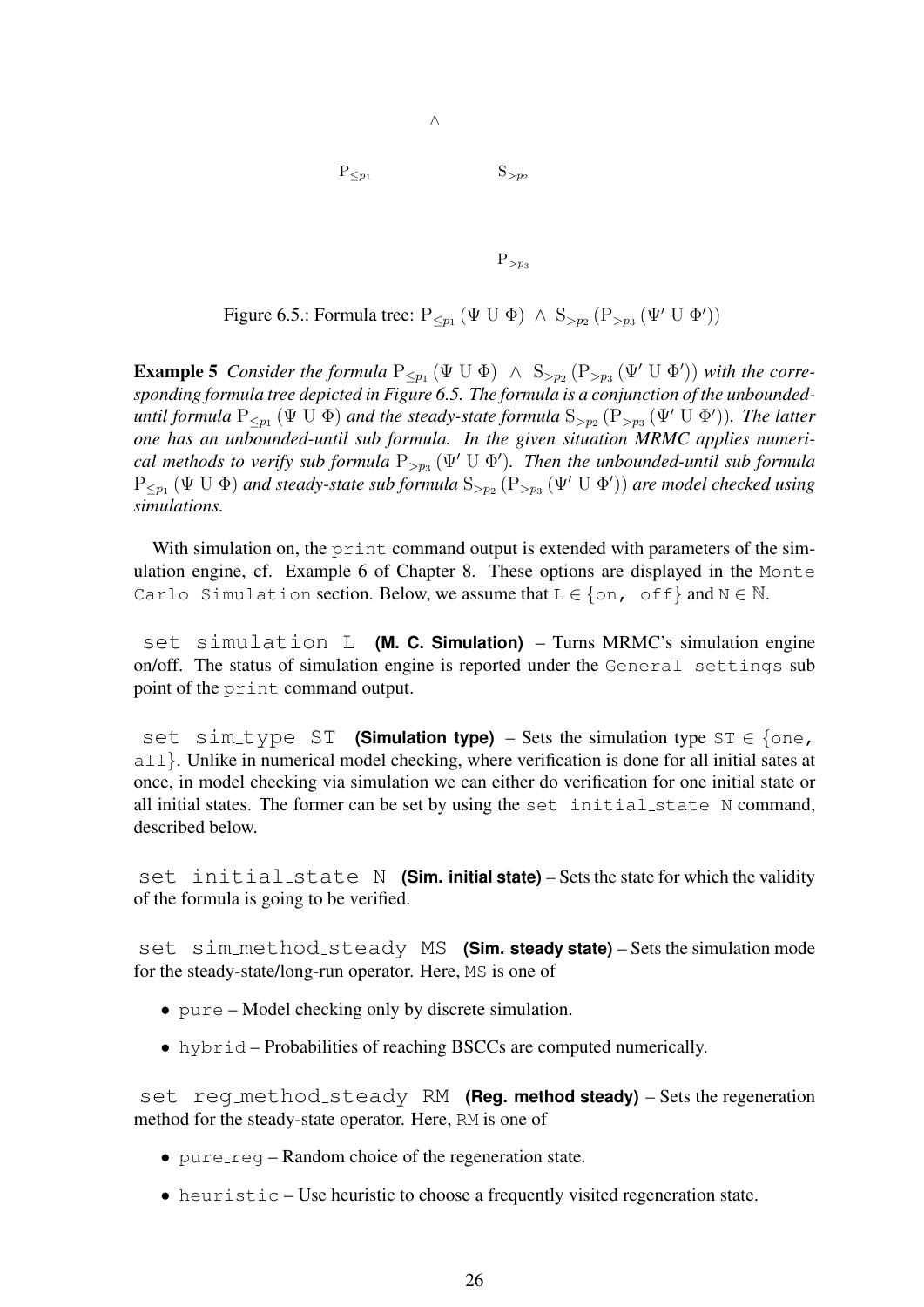$\wedge$

$\mathrm{P}_{\leq p_1}$ $\mathrm{S}_{>p_2}$

$\mathrm{P}_{>p_3}$

Figure 6.5.: Formula tree: $\mathrm{P}_{\leq p_1}(\Psi \text{ U } \Phi) \wedge \mathrm{S}_{>p_2}(\mathrm{P}_{>p_3}(\Psi' \text{ U } \Phi'))$

**Example 5** *Consider the formula* $\mathrm{P}_{\leq p_1}(\Psi \text{ U } \Phi) \wedge \mathrm{S}_{>p_2}(\mathrm{P}_{>p_3}(\Psi' \text{ U } \Phi'))$ *with the corresponding formula tree depicted in Figure 6.5. The formula is a conjunction of the unbounded-until formula* $\mathrm{P}_{\leq p_1}(\Psi \text{ U } \Phi)$ *and the steady-state formula* $\mathrm{S}_{>p_2}(\mathrm{P}_{>p_3}(\Psi' \text{ U } \Phi'))$*. The latter one has an unbounded-until sub formula. In the given situation MRMC applies numerical methods to verify sub formula* $\mathrm{P}_{>p_3}(\Psi' \text{ U } \Phi')$*. Then the unbounded-until sub formula* $\mathrm{P}_{\leq p_1}(\Psi \text{ U } \Phi)$ *and steady-state sub formula* $\mathrm{S}_{>p_2}(\mathrm{P}_{>p_3}(\Psi' \text{ U } \Phi'))$ *are model checked using simulations.*

With simulation on, the `print` command output is extended with parameters of the simulation engine, cf. Example 6 of Chapter 8. These options are displayed in the `Monte Carlo Simulation` section. Below, we assume that $\mathtt{L} \in \{\mathtt{on},\ \mathtt{off}\}$ and $\mathtt{N} \in \mathbb{N}$.

`set simulation L` **(M. C. Simulation)** – Turns MRMC's simulation engine on/off. The status of simulation engine is reported under the `General settings` sub point of the `print` command output.

`set sim_type ST` **(Simulation type)** – Sets the simulation type $\mathtt{ST} \in \{\mathtt{one},\ \mathtt{all}\}$. Unlike in numerical model checking, where verification is done for all initial sates at once, in model checking via simulation we can either do verification for one initial state or all initial states. The former can be set by using the `set initial_state N` command, described below.

`set initial_state N` **(Sim. initial state)** – Sets the state for which the validity of the formula is going to be verified.

`set sim_method_steady MS` **(Sim. steady state)** – Sets the simulation mode for the steady-state/long-run operator. Here, `MS` is one of

- `pure` – Model checking only by discrete simulation.
- `hybrid` – Probabilities of reaching BSCCs are computed numerically.

`set reg_method_steady RM` **(Reg. method steady)** – Sets the regeneration method for the steady-state operator. Here, `RM` is one of

- `pure_reg` – Random choice of the regeneration state.
- `heuristic` – Use heuristic to choose a frequently visited regeneration state.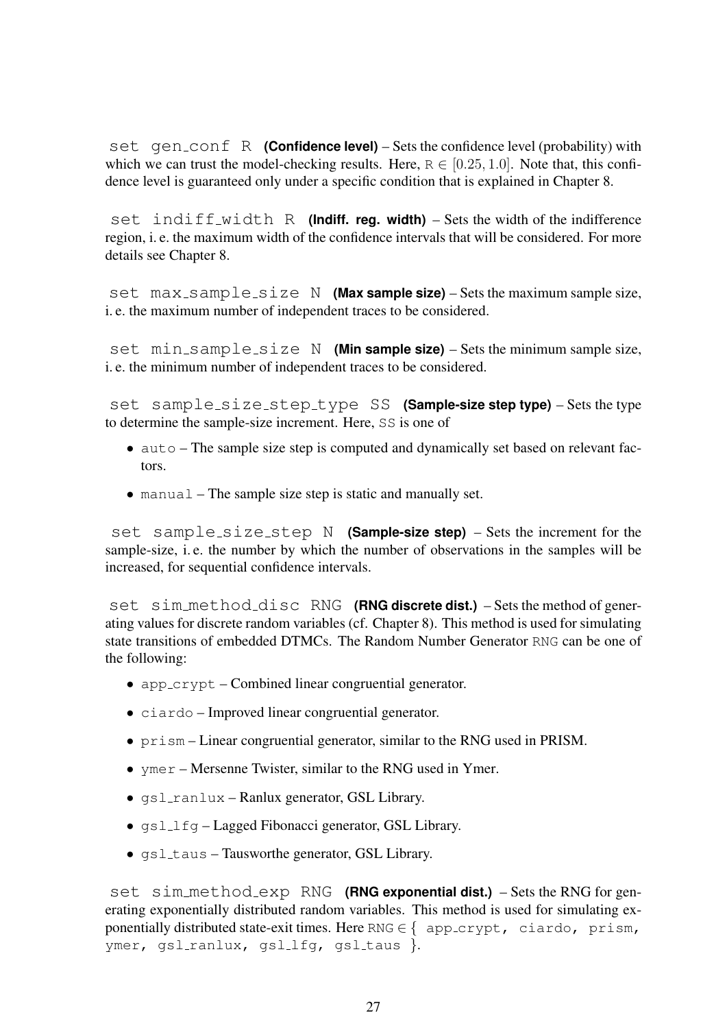`set gen_conf R` **(Confidence level)** – Sets the confidence level (probability) with which we can trust the model-checking results. Here, $\texttt{R} \in [0.25, 1.0]$. Note that, this confidence level is guaranteed only under a specific condition that is explained in Chapter 8.

`set indiff_width R` **(Indiff. reg. width)** – Sets the width of the indifference region, i. e. the maximum width of the confidence intervals that will be considered. For more details see Chapter 8.

`set max_sample_size N` **(Max sample size)** – Sets the maximum sample size, i. e. the maximum number of independent traces to be considered.

`set min_sample_size N` **(Min sample size)** – Sets the minimum sample size, i. e. the minimum number of independent traces to be considered.

`set sample_size_step_type SS` **(Sample-size step type)** – Sets the type to determine the sample-size increment. Here, `SS` is one of

- `auto` – The sample size step is computed and dynamically set based on relevant factors.
- `manual` – The sample size step is static and manually set.

`set sample_size_step N` **(Sample-size step)** – Sets the increment for the sample-size, i. e. the number by which the number of observations in the samples will be increased, for sequential confidence intervals.

`set sim_method_disc RNG` **(RNG discrete dist.)** – Sets the method of generating values for discrete random variables (cf. Chapter 8). This method is used for simulating state transitions of embedded DTMCs. The Random Number Generator `RNG` can be one of the following:

- `app_crypt` – Combined linear congruential generator.
- `ciardo` – Improved linear congruential generator.
- `prism` – Linear congruential generator, similar to the RNG used in PRISM.
- `ymer` – Mersenne Twister, similar to the RNG used in Ymer.
- `gsl_ranlux` – Ranlux generator, GSL Library.
- `gsl_lfg` – Lagged Fibonacci generator, GSL Library.
- `gsl_taus` – Tausworthe generator, GSL Library.

`set sim_method_exp RNG` **(RNG exponential dist.)** – Sets the RNG for generating exponentially distributed random variables. This method is used for simulating exponentially distributed state-exit times. Here `RNG` ∈ { `app_crypt, ciardo, prism, ymer, gsl_ranlux, gsl_lfg, gsl_taus` }.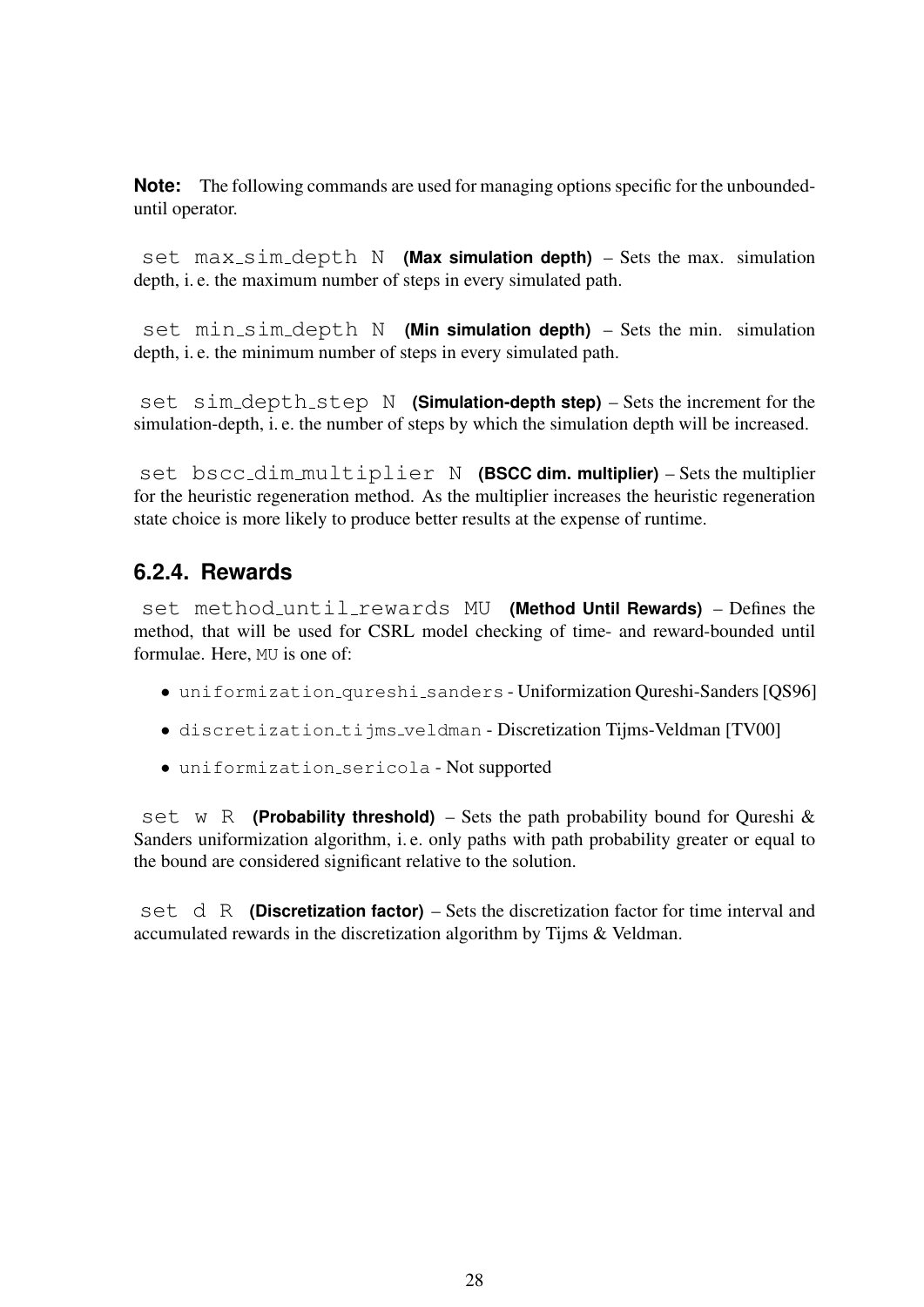**Note:** The following commands are used for managing options specific for the unbounded-until operator.

`set max_sim_depth N` **(Max simulation depth)** – Sets the max. simulation depth, i. e. the maximum number of steps in every simulated path.

`set min_sim_depth N` **(Min simulation depth)** – Sets the min. simulation depth, i. e. the minimum number of steps in every simulated path.

`set sim_depth_step N` **(Simulation-depth step)** – Sets the increment for the simulation-depth, i. e. the number of steps by which the simulation depth will be increased.

`set bscc_dim_multiplier N` **(BSCC dim. multiplier)** – Sets the multiplier for the heuristic regeneration method. As the multiplier increases the heuristic regeneration state choice is more likely to produce better results at the expense of runtime.

### 6.2.4. Rewards

`set method_until_rewards MU` **(Method Until Rewards)** – Defines the method, that will be used for CSRL model checking of time- and reward-bounded until formulae. Here, `MU` is one of:

- `uniformization_qureshi_sanders` - Uniformization Qureshi-Sanders [QS96]
- `discretization_tijms_veldman` - Discretization Tijms-Veldman [TV00]
- `uniformization_sericola` - Not supported

`set w R` **(Probability threshold)** – Sets the path probability bound for Qureshi & Sanders uniformization algorithm, i. e. only paths with path probability greater or equal to the bound are considered significant relative to the solution.

`set d R` **(Discretization factor)** – Sets the discretization factor for time interval and accumulated rewards in the discretization algorithm by Tijms & Veldman.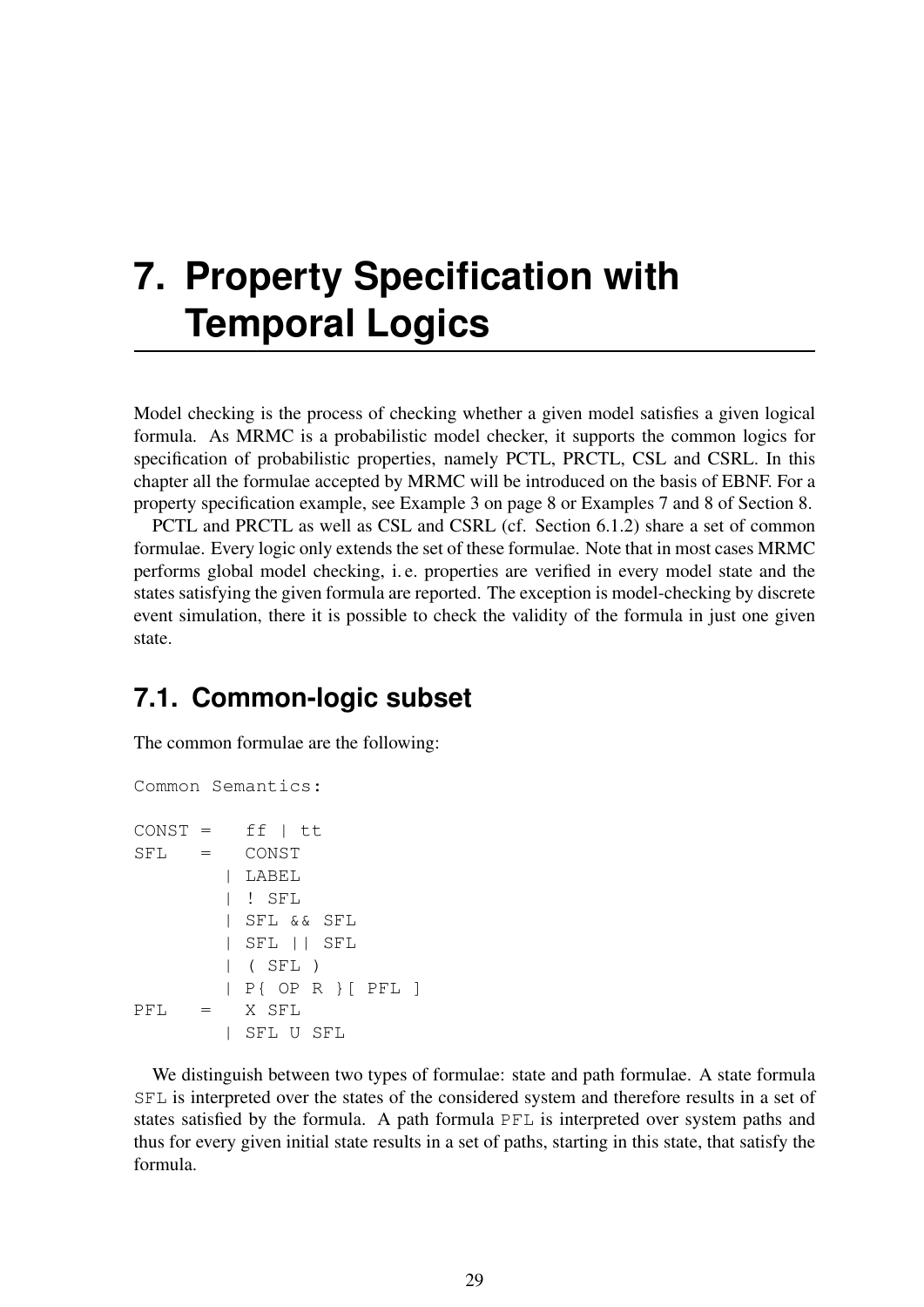# 7. Property Specification with Temporal Logics

Model checking is the process of checking whether a given model satisfies a given logical formula. As MRMC is a probabilistic model checker, it supports the common logics for specification of probabilistic properties, namely PCTL, PRCTL, CSL and CSRL. In this chapter all the formulae accepted by MRMC will be introduced on the basis of EBNF. For a property specification example, see Example 3 on page 8 or Examples 7 and 8 of Section 8.

PCTL and PRCTL as well as CSL and CSRL (cf. Section 6.1.2) share a set of common formulae. Every logic only extends the set of these formulae. Note that in most cases MRMC performs global model checking, i. e. properties are verified in every model state and the states satisfying the given formula are reported. The exception is model-checking by discrete event simulation, there it is possible to check the validity of the formula in just one given state.

## 7.1. Common-logic subset

The common formulae are the following:

```
Common Semantics:

CONST =   ff | tt
SFL   =   CONST
        | LABEL
        | ! SFL
        | SFL && SFL
        | SFL || SFL
        | ( SFL )
        | P{ OP R }[ PFL ]
PFL   =   X SFL
        | SFL U SFL
```

We distinguish between two types of formulae: state and path formulae. A state formula `SFL` is interpreted over the states of the considered system and therefore results in a set of states satisfied by the formula. A path formula `PFL` is interpreted over system paths and thus for every given initial state results in a set of paths, starting in this state, that satisfy the formula.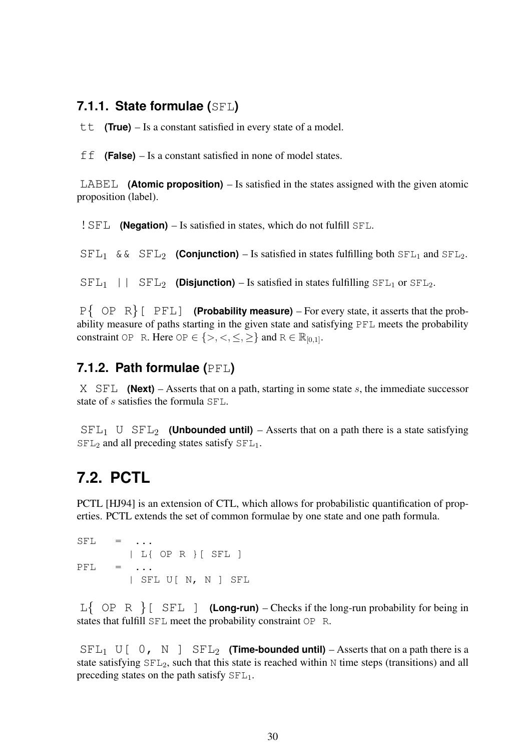### 7.1.1. State formulae (`SFL`)

`tt` **(True)** – Is a constant satisfied in every state of a model.

`ff` **(False)** – Is a constant satisfied in none of model states.

`LABEL` **(Atomic proposition)** – Is satisfied in the states assigned with the given atomic proposition (label).

`!SFL` **(Negation)** – Is satisfied in states, which do not fulfill `SFL`.

$\texttt{SFL}_1$ `&&` $\texttt{SFL}_2$ **(Conjunction)** – Is satisfied in states fulfilling both $\texttt{SFL}_1$ and $\texttt{SFL}_2$.

$\texttt{SFL}_1$ `||` $\texttt{SFL}_2$ **(Disjunction)** – Is satisfied in states fulfilling $\texttt{SFL}_1$ or $\texttt{SFL}_2$.

`P{ OP R}[ PFL]` **(Probability measure)** – For every state, it asserts that the probability measure of paths starting in the given state and satisfying `PFL` meets the probability constraint `OP R`. Here $\texttt{OP} \in \{>, <, \leq, \geq\}$ and $\texttt{R} \in \mathbb{R}_{[0,1]}$.

### 7.1.2. Path formulae (`PFL`)

`X SFL` **(Next)** – Asserts that on a path, starting in some state $s$, the immediate successor state of $s$ satisfies the formula `SFL`.

$\texttt{SFL}_1$ `U` $\texttt{SFL}_2$ **(Unbounded until)** – Asserts that on a path there is a state satisfying $\texttt{SFL}_2$ and all preceding states satisfy $\texttt{SFL}_1$.

## 7.2. PCTL

PCTL [HJ94] is an extension of CTL, which allows for probabilistic quantification of properties. PCTL extends the set of common formulae by one state and one path formula.

```
SFL   =  ...
        | L{ OP R }[ SFL ]
PFL   =  ...
        | SFL U[ N, N ] SFL
```

`L{ OP R }[ SFL ]` **(Long-run)** – Checks if the long-run probability for being in states that fulfill `SFL` meet the probability constraint `OP R`.

$\texttt{SFL}_1$ `U[ 0, N ]` $\texttt{SFL}_2$ **(Time-bounded until)** – Asserts that on a path there is a state satisfying $\texttt{SFL}_2$, such that this state is reached within `N` time steps (transitions) and all preceding states on the path satisfy $\texttt{SFL}_1$.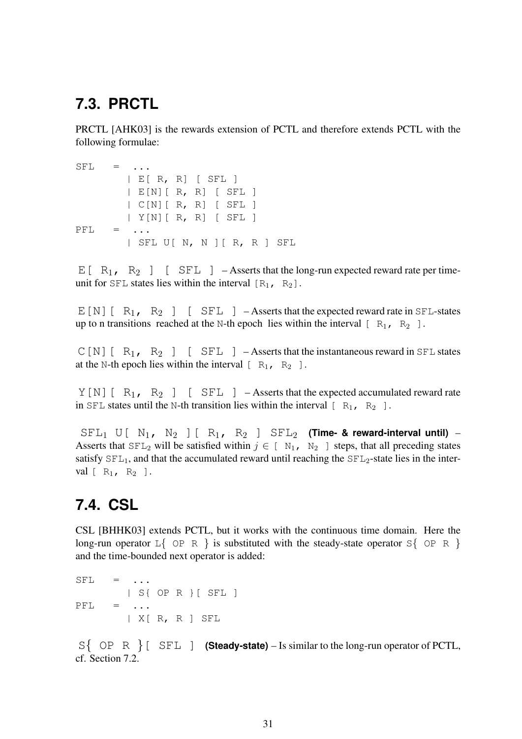## 7.3. PRCTL

PRCTL [AHK03] is the rewards extension of PCTL and therefore extends PCTL with the following formulae:

```
SFL   =  ...
        | E[ R, R] [ SFL ]
        | E[N][ R, R] [ SFL ]
        | C[N][ R, R] [ SFL ]
        | Y[N][ R, R] [ SFL ]
PFL   =  ...
        | SFL U[ N, N ][ R, R ] SFL
```

`E[ R`$_1$`, R`$_2$` ] [ SFL ]` – Asserts that the long-run expected reward rate per time-unit for `SFL` states lies within the interval `[R`$_1$`, R`$_2$`]`.

`E[N][ R`$_1$`, R`$_2$` ] [ SFL ]` – Asserts that the expected reward rate in `SFL`-states up to n transitions reached at the `N`-th epoch lies within the interval `[ R`$_1$`, R`$_2$` ]`.

`C[N][ R`$_1$`, R`$_2$` ] [ SFL ]` – Asserts that the instantaneous reward in `SFL` states at the `N`-th epoch lies within the interval `[ R`$_1$`, R`$_2$` ]`.

`Y[N][ R`$_1$`, R`$_2$` ] [ SFL ]` – Asserts that the expected accumulated reward rate in `SFL` states until the `N`-th transition lies within the interval `[ R`$_1$`, R`$_2$` ]`.

`SFL`$_1$` U[ N`$_1$`, N`$_2$` ][ R`$_1$`, R`$_2$` ] SFL`$_2$ **(Time- & reward-interval until)** – Asserts that `SFL`$_2$ will be satisfied within $j \in$ `[ N`$_1$`, N`$_2$` ]` steps, that all preceding states satisfy `SFL`$_1$, and that the accumulated reward until reaching the `SFL`$_2$-state lies in the interval `[ R`$_1$`, R`$_2$` ]`.

## 7.4. CSL

CSL [BHHK03] extends PCTL, but it works with the continuous time domain. Here the long-run operator `L{ OP R }` is substituted with the steady-state operator `S{ OP R }` and the time-bounded next operator is added:

```
SFL   =  ...
        | S{ OP R }[ SFL ]
PFL   =  ...
        | X[ R, R ] SFL
```

`S{ OP R }[ SFL ]` **(Steady-state)** – Is similar to the long-run operator of PCTL, cf. Section 7.2.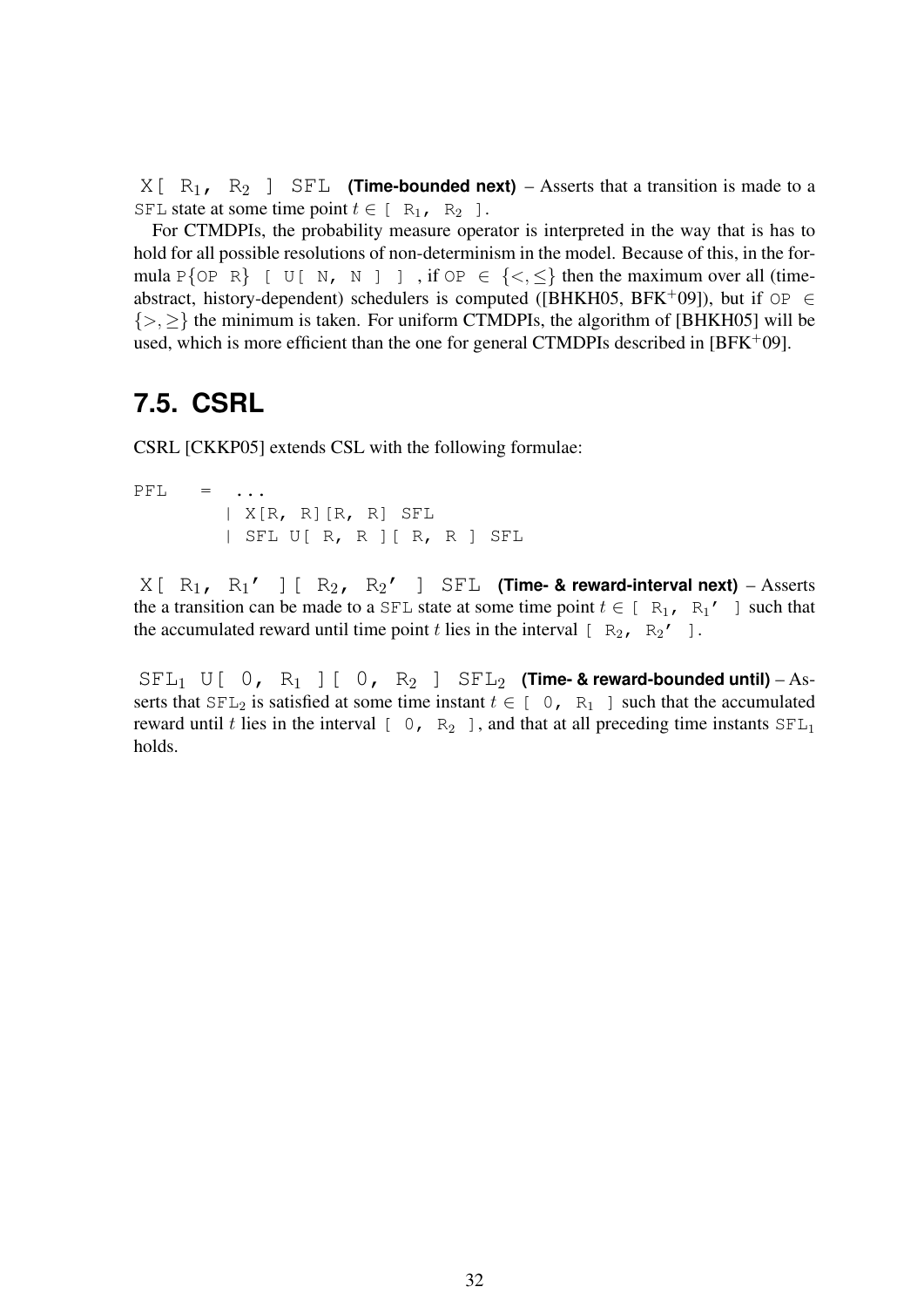`X[ R`$_1$`, R`$_2$` ] SFL` **(Time-bounded next)** – Asserts that a transition is made to a `SFL` state at some time point $t \in$ `[ R`$_1$`, R`$_2$` ]`.

For CTMDPIs, the probability measure operator is interpreted in the way that is has to hold for all possible resolutions of non-determinism in the model. Because of this, in the formula `P{OP R} [ U[ N, N ] ]` , if `OP` $\in \{<, \leq\}$ then the maximum over all (time-abstract, history-dependent) schedulers is computed ([BHKH05, BFK+09]), but if `OP` $\in \{>, \geq\}$ the minimum is taken. For uniform CTMDPIs, the algorithm of [BHKH05] will be used, which is more efficient than the one for general CTMDPIs described in [BFK+09].

## 7.5. CSRL

CSRL [CKKP05] extends CSL with the following formulae:

```
PFL   =  ...
        | X[R, R][R, R] SFL
        | SFL U[ R, R ][ R, R ] SFL
```

`X[ R`$_1$`, R`$_1$`' ][ R`$_2$`, R`$_2$`' ] SFL` **(Time- & reward-interval next)** – Asserts the a transition can be made to a `SFL` state at some time point $t \in$ `[ R`$_1$`, R`$_1$`' ]` such that the accumulated reward until time point $t$ lies in the interval `[ R`$_2$`, R`$_2$`' ]`.

`SFL`$_1$` U[ 0, R`$_1$` ][ 0, R`$_2$` ] SFL`$_2$ **(Time- & reward-bounded until)** – Asserts that `SFL`$_2$ is satisfied at some time instant $t \in$ `[ 0, R`$_1$` ]` such that the accumulated reward until $t$ lies in the interval `[ 0, R`$_2$` ]`, and that at all preceding time instants `SFL`$_1$ holds.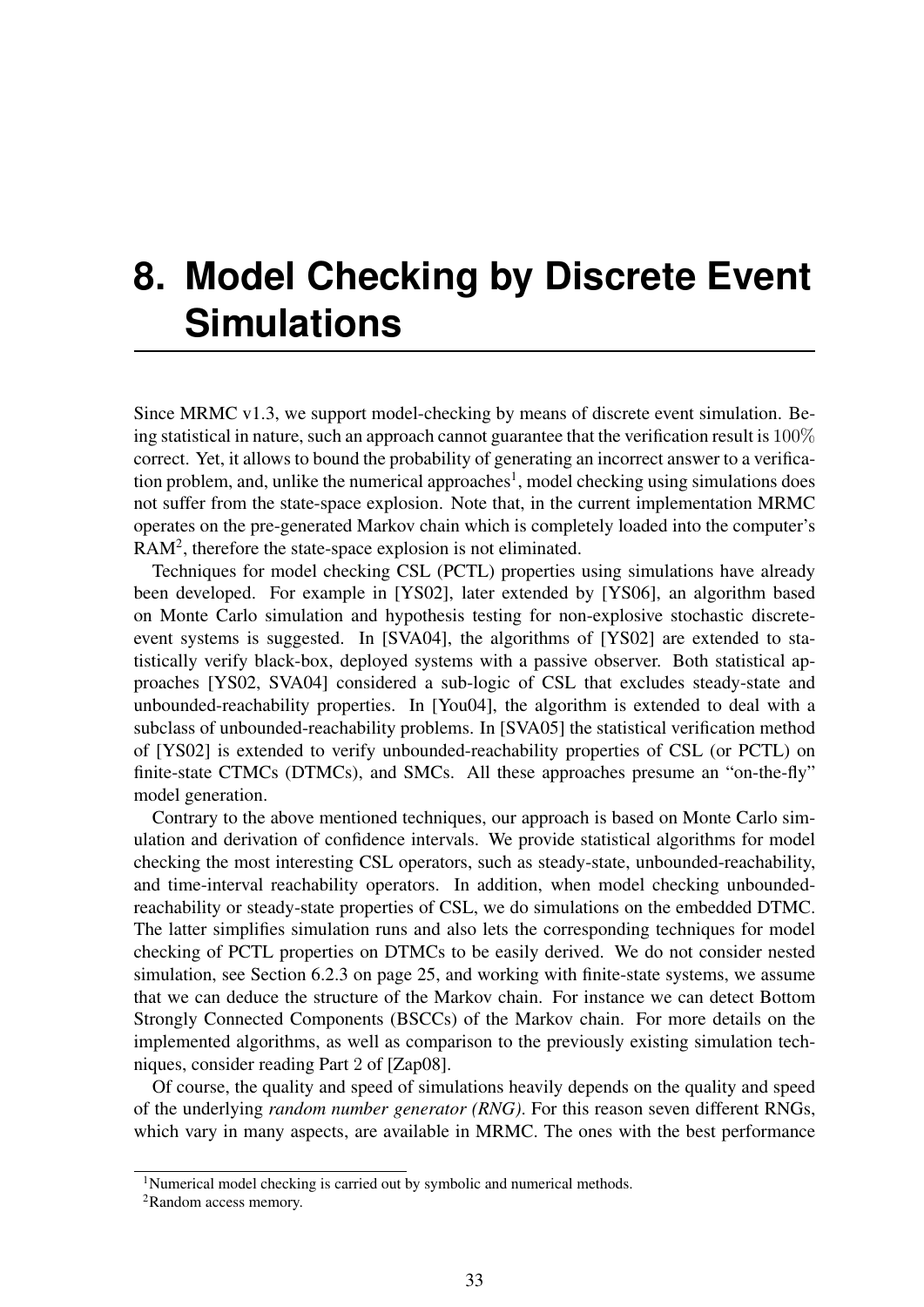# 8. Model Checking by Discrete Event Simulations

Since MRMC v1.3, we support model-checking by means of discrete event simulation. Being statistical in nature, such an approach cannot guarantee that the verification result is $100\%$ correct. Yet, it allows to bound the probability of generating an incorrect answer to a verification problem, and, unlike the numerical approaches[1], model checking using simulations does not suffer from the state-space explosion. Note that, in the current implementation MRMC operates on the pre-generated Markov chain which is completely loaded into the computer's RAM[2], therefore the state-space explosion is not eliminated.

Techniques for model checking CSL (PCTL) properties using simulations have already been developed. For example in [YS02], later extended by [YS06], an algorithm based on Monte Carlo simulation and hypothesis testing for non-explosive stochastic discrete-event systems is suggested. In [SVA04], the algorithms of [YS02] are extended to statistically verify black-box, deployed systems with a passive observer. Both statistical approaches [YS02, SVA04] considered a sub-logic of CSL that excludes steady-state and unbounded-reachability properties. In [You04], the algorithm is extended to deal with a subclass of unbounded-reachability problems. In [SVA05] the statistical verification method of [YS02] is extended to verify unbounded-reachability properties of CSL (or PCTL) on finite-state CTMCs (DTMCs), and SMCs. All these approaches presume an "on-the-fly" model generation.

Contrary to the above mentioned techniques, our approach is based on Monte Carlo simulation and derivation of confidence intervals. We provide statistical algorithms for model checking the most interesting CSL operators, such as steady-state, unbounded-reachability, and time-interval reachability operators. In addition, when model checking unbounded-reachability or steady-state properties of CSL, we do simulations on the embedded DTMC. The latter simplifies simulation runs and also lets the corresponding techniques for model checking of PCTL properties on DTMCs to be easily derived. We do not consider nested simulation, see Section 6.2.3 on page 25, and working with finite-state systems, we assume that we can deduce the structure of the Markov chain. For instance we can detect Bottom Strongly Connected Components (BSCCs) of the Markov chain. For more details on the implemented algorithms, as well as comparison to the previously existing simulation techniques, consider reading Part 2 of [Zap08].

Of course, the quality and speed of simulations heavily depends on the quality and speed of the underlying *random number generator (RNG)*. For this reason seven different RNGs, which vary in many aspects, are available in MRMC. The ones with the best performance

[1] Numerical model checking is carried out by symbolic and numerical methods.

[2] Random access memory.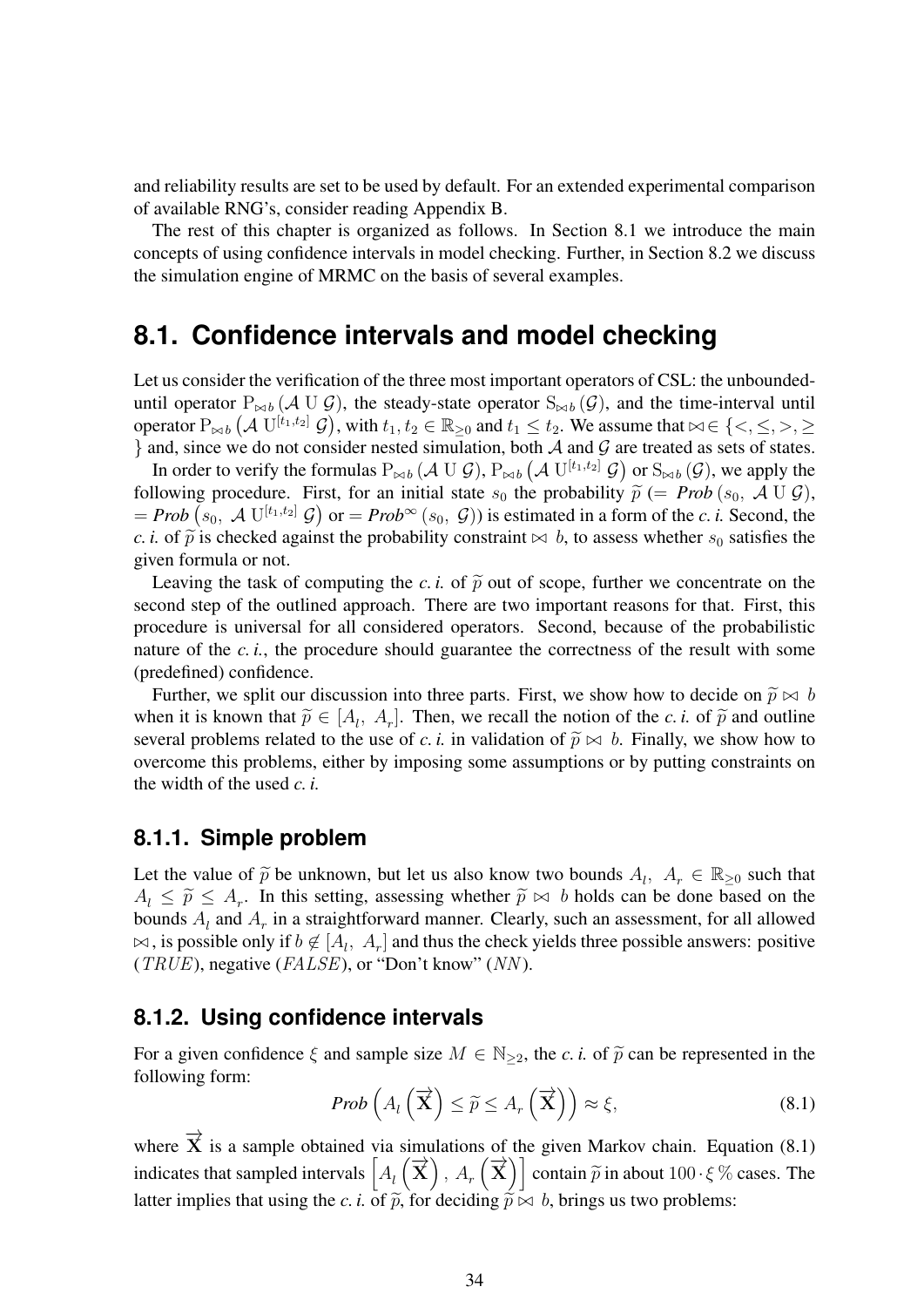and reliability results are set to be used by default. For an extended experimental comparison of available RNG's, consider reading Appendix B.

The rest of this chapter is organized as follows. In Section 8.1 we introduce the main concepts of using confidence intervals in model checking. Further, in Section 8.2 we discuss the simulation engine of MRMC on the basis of several examples.

## 8.1. Confidence intervals and model checking

Let us consider the verification of the three most important operators of CSL: the unbounded-until operator $\mathrm{P}_{\bowtie b}\left(\mathcal{A}\ \mathrm{U}\ \mathcal{G}\right)$, the steady-state operator $\mathrm{S}_{\bowtie b}\left(\mathcal{G}\right)$, and the time-interval until operator $\mathrm{P}_{\bowtie b}\left(\mathcal{A}\ \mathrm{U}^{[t_1,t_2]}\ \mathcal{G}\right)$, with $t_1, t_2 \in \mathbb{R}_{\geq 0}$ and $t_1 \leq t_2$. We assume that $\bowtie \in \{<, \leq, >, \geq\}$ and, since we do not consider nested simulation, both $\mathcal{A}$ and $\mathcal{G}$ are treated as sets of states.

In order to verify the formulas $\mathrm{P}_{\bowtie b}\left(\mathcal{A}\ \mathrm{U}\ \mathcal{G}\right)$, $\mathrm{P}_{\bowtie b}\left(\mathcal{A}\ \mathrm{U}^{[t_1,t_2]}\ \mathcal{G}\right)$ or $\mathrm{S}_{\bowtie b}\left(\mathcal{G}\right)$, we apply the following procedure. First, for an initial state $s_0$ the probability $\widetilde{p}$ ($= \mathit{Prob}\left(s_0,\ \mathcal{A}\ \mathrm{U}\ \mathcal{G}\right)$, $= \mathit{Prob}\left(s_0,\ \mathcal{A}\ \mathrm{U}^{[t_1,t_2]}\ \mathcal{G}\right)$ or $= \mathit{Prob}^{\infty}\left(s_0,\ \mathcal{G}\right)$) is estimated in a form of the *c. i.* Second, the *c. i.* of $\widetilde{p}$ is checked against the probability constraint $\bowtie\ b$, to assess whether $s_0$ satisfies the given formula or not.

Leaving the task of computing the *c. i.* of $\widetilde{p}$ out of scope, further we concentrate on the second step of the outlined approach. There are two important reasons for that. First, this procedure is universal for all considered operators. Second, because of the probabilistic nature of the *c. i.*, the procedure should guarantee the correctness of the result with some (predefined) confidence.

Further, we split our discussion into three parts. First, we show how to decide on $\widetilde{p} \bowtie b$ when it is known that $\widetilde{p} \in [A_l,\ A_r]$. Then, we recall the notion of the *c. i.* of $\widetilde{p}$ and outline several problems related to the use of *c. i.* in validation of $\widetilde{p} \bowtie b$. Finally, we show how to overcome this problems, either by imposing some assumptions or by putting constraints on the width of the used *c. i.*

### 8.1.1. Simple problem

Let the value of $\widetilde{p}$ be unknown, but let us also know two bounds $A_l,\ A_r \in \mathbb{R}_{\geq 0}$ such that $A_l \leq \widetilde{p} \leq A_r$. In this setting, assessing whether $\widetilde{p} \bowtie b$ holds can be done based on the bounds $A_l$ and $A_r$ in a straightforward manner. Clearly, such an assessment, for all allowed $\bowtie$, is possible only if $b \notin [A_l,\ A_r]$ and thus the check yields three possible answers: positive ($TRUE$), negative ($FALSE$), or "Don't know" ($NN$).

### 8.1.2. Using confidence intervals

For a given confidence $\xi$ and sample size $M \in \mathbb{N}_{\geq 2}$, the *c. i.* of $\widetilde{p}$ can be represented in the following form:

$$\mathit{Prob}\left(A_l\left(\overrightarrow{\mathbf{X}}\right) \leq \widetilde{p} \leq A_r\left(\overrightarrow{\mathbf{X}}\right)\right) \approx \xi, \tag{8.1}$$

where $\overrightarrow{\mathbf{X}}$ is a sample obtained via simulations of the given Markov chain. Equation (8.1) indicates that sampled intervals $\left[A_l\left(\overrightarrow{\mathbf{X}}\right),\ A_r\left(\overrightarrow{\mathbf{X}}\right)\right]$ contain $\widetilde{p}$ in about $100 \cdot \xi\,\%$ cases. The latter implies that using the *c. i.* of $\widetilde{p}$, for deciding $\widetilde{p} \bowtie b$, brings us two problems: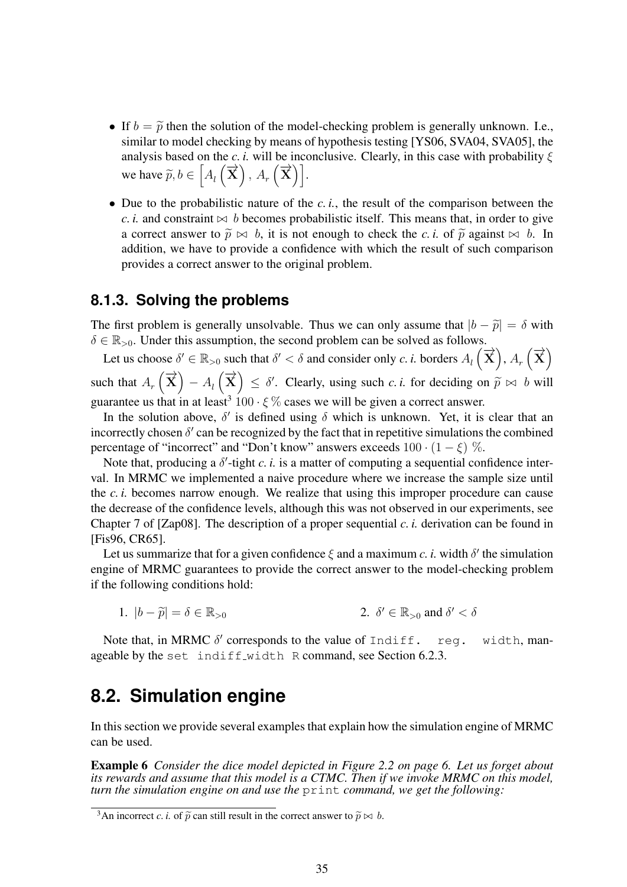- If $b = \widetilde{p}$ then the solution of the model-checking problem is generally unknown. I.e., similar to model checking by means of hypothesis testing [YS06, SVA04, SVA05], the analysis based on the *c. i.* will be inconclusive. Clearly, in this case with probability $\xi$ we have $\widetilde{p}, b \in \left[A_l\left(\overrightarrow{\mathbf{X}}\right), A_r\left(\overrightarrow{\mathbf{X}}\right)\right]$.
- Due to the probabilistic nature of the *c. i.*, the result of the comparison between the *c. i.* and constraint $\bowtie b$ becomes probabilistic itself. This means that, in order to give a correct answer to $\widetilde{p} \bowtie b$, it is not enough to check the *c. i.* of $\widetilde{p}$ against $\bowtie b$. In addition, we have to provide a confidence with which the result of such comparison provides a correct answer to the original problem.

### 8.1.3. Solving the problems

The first problem is generally unsolvable. Thus we can only assume that $|b - \widetilde{p}| = \delta$ with $\delta \in \mathbb{R}_{>0}$. Under this assumption, the second problem can be solved as follows.

Let us choose $\delta' \in \mathbb{R}_{>0}$ such that $\delta' < \delta$ and consider only *c. i.* borders $A_l\left(\overrightarrow{\mathbf{X}}\right)$, $A_r\left(\overrightarrow{\mathbf{X}}\right)$ such that $A_r\left(\overrightarrow{\mathbf{X}}\right) - A_l\left(\overrightarrow{\mathbf{X}}\right) \leq \delta'$. Clearly, using such *c. i.* for deciding on $\widetilde{p} \bowtie b$ will guarantee us that in at least[3] $100 \cdot \xi\,\%$ cases we will be given a correct answer.

In the solution above, $\delta'$ is defined using $\delta$ which is unknown. Yet, it is clear that an incorrectly chosen $\delta'$ can be recognized by the fact that in repetitive simulations the combined percentage of "incorrect" and "Don't know" answers exceeds $100 \cdot (1 - \xi)\,\%$.

Note that, producing a $\delta'$-tight *c. i.* is a matter of computing a sequential confidence interval. In MRMC we implemented a naive procedure where we increase the sample size until the *c. i.* becomes narrow enough. We realize that using this improper procedure can cause the decrease of the confidence levels, although this was not observed in our experiments, see Chapter 7 of [Zap08]. The description of a proper sequential *c. i.* derivation can be found in [Fis96, CR65].

Let us summarize that for a given confidence $\xi$ and a maximum *c. i.* width $\delta'$ the simulation engine of MRMC guarantees to provide the correct answer to the model-checking problem if the following conditions hold:

1. $|b - \widetilde{p}| = \delta \in \mathbb{R}_{>0}$
2. $\delta' \in \mathbb{R}_{>0}$ and $\delta' < \delta$

Note that, in MRMC $\delta'$ corresponds to the value of `Indiff. reg. width`, manageable by the `set indiff_width R` command, see Section 6.2.3.

## 8.2. Simulation engine

In this section we provide several examples that explain how the simulation engine of MRMC can be used.

**Example 6** *Consider the dice model depicted in Figure 2.2 on page 6. Let us forget about its rewards and assume that this model is a CTMC. Then if we invoke MRMC on this model, turn the simulation engine on and use the* `print` *command, we get the following:*

[3] An incorrect *c. i.* of $\widetilde{p}$ can still result in the correct answer to $\widetilde{p} \bowtie b$.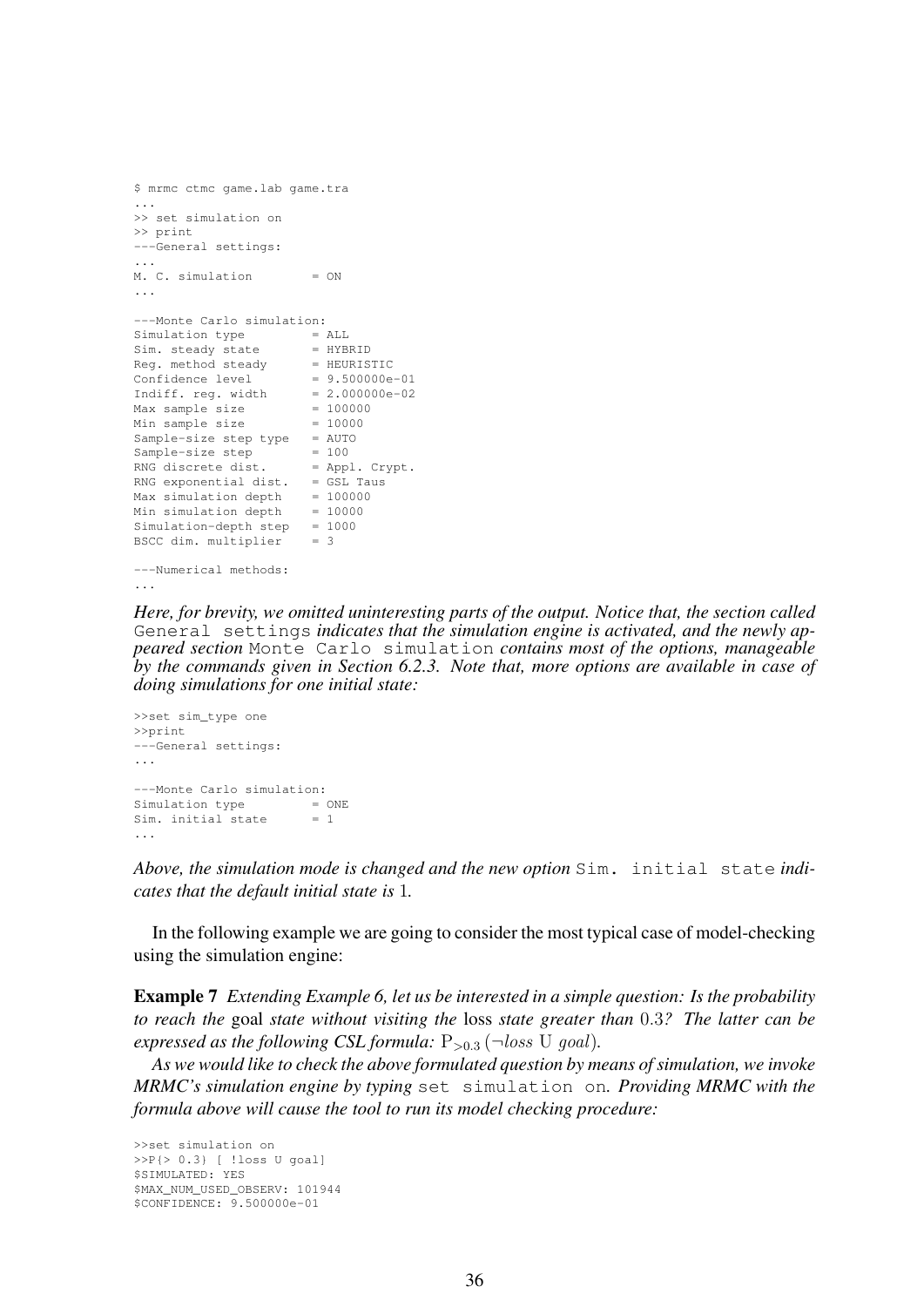```
$ mrmc ctmc game.lab game.tra
...
>> set simulation on
>> print
---General settings:
...
M. C. simulation        = ON
...

---Monte Carlo simulation:
Simulation type         = ALL
Sim. steady state       = HYBRID
Reg. method steady      = HEURISTIC
Confidence level        = 9.500000e-01
Indiff. reg. width      = 2.000000e-02
Max sample size         = 100000
Min sample size         = 10000
Sample-size step type   = AUTO
Sample-size step        = 100
RNG discrete dist.      = Appl. Crypt.
RNG exponential dist.   = GSL Taus
Max simulation depth    = 100000
Min simulation depth    = 10000
Simulation-depth step   = 1000
BSCC dim. multiplier    = 3

---Numerical methods:
...
```

*Here, for brevity, we omitted uninteresting parts of the output. Notice that, the section called* `General settings` *indicates that the simulation engine is activated, and the newly appeared section* `Monte Carlo simulation` *contains most of the options, manageable by the commands given in Section 6.2.3. Note that, more options are available in case of doing simulations for one initial state:*

```
>>set sim_type one
>>print
---General settings:
...

---Monte Carlo simulation:
Simulation type         = ONE
Sim. initial state      = 1
...
```

*Above, the simulation mode is changed and the new option* `Sim. initial state` *indicates that the default initial state is* 1*.*

In the following example we are going to consider the most typical case of model-checking using the simulation engine:

**Example 7** *Extending Example 6, let us be interested in a simple question: Is the probability to reach the* goal *state without visiting the* loss *state greater than* 0.3*? The latter can be expressed as the following CSL formula:* $\mathrm{P}_{>0.3}\,(\neg loss \;\mathrm{U}\; goal)$*.*

*As we would like to check the above formulated question by means of simulation, we invoke MRMC's simulation engine by typing* `set simulation on`*. Providing MRMC with the formula above will cause the tool to run its model checking procedure:*

```
>>set simulation on
>>P{> 0.3} [ !loss U goal]
$SIMULATED: YES
$MAX_NUM_USED_OBSERV: 101944
$CONFIDENCE: 9.500000e-01
```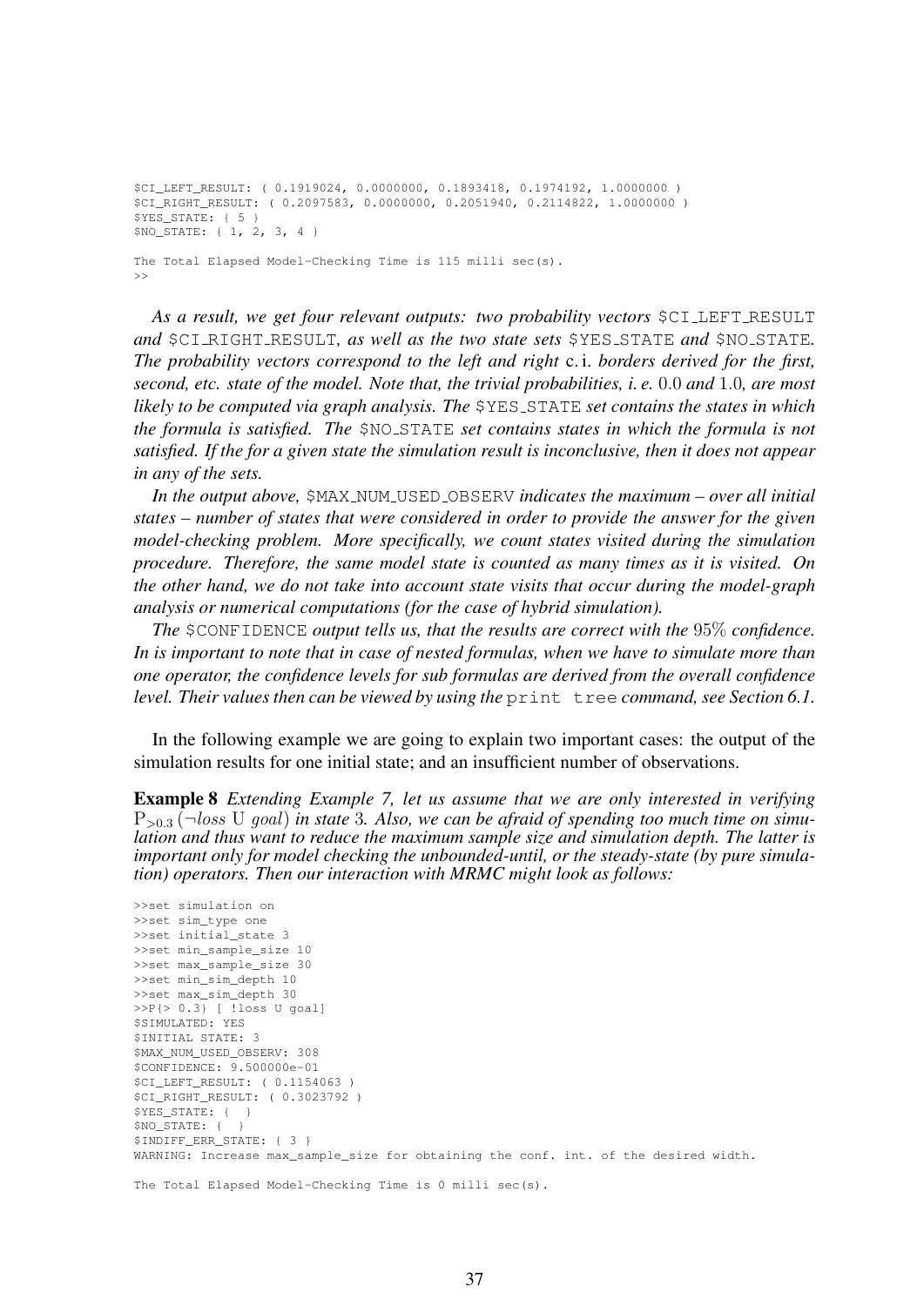```
$CI_LEFT_RESULT: ( 0.1919024, 0.0000000, 0.1893418, 0.1974192, 1.0000000 )
$CI_RIGHT_RESULT: ( 0.2097583, 0.0000000, 0.2051940, 0.2114822, 1.0000000 )
$YES_STATE: { 5 }
$NO_STATE: { 1, 2, 3, 4 }

The Total Elapsed Model-Checking Time is 115 milli sec(s).
>>
```

*As a result, we get four relevant outputs: two probability vectors* `$CI_LEFT_RESULT` *and* `$CI_RIGHT_RESULT`*, as well as the two state sets* `$YES_STATE` *and* `$NO_STATE`*. The probability vectors correspond to the left and right* c.i. *borders derived for the first, second, etc. state of the model. Note that, the trivial probabilities, i. e.* $0.0$ *and* $1.0$*, are most likely to be computed via graph analysis. The* `$YES_STATE` *set contains the states in which the formula is satisfied. The* `$NO_STATE` *set contains states in which the formula is not satisfied. If the for a given state the simulation result is inconclusive, then it does not appear in any of the sets.*

*In the output above,* `$MAX_NUM_USED_OBSERV` *indicates the maximum – over all initial states – number of states that were considered in order to provide the answer for the given model-checking problem. More specifically, we count states visited during the simulation procedure. Therefore, the same model state is counted as many times as it is visited. On the other hand, we do not take into account state visits that occur during the model-graph analysis or numerical computations (for the case of hybrid simulation).*

*The* `$CONFIDENCE` *output tells us, that the results are correct with the* $95\%$ *confidence. In is important to note that in case of nested formulas, when we have to simulate more than one operator, the confidence levels for sub formulas are derived from the overall confidence level. Their values then can be viewed by using the* `print tree` *command, see Section 6.1.*

In the following example we are going to explain two important cases: the output of the simulation results for one initial state; and an insufficient number of observations.

**Example 8** *Extending Example 7, let us assume that we are only interested in verifying* $\mathrm{P}_{>0.3}\,(\neg loss\ \mathrm{U}\ goal)$ *in state* $3$*. Also, we can be afraid of spending too much time on simulation and thus want to reduce the maximum sample size and simulation depth. The latter is important only for model checking the unbounded-until, or the steady-state (by pure simulation) operators. Then our interaction with MRMC might look as follows:*

```
>>set simulation on
>>set sim_type one
>>set initial_state 3
>>set min_sample_size 10
>>set max_sample_size 30
>>set min_sim_depth 10
>>set max_sim_depth 30
>>P{> 0.3} [ !loss U goal]
$SIMULATED: YES
$INITIAL STATE: 3
$MAX_NUM_USED_OBSERV: 308
$CONFIDENCE: 9.500000e-01
$CI_LEFT_RESULT: ( 0.1154063 )
$CI_RIGHT_RESULT: ( 0.3023792 )
$YES_STATE: {  }
$NO_STATE: {  }
$INDIFF_ERR_STATE: { 3 }
WARNING: Increase max_sample_size for obtaining the conf. int. of the desired width.

The Total Elapsed Model-Checking Time is 0 milli sec(s).
```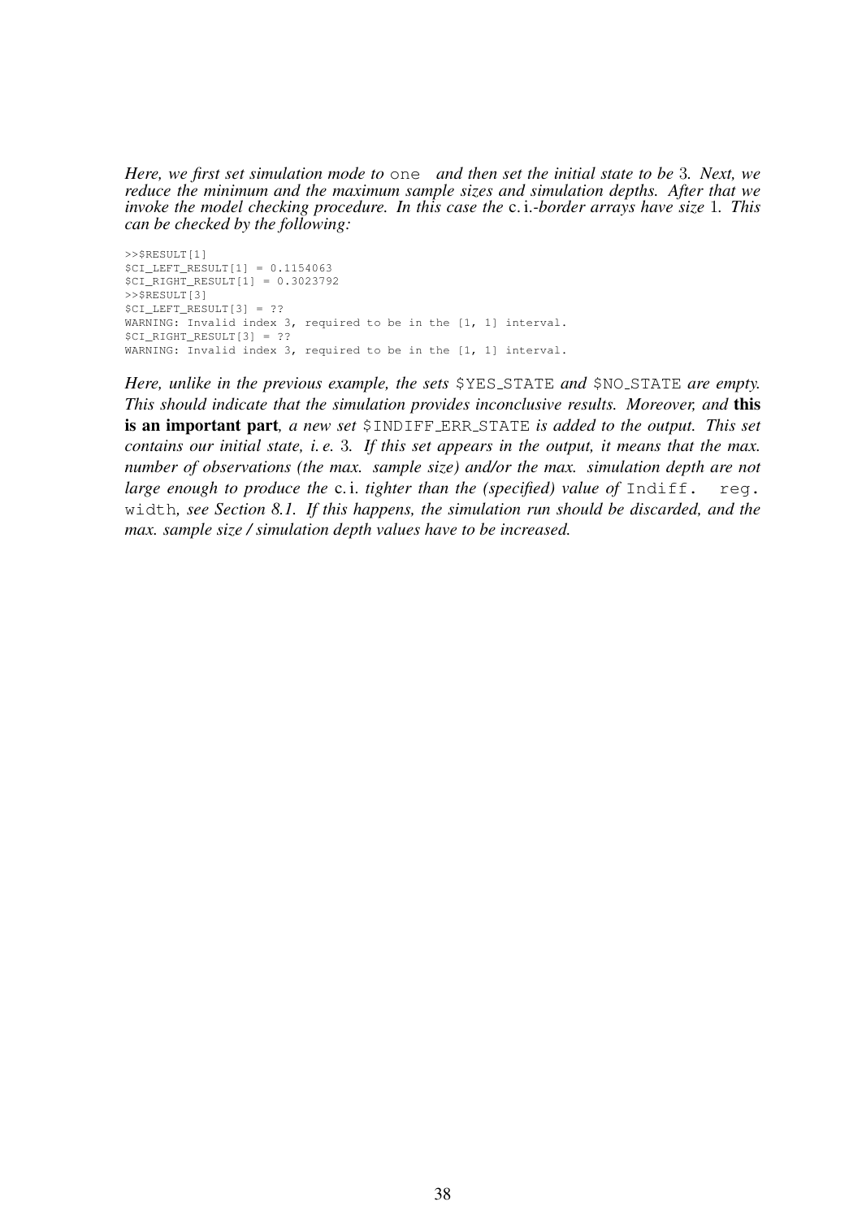*Here, we first set simulation mode to* `one` *and then set the initial state to be* 3*. Next, we reduce the minimum and the maximum sample sizes and simulation depths. After that we invoke the model checking procedure. In this case the* `c.i.`*-border arrays have size* 1*. This can be checked by the following:*

```
>>$RESULT[1]
$CI_LEFT_RESULT[1] = 0.1154063
$CI_RIGHT_RESULT[1] = 0.3023792
>>$RESULT[3]
$CI_LEFT_RESULT[3] = ??
WARNING: Invalid index 3, required to be in the [1, 1] interval.
$CI_RIGHT_RESULT[3] = ??
WARNING: Invalid index 3, required to be in the [1, 1] interval.
```

*Here, unlike in the previous example, the sets* `$YES_STATE` *and* `$NO_STATE` *are empty. This should indicate that the simulation provides inconclusive results. Moreover, and* **this is an important part***, a new set* `$INDIFF_ERR_STATE` *is added to the output. This set contains our initial state, i. e.* 3*. If this set appears in the output, it means that the max. number of observations (the max. sample size) and/or the max. simulation depth are not large enough to produce the* `c.i.` *tighter than the (specified) value of* `Indiff. reg. width`*, see Section 8.1. If this happens, the simulation run should be discarded, and the max. sample size / simulation depth values have to be increased.*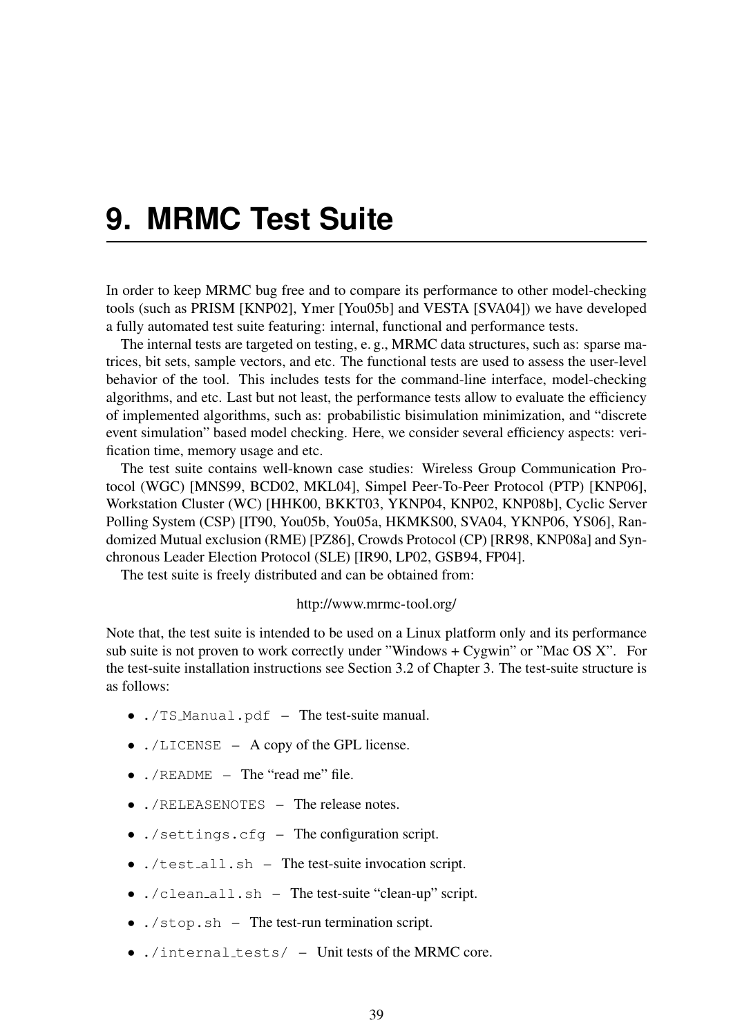# 9. MRMC Test Suite

In order to keep MRMC bug free and to compare its performance to other model-checking tools (such as PRISM [KNP02], Ymer [You05b] and VESTA [SVA04]) we have developed a fully automated test suite featuring: internal, functional and performance tests.

The internal tests are targeted on testing, e. g., MRMC data structures, such as: sparse matrices, bit sets, sample vectors, and etc. The functional tests are used to assess the user-level behavior of the tool. This includes tests for the command-line interface, model-checking algorithms, and etc. Last but not least, the performance tests allow to evaluate the efficiency of implemented algorithms, such as: probabilistic bisimulation minimization, and "discrete event simulation" based model checking. Here, we consider several efficiency aspects: verification time, memory usage and etc.

The test suite contains well-known case studies: Wireless Group Communication Protocol (WGC) [MNS99, BCD02, MKL04], Simpel Peer-To-Peer Protocol (PTP) [KNP06], Workstation Cluster (WC) [HHK00, BKKT03, YKNP04, KNP02, KNP08b], Cyclic Server Polling System (CSP) [IT90, You05b, You05a, HKMKS00, SVA04, YKNP06, YS06], Randomized Mutual exclusion (RME) [PZ86], Crowds Protocol (CP) [RR98, KNP08a] and Synchronous Leader Election Protocol (SLE) [IR90, LP02, GSB94, FP04].

The test suite is freely distributed and can be obtained from:

http://www.mrmc-tool.org/

Note that, the test suite is intended to be used on a Linux platform only and its performance sub suite is not proven to work correctly under "Windows + Cygwin" or "Mac OS X". For the test-suite installation instructions see Section 3.2 of Chapter 3. The test-suite structure is as follows:

- `./TS_Manual.pdf` – The test-suite manual.
- `./LICENSE` – A copy of the GPL license.
- `./README` – The "read me" file.
- `./RELEASENOTES` – The release notes.
- `./settings.cfg` – The configuration script.
- `./test_all.sh` – The test-suite invocation script.
- `./clean_all.sh` – The test-suite "clean-up" script.
- `./stop.sh` – The test-run termination script.
- `./internal_tests/` – Unit tests of the MRMC core.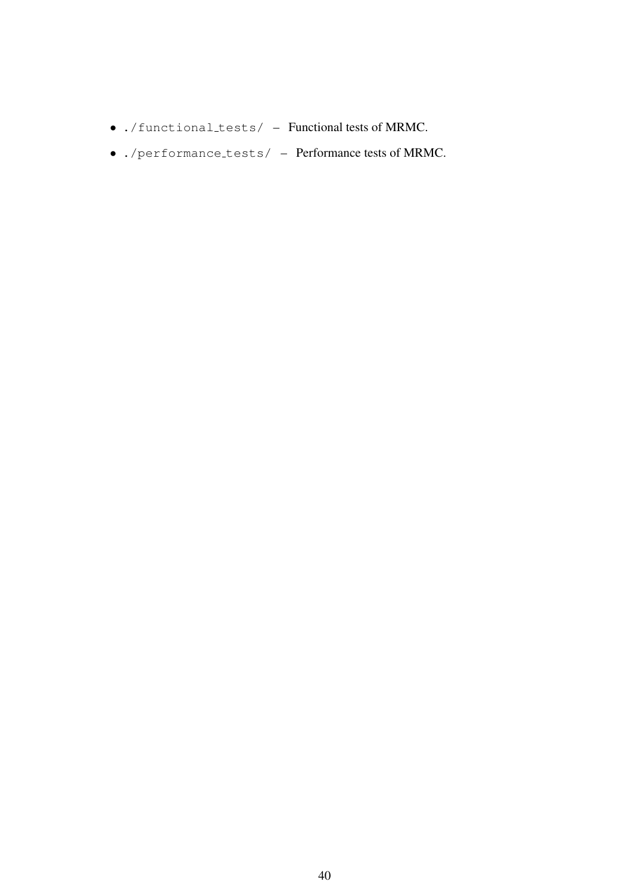- `./functional_tests/` – Functional tests of MRMC.
- `./performance_tests/` – Performance tests of MRMC.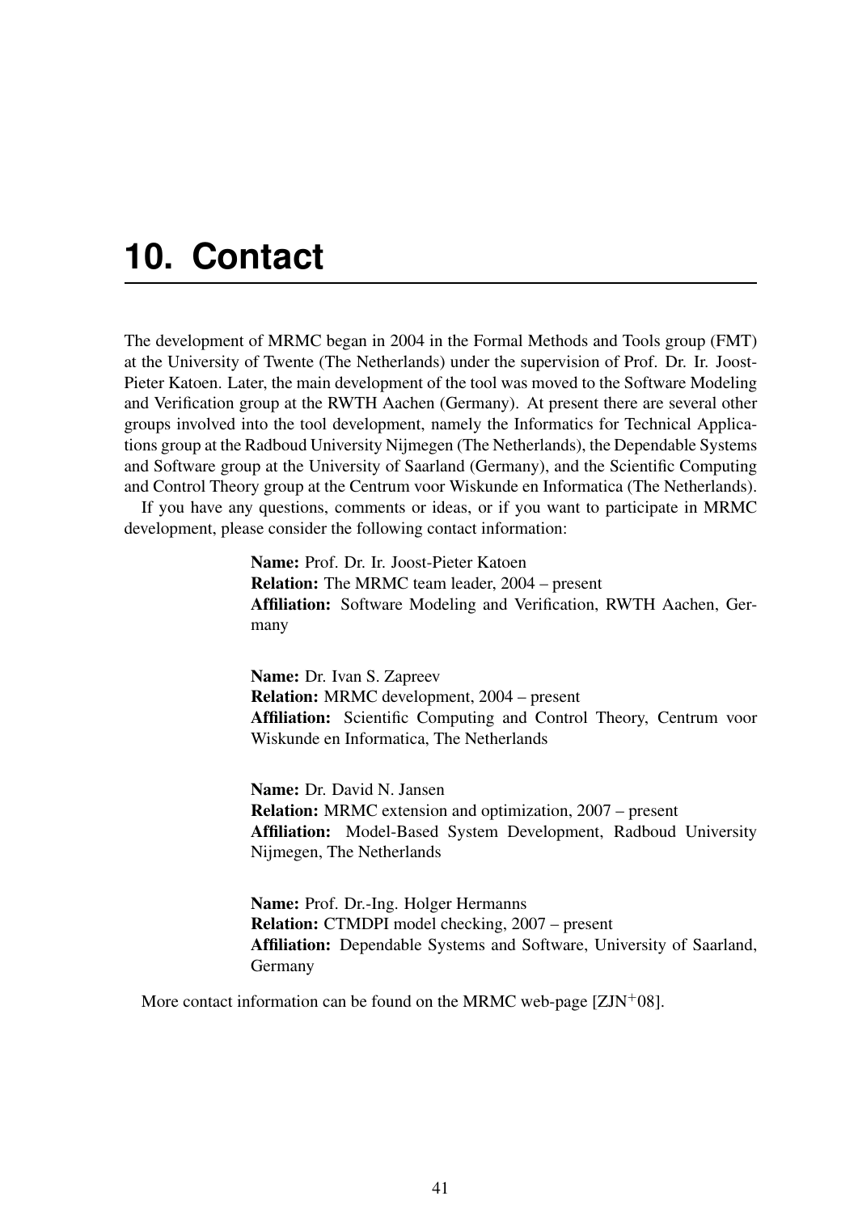# 10. Contact

The development of MRMC began in 2004 in the Formal Methods and Tools group (FMT) at the University of Twente (The Netherlands) under the supervision of Prof. Dr. Ir. Joost-Pieter Katoen. Later, the main development of the tool was moved to the Software Modeling and Verification group at the RWTH Aachen (Germany). At present there are several other groups involved into the tool development, namely the Informatics for Technical Applications group at the Radboud University Nijmegen (The Netherlands), the Dependable Systems and Software group at the University of Saarland (Germany), and the Scientific Computing and Control Theory group at the Centrum voor Wiskunde en Informatica (The Netherlands).

If you have any questions, comments or ideas, or if you want to participate in MRMC development, please consider the following contact information:

**Name:** Prof. Dr. Ir. Joost-Pieter Katoen
**Relation:** The MRMC team leader, 2004 – present
**Affiliation:** Software Modeling and Verification, RWTH Aachen, Germany

**Name:** Dr. Ivan S. Zapreev
**Relation:** MRMC development, 2004 – present
**Affiliation:** Scientific Computing and Control Theory, Centrum voor Wiskunde en Informatica, The Netherlands

**Name:** Dr. David N. Jansen
**Relation:** MRMC extension and optimization, 2007 – present
**Affiliation:** Model-Based System Development, Radboud University Nijmegen, The Netherlands

**Name:** Prof. Dr.-Ing. Holger Hermanns
**Relation:** CTMDPI model checking, 2007 – present
**Affiliation:** Dependable Systems and Software, University of Saarland, Germany

More contact information can be found on the MRMC web-page [ZJN+08].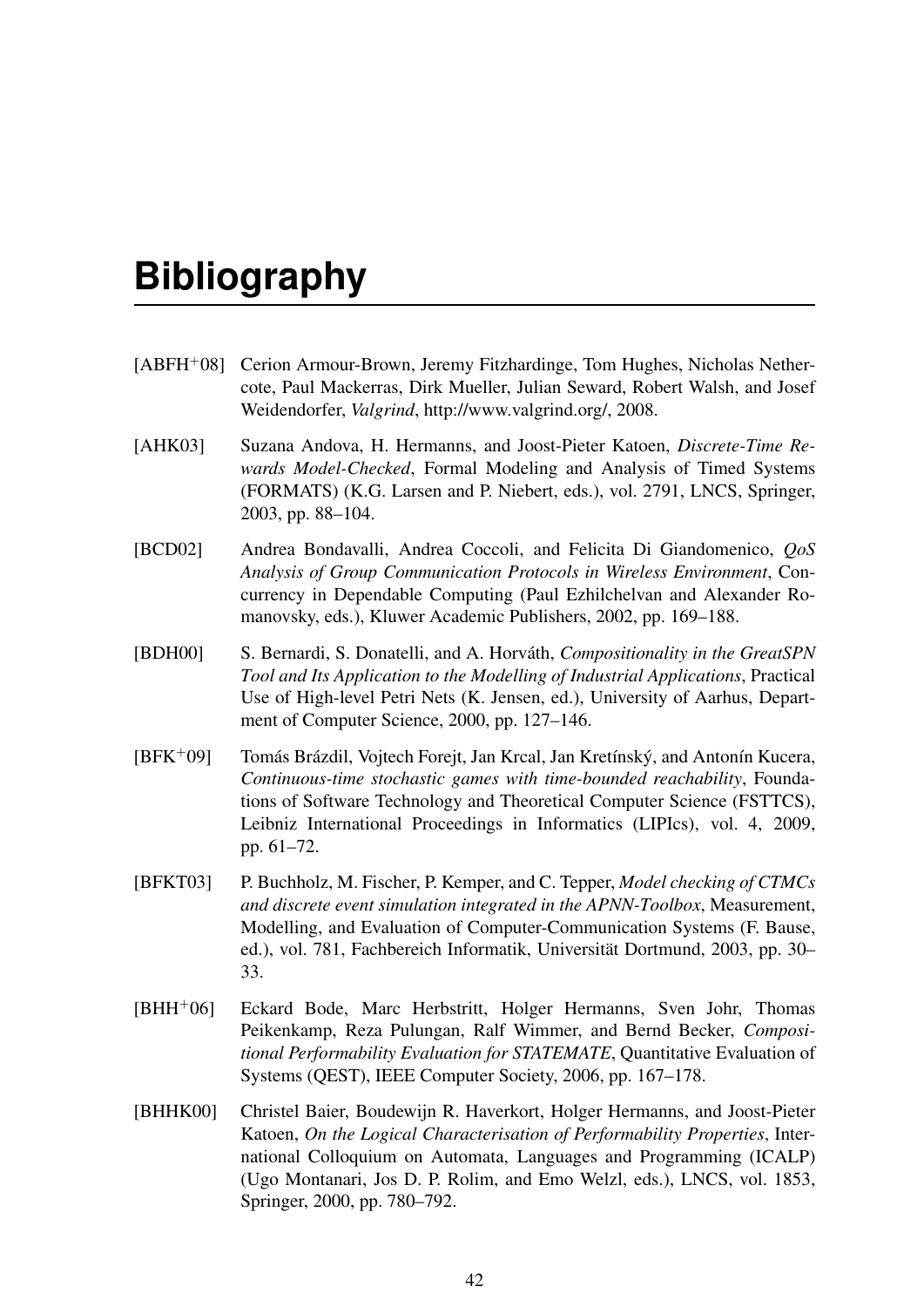# Bibliography

[ABFH+08] Cerion Armour-Brown, Jeremy Fitzhardinge, Tom Hughes, Nicholas Nethercote, Paul Mackerras, Dirk Mueller, Julian Seward, Robert Walsh, and Josef Weidendorfer, *Valgrind*, http://www.valgrind.org/, 2008.

[AHK03] Suzana Andova, H. Hermanns, and Joost-Pieter Katoen, *Discrete-Time Rewards Model-Checked*, Formal Modeling and Analysis of Timed Systems (FORMATS) (K.G. Larsen and P. Niebert, eds.), vol. 2791, LNCS, Springer, 2003, pp. 88–104.

[BCD02] Andrea Bondavalli, Andrea Coccoli, and Felicita Di Giandomenico, *QoS Analysis of Group Communication Protocols in Wireless Environment*, Concurrency in Dependable Computing (Paul Ezhilchelvan and Alexander Romanovsky, eds.), Kluwer Academic Publishers, 2002, pp. 169–188.

[BDH00] S. Bernardi, S. Donatelli, and A. Horváth, *Compositionality in the GreatSPN Tool and Its Application to the Modelling of Industrial Applications*, Practical Use of High-level Petri Nets (K. Jensen, ed.), University of Aarhus, Department of Computer Science, 2000, pp. 127–146.

[BFK+09] Tomás Brázdil, Vojtech Forejt, Jan Krcal, Jan Kretínský, and Antonín Kucera, *Continuous-time stochastic games with time-bounded reachability*, Foundations of Software Technology and Theoretical Computer Science (FSTTCS), Leibniz International Proceedings in Informatics (LIPIcs), vol. 4, 2009, pp. 61–72.

[BFKT03] P. Buchholz, M. Fischer, P. Kemper, and C. Tepper, *Model checking of CTMCs and discrete event simulation integrated in the APNN-Toolbox*, Measurement, Modelling, and Evaluation of Computer-Communication Systems (F. Bause, ed.), vol. 781, Fachbereich Informatik, Universität Dortmund, 2003, pp. 30–33.

[BHH+06] Eckard Bode, Marc Herbstritt, Holger Hermanns, Sven Johr, Thomas Peikenkamp, Reza Pulungan, Ralf Wimmer, and Bernd Becker, *Compositional Performability Evaluation for STATEMATE*, Quantitative Evaluation of Systems (QEST), IEEE Computer Society, 2006, pp. 167–178.

[BHHK00] Christel Baier, Boudewijn R. Haverkort, Holger Hermanns, and Joost-Pieter Katoen, *On the Logical Characterisation of Performability Properties*, International Colloquium on Automata, Languages and Programming (ICALP) (Ugo Montanari, Jos D. P. Rolim, and Emo Welzl, eds.), LNCS, vol. 1853, Springer, 2000, pp. 780–792.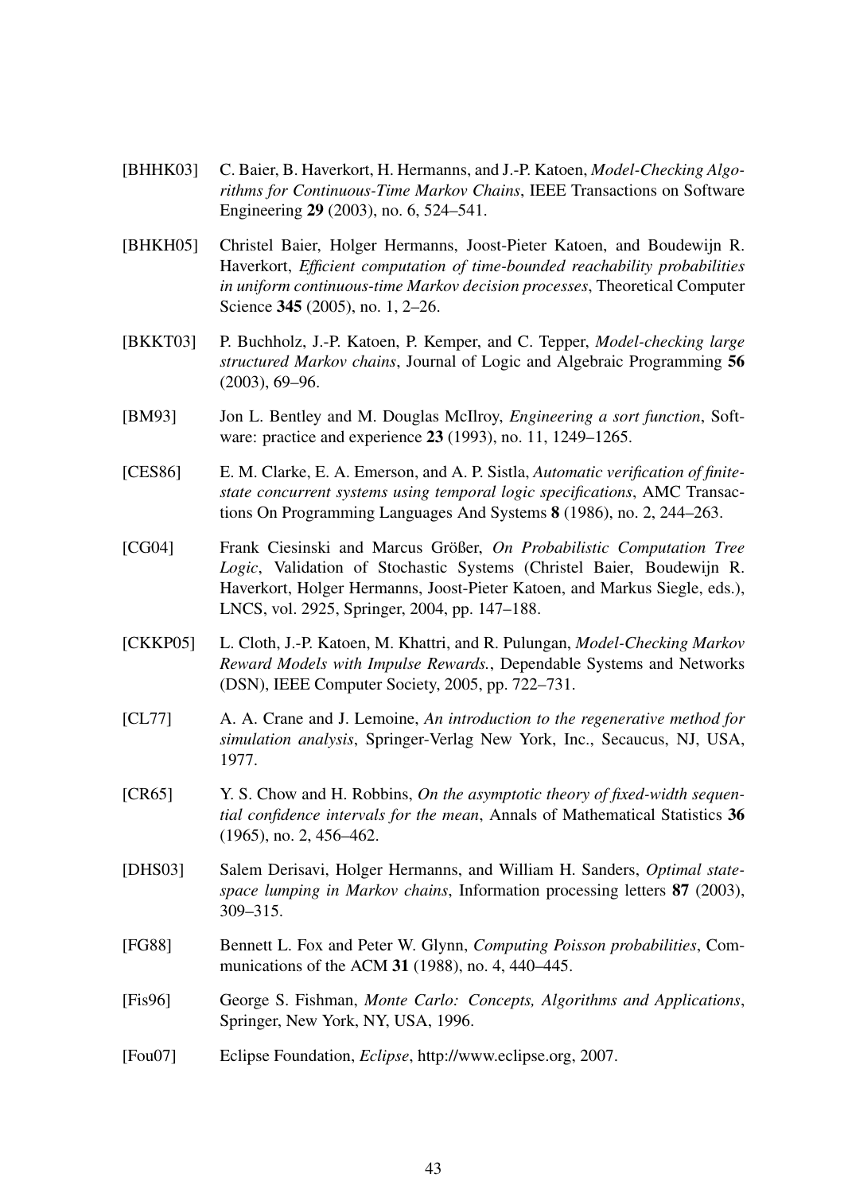[BHHK03] C. Baier, B. Haverkort, H. Hermanns, and J.-P. Katoen, *Model-Checking Algorithms for Continuous-Time Markov Chains*, IEEE Transactions on Software Engineering **29** (2003), no. 6, 524–541.

[BHKH05] Christel Baier, Holger Hermanns, Joost-Pieter Katoen, and Boudewijn R. Haverkort, *Efficient computation of time-bounded reachability probabilities in uniform continuous-time Markov decision processes*, Theoretical Computer Science **345** (2005), no. 1, 2–26.

[BKKT03] P. Buchholz, J.-P. Katoen, P. Kemper, and C. Tepper, *Model-checking large structured Markov chains*, Journal of Logic and Algebraic Programming **56** (2003), 69–96.

[BM93] Jon L. Bentley and M. Douglas McIlroy, *Engineering a sort function*, Software: practice and experience **23** (1993), no. 11, 1249–1265.

[CES86] E. M. Clarke, E. A. Emerson, and A. P. Sistla, *Automatic verification of finite-state concurrent systems using temporal logic specifications*, AMC Transactions On Programming Languages And Systems **8** (1986), no. 2, 244–263.

[CG04] Frank Ciesinski and Marcus Größer, *On Probabilistic Computation Tree Logic*, Validation of Stochastic Systems (Christel Baier, Boudewijn R. Haverkort, Holger Hermanns, Joost-Pieter Katoen, and Markus Siegle, eds.), LNCS, vol. 2925, Springer, 2004, pp. 147–188.

[CKKP05] L. Cloth, J.-P. Katoen, M. Khattri, and R. Pulungan, *Model-Checking Markov Reward Models with Impulse Rewards.*, Dependable Systems and Networks (DSN), IEEE Computer Society, 2005, pp. 722–731.

[CL77] A. A. Crane and J. Lemoine, *An introduction to the regenerative method for simulation analysis*, Springer-Verlag New York, Inc., Secaucus, NJ, USA, 1977.

[CR65] Y. S. Chow and H. Robbins, *On the asymptotic theory of fixed-width sequential confidence intervals for the mean*, Annals of Mathematical Statistics **36** (1965), no. 2, 456–462.

[DHS03] Salem Derisavi, Holger Hermanns, and William H. Sanders, *Optimal state-space lumping in Markov chains*, Information processing letters **87** (2003), 309–315.

[FG88] Bennett L. Fox and Peter W. Glynn, *Computing Poisson probabilities*, Communications of the ACM **31** (1988), no. 4, 440–445.

[Fis96] George S. Fishman, *Monte Carlo: Concepts, Algorithms and Applications*, Springer, New York, NY, USA, 1996.

[Fou07] Eclipse Foundation, *Eclipse*, http://www.eclipse.org, 2007.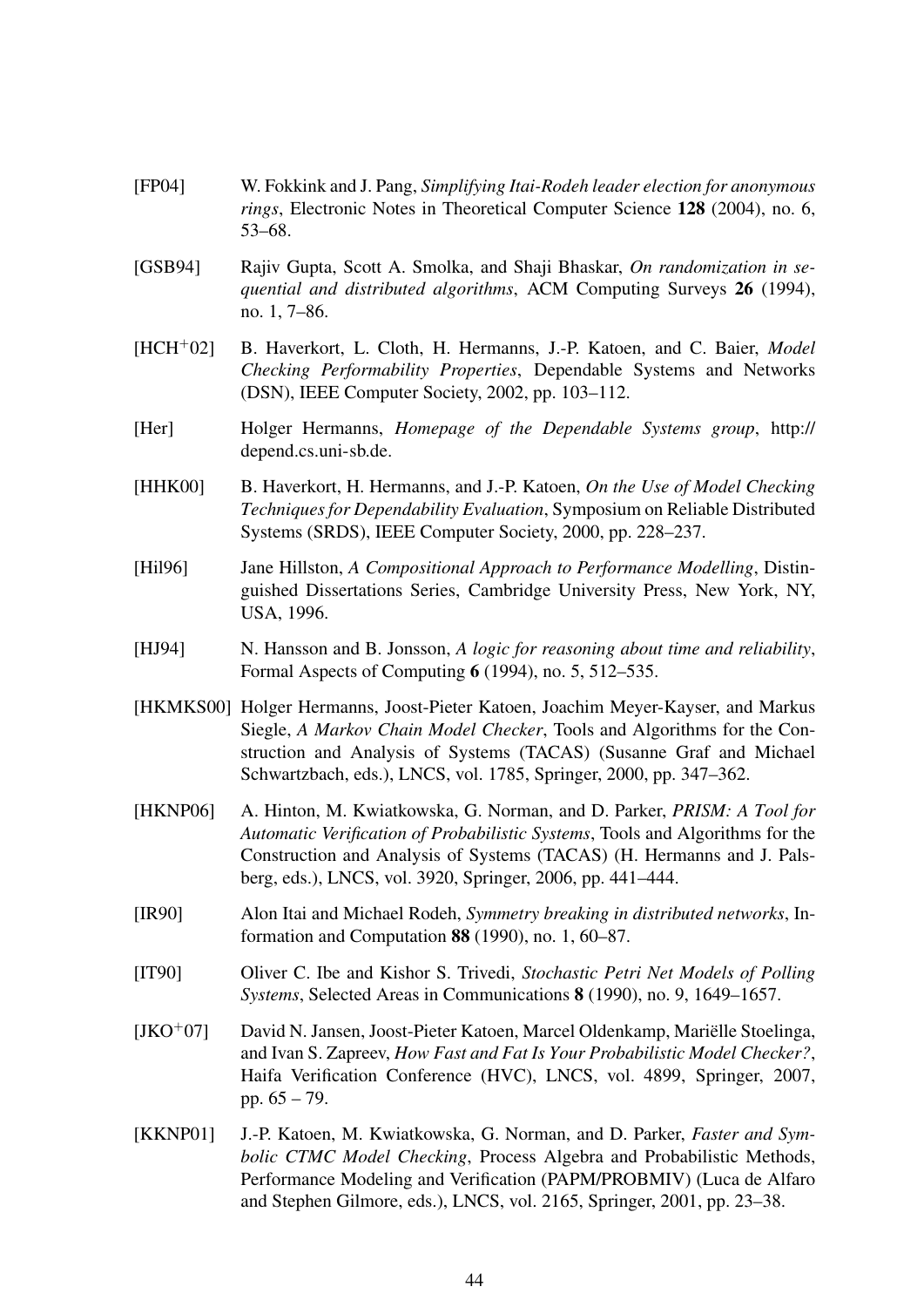[FP04] W. Fokkink and J. Pang, *Simplifying Itai-Rodeh leader election for anonymous rings*, Electronic Notes in Theoretical Computer Science **128** (2004), no. 6, 53–68.

[GSB94] Rajiv Gupta, Scott A. Smolka, and Shaji Bhaskar, *On randomization in sequential and distributed algorithms*, ACM Computing Surveys **26** (1994), no. 1, 7–86.

[HCH$^+$02] B. Haverkort, L. Cloth, H. Hermanns, J.-P. Katoen, and C. Baier, *Model Checking Performability Properties*, Dependable Systems and Networks (DSN), IEEE Computer Society, 2002, pp. 103–112.

[Her] Holger Hermanns, *Homepage of the Dependable Systems group*, http://depend.cs.uni-sb.de.

[HHK00] B. Haverkort, H. Hermanns, and J.-P. Katoen, *On the Use of Model Checking Techniques for Dependability Evaluation*, Symposium on Reliable Distributed Systems (SRDS), IEEE Computer Society, 2000, pp. 228–237.

[Hil96] Jane Hillston, *A Compositional Approach to Performance Modelling*, Distinguished Dissertations Series, Cambridge University Press, New York, NY, USA, 1996.

[HJ94] N. Hansson and B. Jonsson, *A logic for reasoning about time and reliability*, Formal Aspects of Computing **6** (1994), no. 5, 512–535.

[HKMKS00] Holger Hermanns, Joost-Pieter Katoen, Joachim Meyer-Kayser, and Markus Siegle, *A Markov Chain Model Checker*, Tools and Algorithms for the Construction and Analysis of Systems (TACAS) (Susanne Graf and Michael Schwartzbach, eds.), LNCS, vol. 1785, Springer, 2000, pp. 347–362.

[HKNP06] A. Hinton, M. Kwiatkowska, G. Norman, and D. Parker, *PRISM: A Tool for Automatic Verification of Probabilistic Systems*, Tools and Algorithms for the Construction and Analysis of Systems (TACAS) (H. Hermanns and J. Palsberg, eds.), LNCS, vol. 3920, Springer, 2006, pp. 441–444.

[IR90] Alon Itai and Michael Rodeh, *Symmetry breaking in distributed networks*, Information and Computation **88** (1990), no. 1, 60–87.

[IT90] Oliver C. Ibe and Kishor S. Trivedi, *Stochastic Petri Net Models of Polling Systems*, Selected Areas in Communications **8** (1990), no. 9, 1649–1657.

[JKO$^+$07] David N. Jansen, Joost-Pieter Katoen, Marcel Oldenkamp, Mariëlle Stoelinga, and Ivan S. Zapreev, *How Fast and Fat Is Your Probabilistic Model Checker?*, Haifa Verification Conference (HVC), LNCS, vol. 4899, Springer, 2007, pp. 65 – 79.

[KKNP01] J.-P. Katoen, M. Kwiatkowska, G. Norman, and D. Parker, *Faster and Symbolic CTMC Model Checking*, Process Algebra and Probabilistic Methods, Performance Modeling and Verification (PAPM/PROBMIV) (Luca de Alfaro and Stephen Gilmore, eds.), LNCS, vol. 2165, Springer, 2001, pp. 23–38.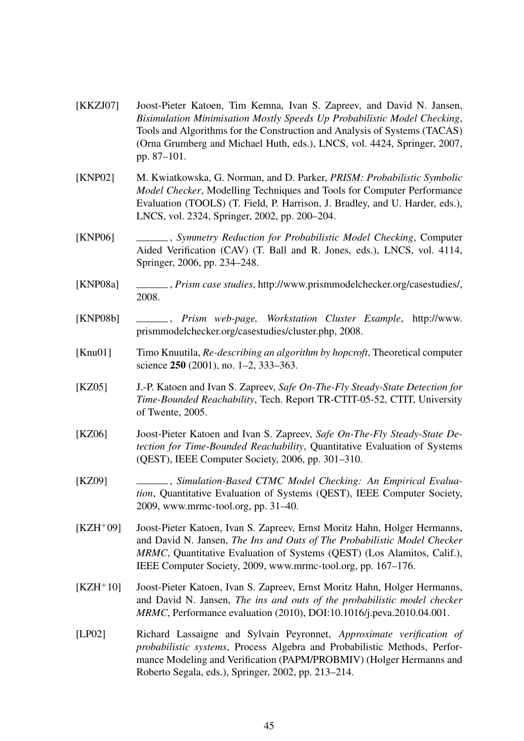[KKZJ07] Joost-Pieter Katoen, Tim Kemna, Ivan S. Zapreev, and David N. Jansen, *Bisimulation Minimisation Mostly Speeds Up Probabilistic Model Checking*, Tools and Algorithms for the Construction and Analysis of Systems (TACAS) (Orna Grumberg and Michael Huth, eds.), LNCS, vol. 4424, Springer, 2007, pp. 87–101.

[KNP02] M. Kwiatkowska, G. Norman, and D. Parker, *PRISM: Probabilistic Symbolic Model Checker*, Modelling Techniques and Tools for Computer Performance Evaluation (TOOLS) (T. Field, P. Harrison, J. Bradley, and U. Harder, eds.), LNCS, vol. 2324, Springer, 2002, pp. 200–204.

[KNP06] ______ , *Symmetry Reduction for Probabilistic Model Checking*, Computer Aided Verification (CAV) (T. Ball and R. Jones, eds.), LNCS, vol. 4114, Springer, 2006, pp. 234–248.

[KNP08a] ______ , *Prism case studies*, http://www.prismmodelchecker.org/casestudies/, 2008.

[KNP08b] ______ , *Prism web-page, Workstation Cluster Example*, http://www.prismmodelchecker.org/casestudies/cluster.php, 2008.

[Knu01] Timo Knuutila, *Re-describing an algorithm by hopcroft*, Theoretical computer science **250** (2001), no. 1–2, 333–363.

[KZ05] J.-P. Katoen and Ivan S. Zapreev, *Safe On-The-Fly Steady-State Detection for Time-Bounded Reachability*, Tech. Report TR-CTIT-05-52, CTIT, University of Twente, 2005.

[KZ06] Joost-Pieter Katoen and Ivan S. Zapreev, *Safe On-The-Fly Steady-State Detection for Time-Bounded Reachability*, Quantitative Evaluation of Systems (QEST), IEEE Computer Society, 2006, pp. 301–310.

[KZ09] ______ , *Simulation-Based CTMC Model Checking: An Empirical Evaluation*, Quantitative Evaluation of Systems (QEST), IEEE Computer Society, 2009, www.mrmc-tool.org, pp. 31–40.

[KZH+09] Joost-Pieter Katoen, Ivan S. Zapreev, Ernst Moritz Hahn, Holger Hermanns, and David N. Jansen, *The Ins and Outs of The Probabilistic Model Checker MRMC*, Quantitative Evaluation of Systems (QEST) (Los Alamitos, Calif.), IEEE Computer Society, 2009, www.mrmc-tool.org, pp. 167–176.

[KZH+10] Joost-Pieter Katoen, Ivan S. Zapreev, Ernst Moritz Hahn, Holger Hermanns, and David N. Jansen, *The ins and outs of the probabilistic model checker MRMC*, Performance evaluation (2010), DOI:10.1016/j.peva.2010.04.001.

[LP02] Richard Lassaigne and Sylvain Peyronnet, *Approximate verification of probabilistic systems*, Process Algebra and Probabilistic Methods, Performance Modeling and Verification (PAPM/PROBMIV) (Holger Hermanns and Roberto Segala, eds.), Springer, 2002, pp. 213–214.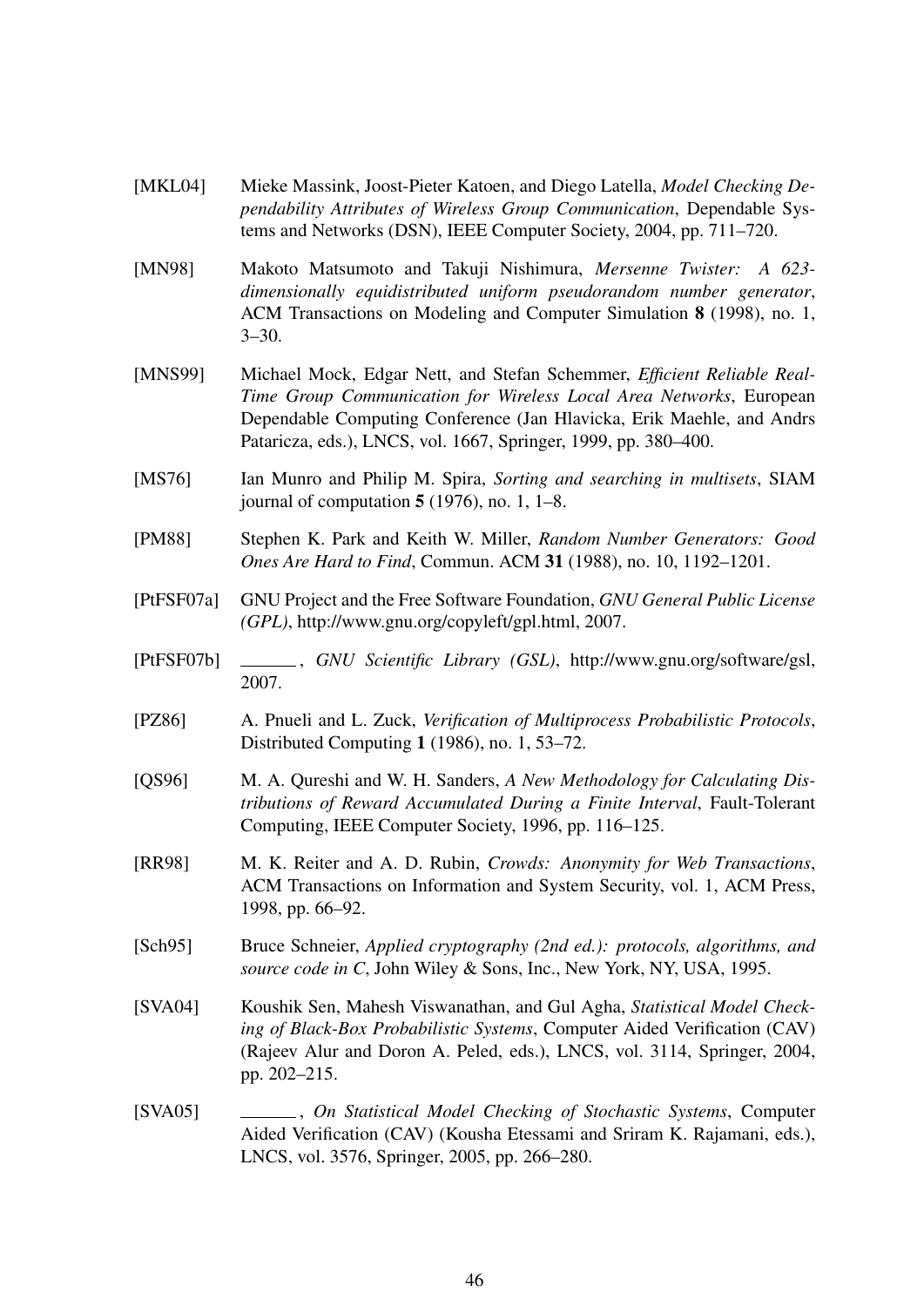[MKL04] Mieke Massink, Joost-Pieter Katoen, and Diego Latella, *Model Checking Dependability Attributes of Wireless Group Communication*, Dependable Systems and Networks (DSN), IEEE Computer Society, 2004, pp. 711–720.

[MN98] Makoto Matsumoto and Takuji Nishimura, *Mersenne Twister: A 623-dimensionally equidistributed uniform pseudorandom number generator*, ACM Transactions on Modeling and Computer Simulation **8** (1998), no. 1, 3–30.

[MNS99] Michael Mock, Edgar Nett, and Stefan Schemmer, *Efficient Reliable Real-Time Group Communication for Wireless Local Area Networks*, European Dependable Computing Conference (Jan Hlavicka, Erik Maehle, and Andrs Pataricza, eds.), LNCS, vol. 1667, Springer, 1999, pp. 380–400.

[MS76] Ian Munro and Philip M. Spira, *Sorting and searching in multisets*, SIAM journal of computation **5** (1976), no. 1, 1–8.

[PM88] Stephen K. Park and Keith W. Miller, *Random Number Generators: Good Ones Are Hard to Find*, Commun. ACM **31** (1988), no. 10, 1192–1201.

[PtFSF07a] GNU Project and the Free Software Foundation, *GNU General Public License (GPL)*, http://www.gnu.org/copyleft/gpl.html, 2007.

[PtFSF07b] ______, *GNU Scientific Library (GSL)*, http://www.gnu.org/software/gsl, 2007.

[PZ86] A. Pnueli and L. Zuck, *Verification of Multiprocess Probabilistic Protocols*, Distributed Computing **1** (1986), no. 1, 53–72.

[QS96] M. A. Qureshi and W. H. Sanders, *A New Methodology for Calculating Distributions of Reward Accumulated During a Finite Interval*, Fault-Tolerant Computing, IEEE Computer Society, 1996, pp. 116–125.

[RR98] M. K. Reiter and A. D. Rubin, *Crowds: Anonymity for Web Transactions*, ACM Transactions on Information and System Security, vol. 1, ACM Press, 1998, pp. 66–92.

[Sch95] Bruce Schneier, *Applied cryptography (2nd ed.): protocols, algorithms, and source code in C*, John Wiley & Sons, Inc., New York, NY, USA, 1995.

[SVA04] Koushik Sen, Mahesh Viswanathan, and Gul Agha, *Statistical Model Checking of Black-Box Probabilistic Systems*, Computer Aided Verification (CAV) (Rajeev Alur and Doron A. Peled, eds.), LNCS, vol. 3114, Springer, 2004, pp. 202–215.

[SVA05] ______, *On Statistical Model Checking of Stochastic Systems*, Computer Aided Verification (CAV) (Kousha Etessami and Sriram K. Rajamani, eds.), LNCS, vol. 3576, Springer, 2005, pp. 266–280.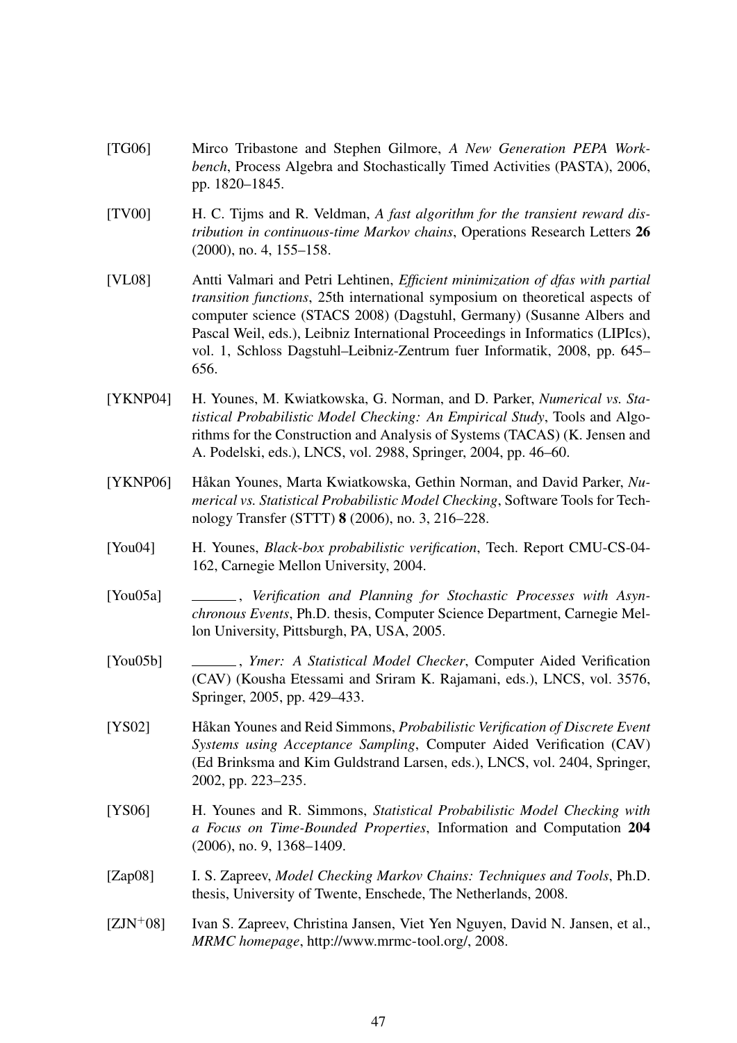[TG06] Mirco Tribastone and Stephen Gilmore, *A New Generation PEPA Workbench*, Process Algebra and Stochastically Timed Activities (PASTA), 2006, pp. 1820–1845.

[TV00] H. C. Tijms and R. Veldman, *A fast algorithm for the transient reward distribution in continuous-time Markov chains*, Operations Research Letters **26** (2000), no. 4, 155–158.

[VL08] Antti Valmari and Petri Lehtinen, *Efficient minimization of dfas with partial transition functions*, 25th international symposium on theoretical aspects of computer science (STACS 2008) (Dagstuhl, Germany) (Susanne Albers and Pascal Weil, eds.), Leibniz International Proceedings in Informatics (LIPIcs), vol. 1, Schloss Dagstuhl–Leibniz-Zentrum fuer Informatik, 2008, pp. 645–656.

[YKNP04] H. Younes, M. Kwiatkowska, G. Norman, and D. Parker, *Numerical vs. Statistical Probabilistic Model Checking: An Empirical Study*, Tools and Algorithms for the Construction and Analysis of Systems (TACAS) (K. Jensen and A. Podelski, eds.), LNCS, vol. 2988, Springer, 2004, pp. 46–60.

[YKNP06] Håkan Younes, Marta Kwiatkowska, Gethin Norman, and David Parker, *Numerical vs. Statistical Probabilistic Model Checking*, Software Tools for Technology Transfer (STTT) **8** (2006), no. 3, 216–228.

[You04] H. Younes, *Black-box probabilistic verification*, Tech. Report CMU-CS-04-162, Carnegie Mellon University, 2004.

[You05a] ______, *Verification and Planning for Stochastic Processes with Asynchronous Events*, Ph.D. thesis, Computer Science Department, Carnegie Mellon University, Pittsburgh, PA, USA, 2005.

[You05b] ______, *Ymer: A Statistical Model Checker*, Computer Aided Verification (CAV) (Kousha Etessami and Sriram K. Rajamani, eds.), LNCS, vol. 3576, Springer, 2005, pp. 429–433.

[YS02] Håkan Younes and Reid Simmons, *Probabilistic Verification of Discrete Event Systems using Acceptance Sampling*, Computer Aided Verification (CAV) (Ed Brinksma and Kim Guldstrand Larsen, eds.), LNCS, vol. 2404, Springer, 2002, pp. 223–235.

[YS06] H. Younes and R. Simmons, *Statistical Probabilistic Model Checking with a Focus on Time-Bounded Properties*, Information and Computation **204** (2006), no. 9, 1368–1409.

[Zap08] I. S. Zapreev, *Model Checking Markov Chains: Techniques and Tools*, Ph.D. thesis, University of Twente, Enschede, The Netherlands, 2008.

[ZJN$^+$08] Ivan S. Zapreev, Christina Jansen, Viet Yen Nguyen, David N. Jansen, et al., *MRMC homepage*, http://www.mrmc-tool.org/, 2008.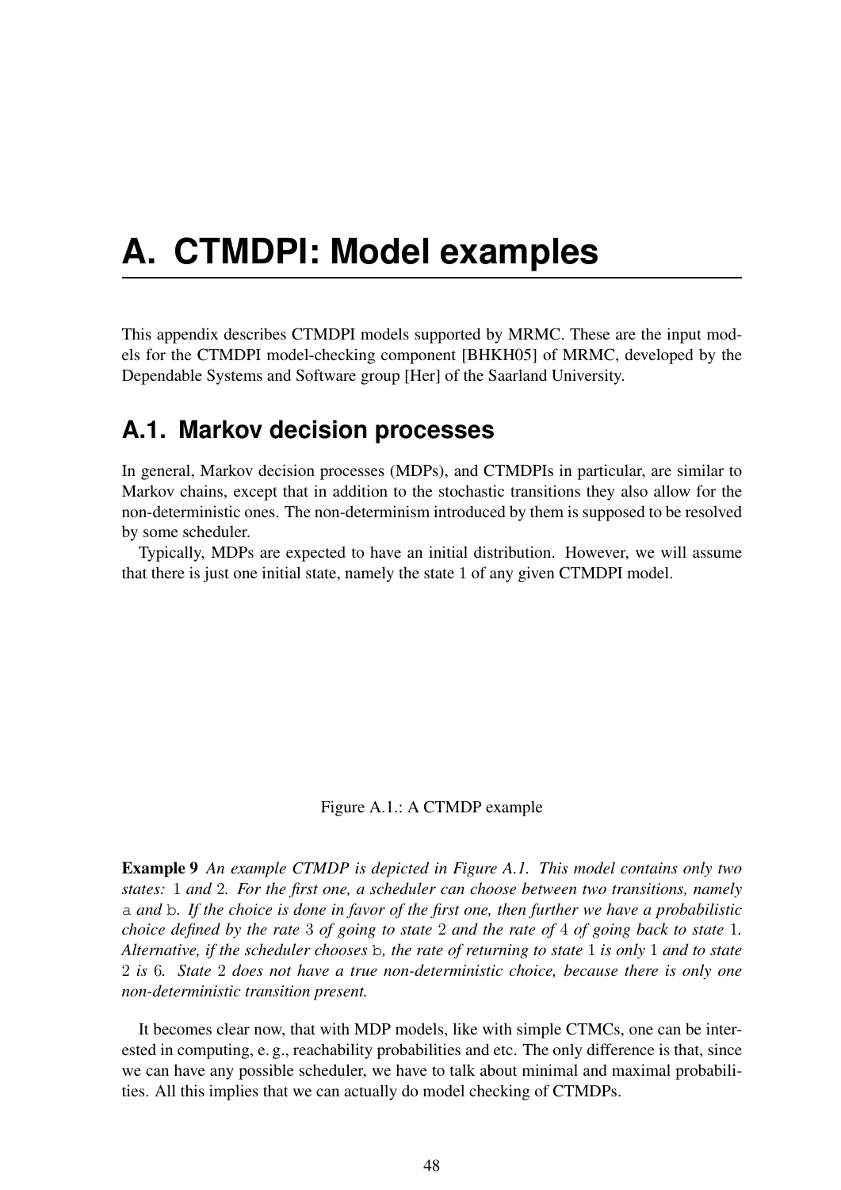# A. CTMDPI: Model examples

This appendix describes CTMDPI models supported by MRMC. These are the input models for the CTMDPI model-checking component [BHKH05] of MRMC, developed by the Dependable Systems and Software group [Her] of the Saarland University.

## A.1. Markov decision processes

In general, Markov decision processes (MDPs), and CTMDPIs in particular, are similar to Markov chains, except that in addition to the stochastic transitions they also allow for the non-deterministic ones. The non-determinism introduced by them is supposed to be resolved by some scheduler.

Typically, MDPs are expected to have an initial distribution. However, we will assume that there is just one initial state, namely the state 1 of any given CTMDPI model.

Figure A.1.: A CTMDP example

**Example 9** *An example CTMDP is depicted in Figure A.1. This model contains only two states:* 1 *and* 2*. For the first one, a scheduler can choose between two transitions, namely* `a` *and* `b`*. If the choice is done in favor of the first one, then further we have a probabilistic choice defined by the rate* 3 *of going to state* 2 *and the rate of* 4 *of going back to state* 1*. Alternative, if the scheduler chooses* `b`*, the rate of returning to state* 1 *is only* 1 *and to state* 2 *is* 6*. State* 2 *does not have a true non-deterministic choice, because there is only one non-deterministic transition present.*

It becomes clear now, that with MDP models, like with simple CTMCs, one can be interested in computing, e. g., reachability probabilities and etc. The only difference is that, since we can have any possible scheduler, we have to talk about minimal and maximal probabilities. All this implies that we can actually do model checking of CTMDPs.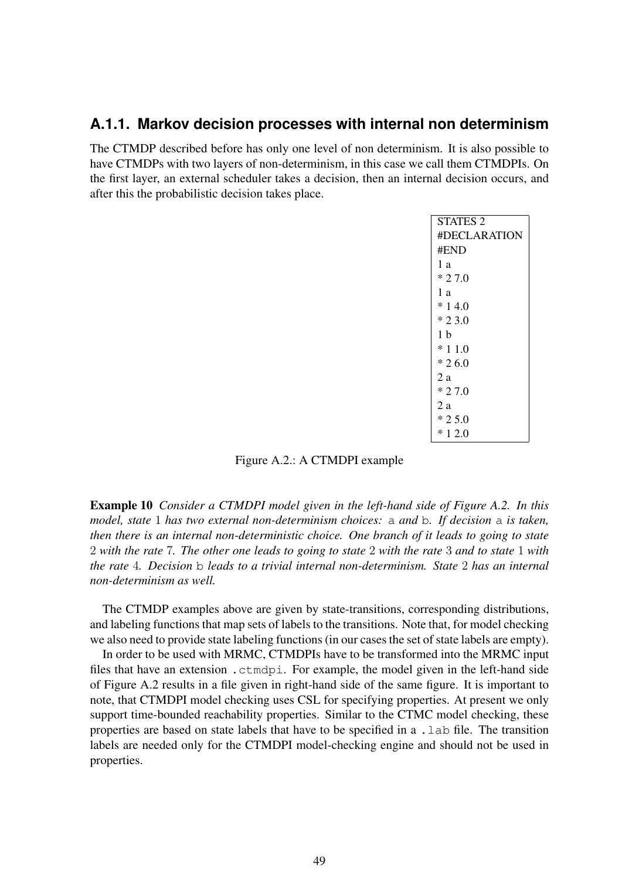### A.1.1. Markov decision processes with internal non determinism

The CTMDP described before has only one level of non determinism. It is also possible to have CTMDPs with two layers of non-determinism, in this case we call them CTMDPIs. On the first layer, an external scheduler takes a decision, then an internal decision occurs, and after this the probabilistic decision takes place.

```
STATES 2
#DECLARATION
#END
1 a
* 2 7.0
1 a
* 1 4.0
* 2 3.0
1 b
* 1 1.0
* 2 6.0
2 a
* 2 7.0
2 a
* 2 5.0
* 1 2.0
```

Figure A.2.: A CTMDPI example

**Example 10** *Consider a CTMDPI model given in the left-hand side of Figure A.2. In this model, state* $1$ *has two external non-determinism choices:* `a` *and* `b`*. If decision* `a` *is taken, then there is an internal non-deterministic choice. One branch of it leads to going to state* $2$ *with the rate* $7$*. The other one leads to going to state* $2$ *with the rate* $3$ *and to state* $1$ *with the rate* $4$*. Decision* `b` *leads to a trivial internal non-determinism. State* $2$ *has an internal non-determinism as well.*

The CTMDP examples above are given by state-transitions, corresponding distributions, and labeling functions that map sets of labels to the transitions. Note that, for model checking we also need to provide state labeling functions (in our cases the set of state labels are empty).

In order to be used with MRMC, CTMDPIs have to be transformed into the MRMC input files that have an extension `.ctmdpi`. For example, the model given in the left-hand side of Figure A.2 results in a file given in right-hand side of the same figure. It is important to note, that CTMDPI model checking uses CSL for specifying properties. At present we only support time-bounded reachability properties. Similar to the CTMC model checking, these properties are based on state labels that have to be specified in a `.lab` file. The transition labels are needed only for the CTMDPI model-checking engine and should not be used in properties.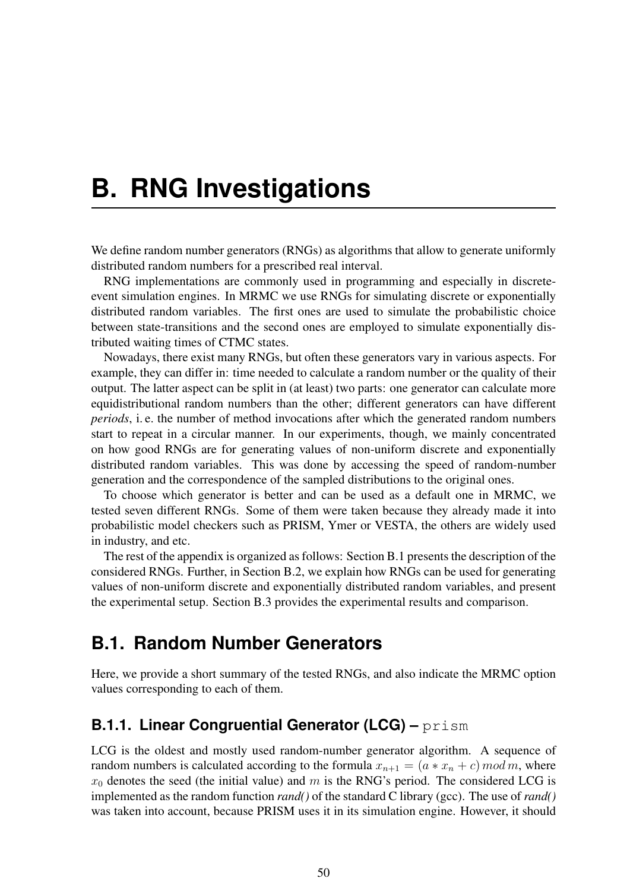# B. RNG Investigations

We define random number generators (RNGs) as algorithms that allow to generate uniformly distributed random numbers for a prescribed real interval.

RNG implementations are commonly used in programming and especially in discrete-event simulation engines. In MRMC we use RNGs for simulating discrete or exponentially distributed random variables. The first ones are used to simulate the probabilistic choice between state-transitions and the second ones are employed to simulate exponentially distributed waiting times of CTMC states.

Nowadays, there exist many RNGs, but often these generators vary in various aspects. For example, they can differ in: time needed to calculate a random number or the quality of their output. The latter aspect can be split in (at least) two parts: one generator can calculate more equidistributional random numbers than the other; different generators can have different *periods*, i. e. the number of method invocations after which the generated random numbers start to repeat in a circular manner. In our experiments, though, we mainly concentrated on how good RNGs are for generating values of non-uniform discrete and exponentially distributed random variables. This was done by accessing the speed of random-number generation and the correspondence of the sampled distributions to the original ones.

To choose which generator is better and can be used as a default one in MRMC, we tested seven different RNGs. Some of them were taken because they already made it into probabilistic model checkers such as PRISM, Ymer or VESTA, the others are widely used in industry, and etc.

The rest of the appendix is organized as follows: Section B.1 presents the description of the considered RNGs. Further, in Section B.2, we explain how RNGs can be used for generating values of non-uniform discrete and exponentially distributed random variables, and present the experimental setup. Section B.3 provides the experimental results and comparison.

## B.1. Random Number Generators

Here, we provide a short summary of the tested RNGs, and also indicate the MRMC option values corresponding to each of them.

### B.1.1. Linear Congruential Generator (LCG) – `prism`

LCG is the oldest and mostly used random-number generator algorithm. A sequence of random numbers is calculated according to the formula $x_{n+1} = (a * x_n + c) \, mod \, m$, where $x_0$ denotes the seed (the initial value) and $m$ is the RNG's period. The considered LCG is implemented as the random function *rand()* of the standard C library (gcc). The use of *rand()* was taken into account, because PRISM uses it in its simulation engine. However, it should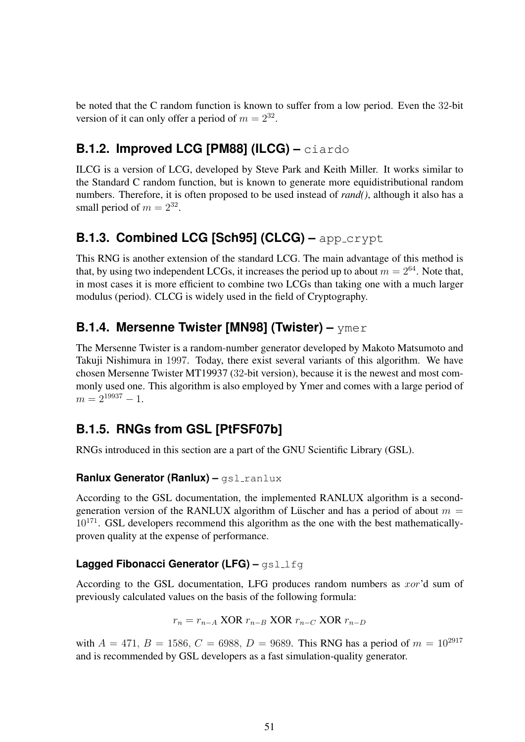be noted that the C random function is known to suffer from a low period. Even the 32-bit version of it can only offer a period of $m = 2^{32}$.

### B.1.2. Improved LCG [PM88] (ILCG) – `ciardo`

ILCG is a version of LCG, developed by Steve Park and Keith Miller. It works similar to the Standard C random function, but is known to generate more equidistributional random numbers. Therefore, it is often proposed to be used instead of ***rand()***, although it also has a small period of $m = 2^{32}$.

### B.1.3. Combined LCG [Sch95] (CLCG) – `app_crypt`

This RNG is another extension of the standard LCG. The main advantage of this method is that, by using two independent LCGs, it increases the period up to about $m = 2^{64}$. Note that, in most cases it is more efficient to combine two LCGs than taking one with a much larger modulus (period). CLCG is widely used in the field of Cryptography.

### B.1.4. Mersenne Twister [MN98] (Twister) – `ymer`

The Mersenne Twister is a random-number generator developed by Makoto Matsumoto and Takuji Nishimura in 1997. Today, there exist several variants of this algorithm. We have chosen Mersenne Twister MT19937 (32-bit version), because it is the newest and most commonly used one. This algorithm is also employed by Ymer and comes with a large period of $m = 2^{19937} - 1$.

### B.1.5. RNGs from GSL [PtFSF07b]

RNGs introduced in this section are a part of the GNU Scientific Library (GSL).

#### Ranlux Generator (Ranlux) – `gsl_ranlux`

According to the GSL documentation, the implemented RANLUX algorithm is a second-generation version of the RANLUX algorithm of Lüscher and has a period of about $m = 10^{171}$. GSL developers recommend this algorithm as the one with the best mathematically-proven quality at the expense of performance.

#### Lagged Fibonacci Generator (LFG) – `gsl_lfg`

According to the GSL documentation, LFG produces random numbers as $xor$'d sum of previously calculated values on the basis of the following formula:

$$r_n = r_{n-A} \text{ XOR } r_{n-B} \text{ XOR } r_{n-C} \text{ XOR } r_{n-D}$$

with $A = 471$, $B = 1586$, $C = 6988$, $D = 9689$. This RNG has a period of $m = 10^{2917}$ and is recommended by GSL developers as a fast simulation-quality generator.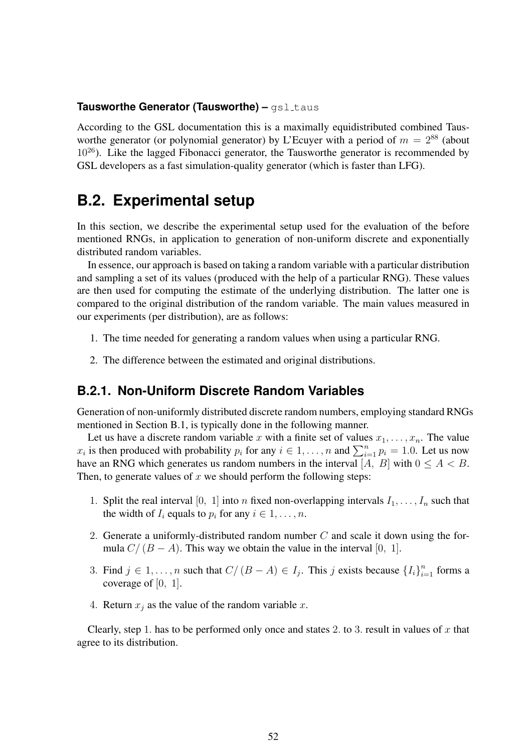**Tausworthe Generator (Tausworthe) –** gsl_taus

According to the GSL documentation this is a maximally equidistributed combined Tausworthe generator (or polynomial generator) by L'Ecuyer with a period of $m = 2^{88}$ (about $10^{26}$). Like the lagged Fibonacci generator, the Tausworthe generator is recommended by GSL developers as a fast simulation-quality generator (which is faster than LFG).

## B.2. Experimental setup

In this section, we describe the experimental setup used for the evaluation of the before mentioned RNGs, in application to generation of non-uniform discrete and exponentially distributed random variables.

In essence, our approach is based on taking a random variable with a particular distribution and sampling a set of its values (produced with the help of a particular RNG). These values are then used for computing the estimate of the underlying distribution. The latter one is compared to the original distribution of the random variable. The main values measured in our experiments (per distribution), are as follows:

1. The time needed for generating a random values when using a particular RNG.
2. The difference between the estimated and original distributions.

### B.2.1. Non-Uniform Discrete Random Variables

Generation of non-uniformly distributed discrete random numbers, employing standard RNGs mentioned in Section B.1, is typically done in the following manner.

Let us have a discrete random variable $x$ with a finite set of values $x_1, \ldots, x_n$. The value $x_i$ is then produced with probability $p_i$ for any $i \in 1, \ldots, n$ and $\sum_{i=1}^{n} p_i = 1.0$. Let us now have an RNG which generates us random numbers in the interval $[A,\ B]$ with $0 \leq A < B$. Then, to generate values of $x$ we should perform the following steps:

1. Split the real interval $[0,\ 1]$ into $n$ fixed non-overlapping intervals $I_1, \ldots, I_n$ such that the width of $I_i$ equals to $p_i$ for any $i \in 1, \ldots, n$.
2. Generate a uniformly-distributed random number $C$ and scale it down using the formula $C/\left(B - A\right)$. This way we obtain the value in the interval $[0,\ 1]$.
3. Find $j \in 1, \ldots, n$ such that $C/\left(B - A\right) \in I_j$. This $j$ exists because $\{I_i\}_{i=1}^{n}$ forms a coverage of $[0,\ 1]$.
4. Return $x_j$ as the value of the random variable $x$.

Clearly, step 1. has to be performed only once and states 2. to 3. result in values of $x$ that agree to its distribution.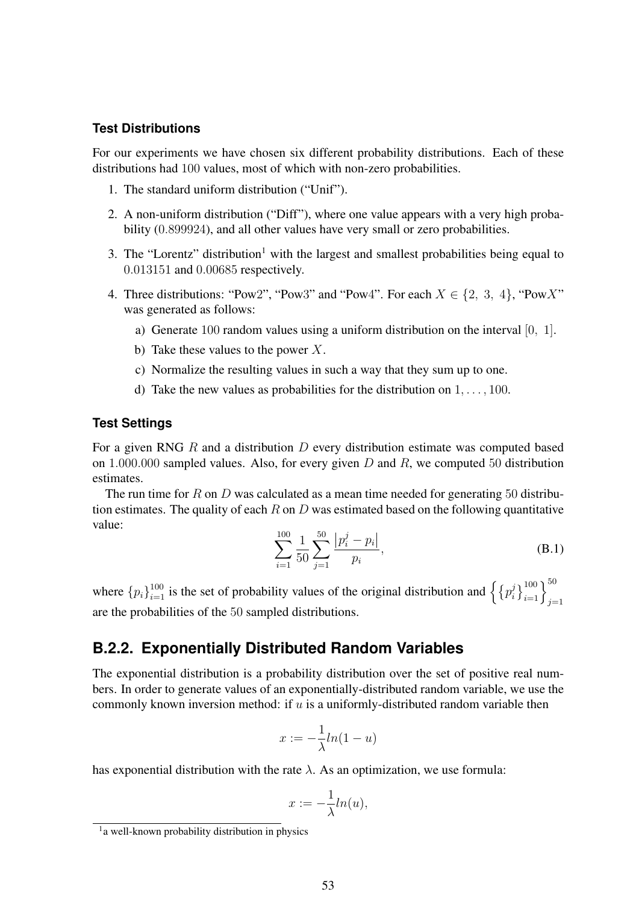**Test Distributions**

For our experiments we have chosen six different probability distributions. Each of these distributions had $100$ values, most of which with non-zero probabilities.

1. The standard uniform distribution ("Unif").
2. A non-uniform distribution ("Diff"), where one value appears with a very high probability ($0.899924$), and all other values have very small or zero probabilities.
3. The "Lorentz" distribution[1] with the largest and smallest probabilities being equal to $0.013151$ and $0.00685$ respectively.
4. Three distributions: "Pow2", "Pow3" and "Pow4". For each $X \in \{2,\ 3,\ 4\}$, "Pow$X$" was generated as follows:
   a) Generate $100$ random values using a uniform distribution on the interval $[0,\ 1]$.
   b) Take these values to the power $X$.
   c) Normalize the resulting values in such a way that they sum up to one.
   d) Take the new values as probabilities for the distribution on $1, \ldots, 100$.

**Test Settings**

For a given RNG $R$ and a distribution $D$ every distribution estimate was computed based on $1.000.000$ sampled values. Also, for every given $D$ and $R$, we computed $50$ distribution estimates.

The run time for $R$ on $D$ was calculated as a mean time needed for generating $50$ distribution estimates. The quality of each $R$ on $D$ was estimated based on the following quantitative value:

$$\sum_{i=1}^{100} \frac{1}{50} \sum_{j=1}^{50} \frac{\left|p_i^j - p_i\right|}{p_i}, \tag{B.1}$$

where $\{p_i\}_{i=1}^{100}$ is the set of probability values of the original distribution and $\left\{\left\{p_i^j\right\}_{i=1}^{100}\right\}_{j=1}^{50}$ are the probabilities of the $50$ sampled distributions.

## B.2.2. Exponentially Distributed Random Variables

The exponential distribution is a probability distribution over the set of positive real numbers. In order to generate values of an exponentially-distributed random variable, we use the commonly known inversion method: if $u$ is a uniformly-distributed random variable then

$$x := -\frac{1}{\lambda} ln(1-u)$$

has exponential distribution with the rate $\lambda$. As an optimization, we use formula:

$$x := -\frac{1}{\lambda} ln(u),$$

[1] a well-known probability distribution in physics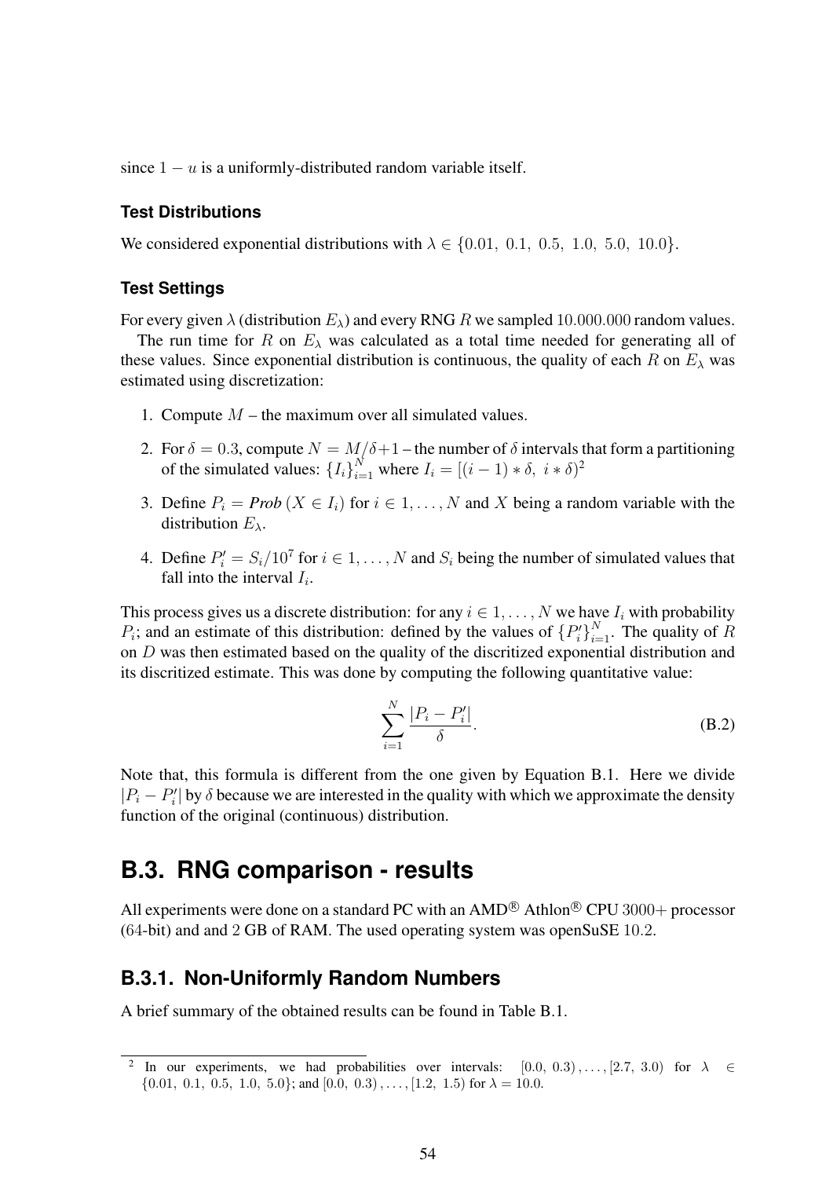since $1 - u$ is a uniformly-distributed random variable itself.

#### Test Distributions

We considered exponential distributions with $\lambda \in \{0.01,\ 0.1,\ 0.5,\ 1.0,\ 5.0,\ 10.0\}$.

#### Test Settings

For every given $\lambda$ (distribution $E_\lambda$) and every RNG $R$ we sampled $10.000.000$ random values.

The run time for $R$ on $E_\lambda$ was calculated as a total time needed for generating all of these values. Since exponential distribution is continuous, the quality of each $R$ on $E_\lambda$ was estimated using discretization:

1. Compute $M$ – the maximum over all simulated values.
2. For $\delta = 0.3$, compute $N = M/\delta + 1$ – the number of $\delta$ intervals that form a partitioning of the simulated values: $\{I_i\}_{i=1}^{N}$ where $I_i = [(i-1) * \delta,\ i * \delta)$[2]
3. Define $P_i = \textbf{\textit{Prob}}\,(X \in I_i)$ for $i \in 1, \ldots, N$ and $X$ being a random variable with the distribution $E_\lambda$.
4. Define $P'_i = S_i/10^7$ for $i \in 1, \ldots, N$ and $S_i$ being the number of simulated values that fall into the interval $I_i$.

This process gives us a discrete distribution: for any $i \in 1, \ldots, N$ we have $I_i$ with probability $P_i$; and an estimate of this distribution: defined by the values of $\{P'_i\}_{i=1}^{N}$. The quality of $R$ on $D$ was then estimated based on the quality of the discritized exponential distribution and its discritized estimate. This was done by computing the following quantitative value:

$$\sum_{i=1}^{N} \frac{|P_i - P'_i|}{\delta}. \tag{B.2}$$

Note that, this formula is different from the one given by Equation B.1. Here we divide $|P_i - P'_i|$ by $\delta$ because we are interested in the quality with which we approximate the density function of the original (continuous) distribution.

## B.3. RNG comparison - results

All experiments were done on a standard PC with an AMD® Athlon® CPU $3000+$ processor ($64$-bit) and and $2$ GB of RAM. The used operating system was openSuSE $10.2$.

### B.3.1. Non-Uniformly Random Numbers

A brief summary of the obtained results can be found in Table B.1.

---

[2] In our experiments, we had probabilities over intervals: $[0.0,\ 0.3), \ldots, [2.7,\ 3.0)$ for $\lambda \in \{0.01,\ 0.1,\ 0.5,\ 1.0,\ 5.0\}$; and $[0.0,\ 0.3), \ldots, [1.2,\ 1.5)$ for $\lambda = 10.0$.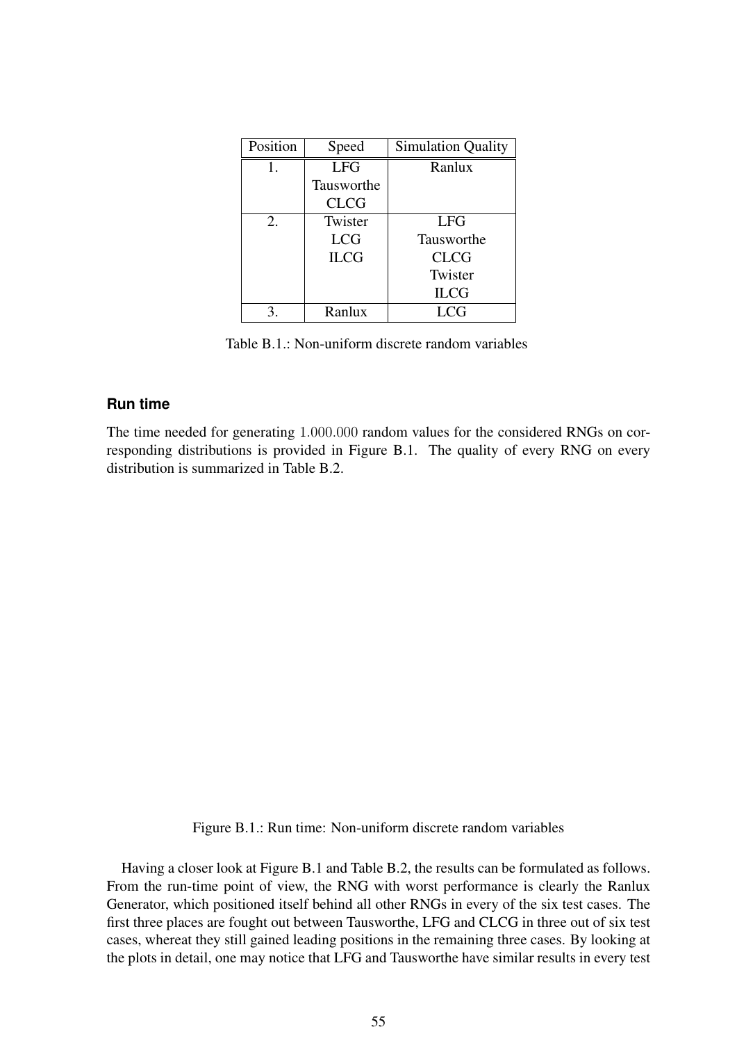| Position | Speed | Simulation Quality |
|---|---|---|
| 1. | LFG<br>Tausworthe<br>CLCG | Ranlux |
| 2. | Twister<br>LCG<br>ILCG | LFG<br>Tausworthe<br>CLCG<br>Twister<br>ILCG |
| 3. | Ranlux | LCG |

Table B.1.: Non-uniform discrete random variables

### Run time

The time needed for generating 1.000.000 random values for the considered RNGs on corresponding distributions is provided in Figure B.1. The quality of every RNG on every distribution is summarized in Table B.2.

Figure B.1.: Run time: Non-uniform discrete random variables

Having a closer look at Figure B.1 and Table B.2, the results can be formulated as follows. From the run-time point of view, the RNG with worst performance is clearly the Ranlux Generator, which positioned itself behind all other RNGs in every of the six test cases. The first three places are fought out between Tausworthe, LFG and CLCG in three out of six test cases, whereat they still gained leading positions in the remaining three cases. By looking at the plots in detail, one may notice that LFG and Tausworthe have similar results in every test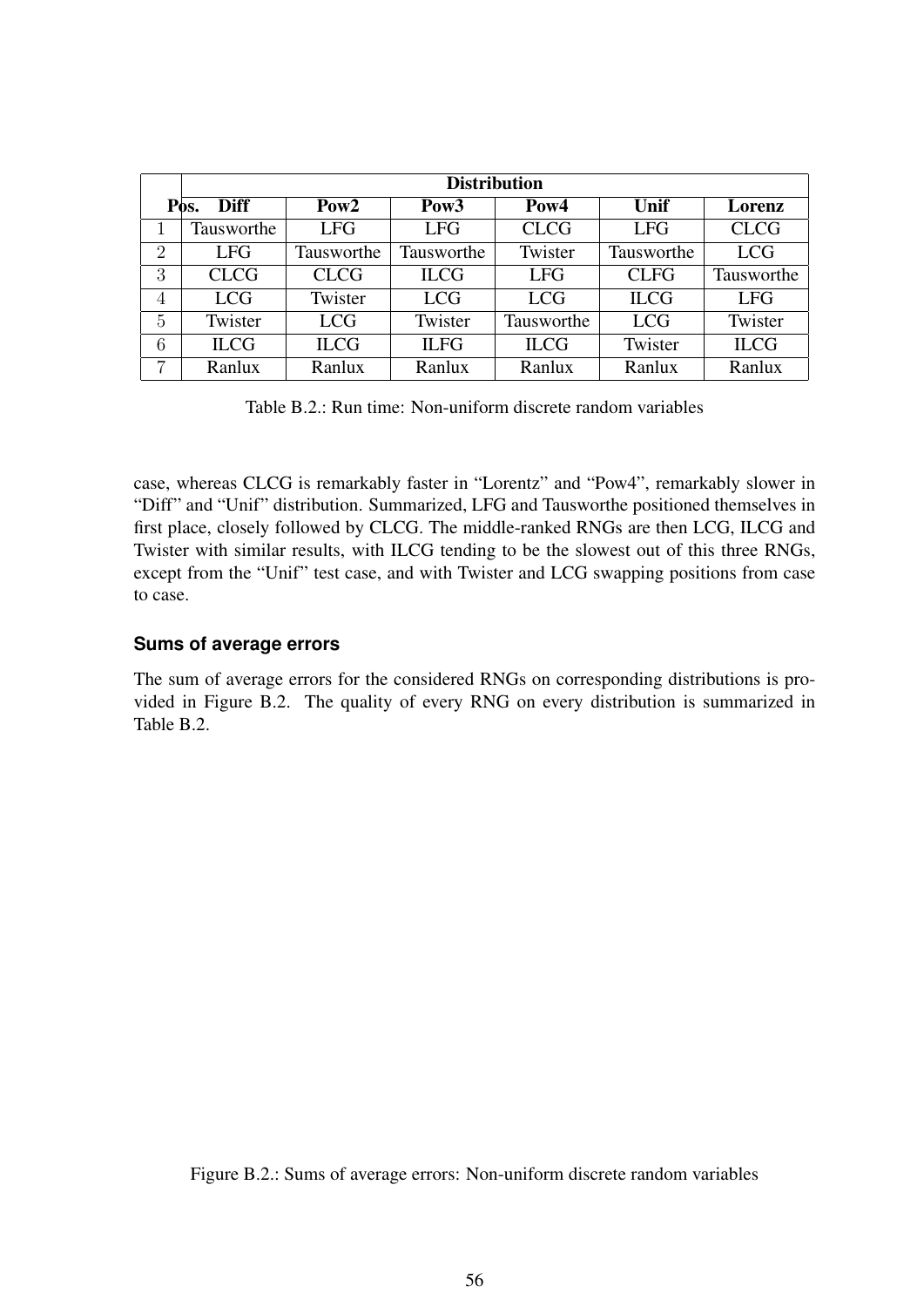| Pos. | Distribution | | | | | |
|---|---|---|---|---|---|---|
| | **Diff** | **Pow2** | **Pow3** | **Pow4** | **Unif** | **Lorenz** |
| 1 | Tausworthe | LFG | LFG | CLCG | LFG | CLCG |
| 2 | LFG | Tausworthe | Tausworthe | Twister | Tausworthe | LCG |
| 3 | CLCG | CLCG | ILCG | LFG | CLFG | Tausworthe |
| 4 | LCG | Twister | LCG | LCG | ILCG | LFG |
| 5 | Twister | LCG | Twister | Tausworthe | LCG | Twister |
| 6 | ILCG | ILCG | ILFG | ILCG | Twister | ILCG |
| 7 | Ranlux | Ranlux | Ranlux | Ranlux | Ranlux | Ranlux |

Table B.2.: Run time: Non-uniform discrete random variables

case, whereas CLCG is remarkably faster in "Lorentz" and "Pow4", remarkably slower in "Diff" and "Unif" distribution. Summarized, LFG and Tausworthe positioned themselves in first place, closely followed by CLCG. The middle-ranked RNGs are then LCG, ILCG and Twister with similar results, with ILCG tending to be the slowest out of this three RNGs, except from the "Unif" test case, and with Twister and LCG swapping positions from case to case.

### Sums of average errors

The sum of average errors for the considered RNGs on corresponding distributions is provided in Figure B.2. The quality of every RNG on every distribution is summarized in Table B.2.

Figure B.2.: Sums of average errors: Non-uniform discrete random variables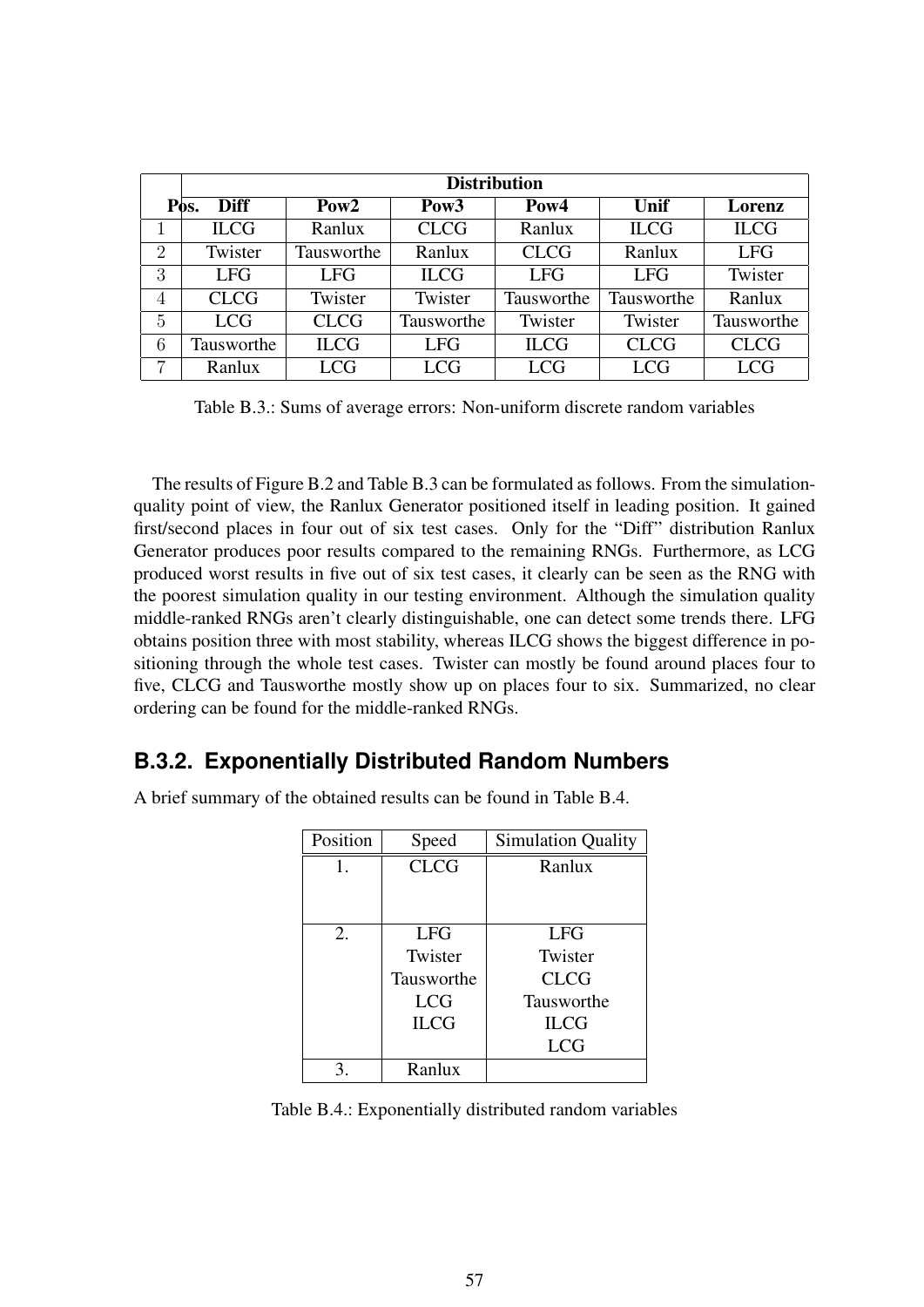| Pos. | Distribution | | | | | |
|---|---|---|---|---|---|---|
| | **Diff** | **Pow2** | **Pow3** | **Pow4** | **Unif** | **Lorenz** |
| 1 | ILCG | Ranlux | CLCG | Ranlux | ILCG | ILCG |
| 2 | Twister | Tausworthe | Ranlux | CLCG | Ranlux | LFG |
| 3 | LFG | LFG | ILCG | LFG | LFG | Twister |
| 4 | CLCG | Twister | Twister | Tausworthe | Tausworthe | Ranlux |
| 5 | LCG | CLCG | Tausworthe | Twister | Twister | Tausworthe |
| 6 | Tausworthe | ILCG | LFG | ILCG | CLCG | CLCG |
| 7 | Ranlux | LCG | LCG | LCG | LCG | LCG |

Table B.3.: Sums of average errors: Non-uniform discrete random variables

The results of Figure B.2 and Table B.3 can be formulated as follows. From the simulation-quality point of view, the Ranlux Generator positioned itself in leading position. It gained first/second places in four out of six test cases. Only for the "Diff" distribution Ranlux Generator produces poor results compared to the remaining RNGs. Furthermore, as LCG produced worst results in five out of six test cases, it clearly can be seen as the RNG with the poorest simulation quality in our testing environment. Although the simulation quality middle-ranked RNGs aren't clearly distinguishable, one can detect some trends there. LFG obtains position three with most stability, whereas ILCG shows the biggest difference in positioning through the whole test cases. Twister can mostly be found around places four to five, CLCG and Tausworthe mostly show up on places four to six. Summarized, no clear ordering can be found for the middle-ranked RNGs.

## B.3.2. Exponentially Distributed Random Numbers

A brief summary of the obtained results can be found in Table B.4.

| Position | Speed | Simulation Quality |
|---|---|---|
| 1. | CLCG | Ranlux |
| 2. | LFG<br>Twister<br>Tausworthe<br>LCG<br>ILCG | LFG<br>Twister<br>CLCG<br>Tausworthe<br>ILCG<br>LCG |
| 3. | Ranlux | |

Table B.4.: Exponentially distributed random variables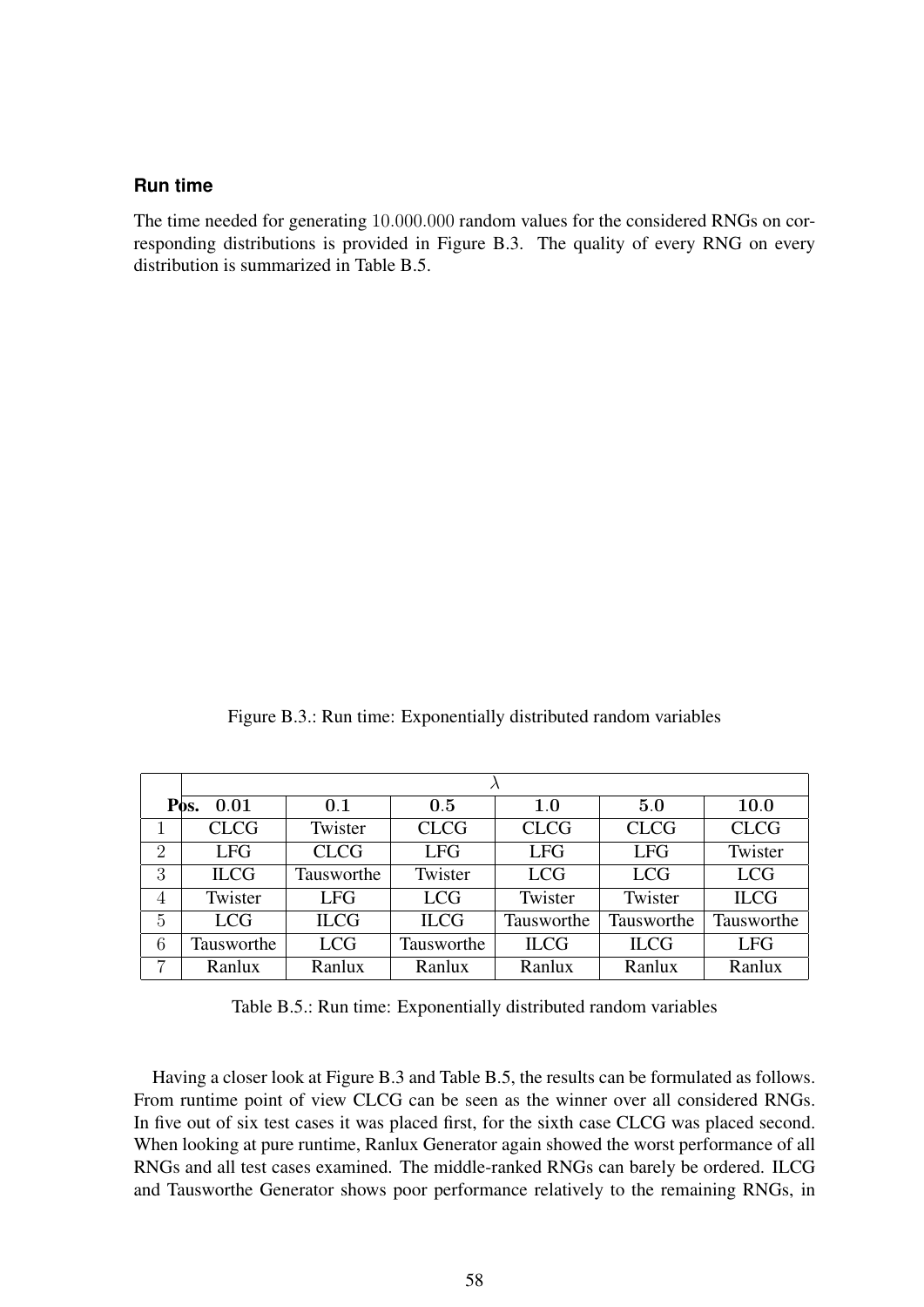**Run time**

The time needed for generating $10.000.000$ random values for the considered RNGs on corresponding distributions is provided in Figure B.3. The quality of every RNG on every distribution is summarized in Table B.5.

Figure B.3.: Run time: Exponentially distributed random variables

| | $\lambda$ | | | | | |
|---|---|---|---|---|---|---|
| **Pos.** | $\mathbf{0.01}$ | $\mathbf{0.1}$ | $\mathbf{0.5}$ | $\mathbf{1.0}$ | $\mathbf{5.0}$ | $\mathbf{10.0}$ |
| $1$ | CLCG | Twister | CLCG | CLCG | CLCG | CLCG |
| $2$ | LFG | CLCG | LFG | LFG | LFG | Twister |
| $3$ | ILCG | Tausworthe | Twister | LCG | LCG | LCG |
| $4$ | Twister | LFG | LCG | Twister | Twister | ILCG |
| $5$ | LCG | ILCG | ILCG | Tausworthe | Tausworthe | Tausworthe |
| $6$ | Tausworthe | LCG | Tausworthe | ILCG | ILCG | LFG |
| $7$ | Ranlux | Ranlux | Ranlux | Ranlux | Ranlux | Ranlux |

Table B.5.: Run time: Exponentially distributed random variables

Having a closer look at Figure B.3 and Table B.5, the results can be formulated as follows. From runtime point of view CLCG can be seen as the winner over all considered RNGs. In five out of six test cases it was placed first, for the sixth case CLCG was placed second. When looking at pure runtime, Ranlux Generator again showed the worst performance of all RNGs and all test cases examined. The middle-ranked RNGs can barely be ordered. ILCG and Tausworthe Generator shows poor performance relatively to the remaining RNGs, in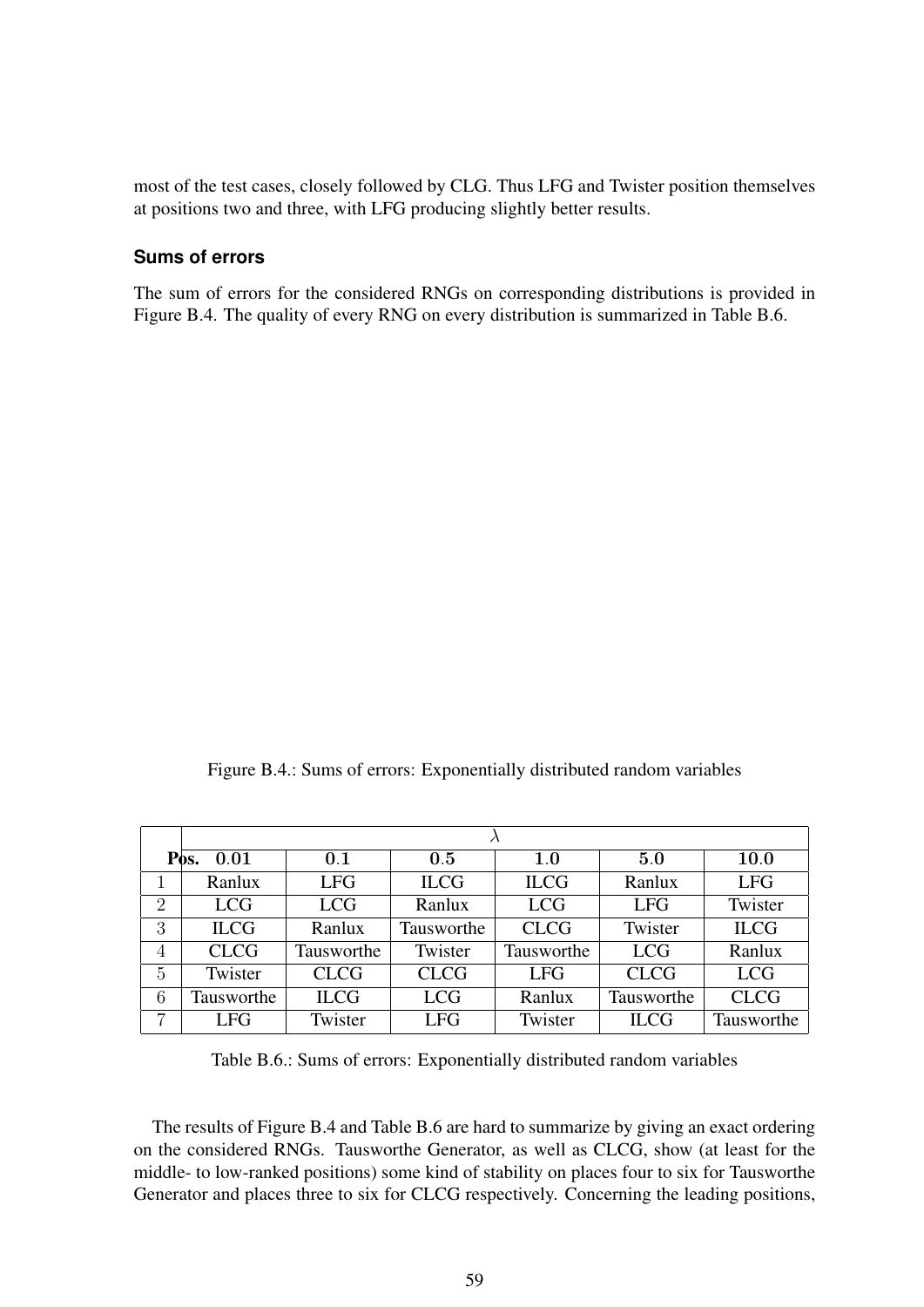most of the test cases, closely followed by CLG. Thus LFG and Twister position themselves at positions two and three, with LFG producing slightly better results.

### Sums of errors

The sum of errors for the considered RNGs on corresponding distributions is provided in Figure B.4. The quality of every RNG on every distribution is summarized in Table B.6.

Figure B.4.: Sums of errors: Exponentially distributed random variables

| | $\lambda$ | | | | | |
|---|---|---|---|---|---|---|
| **Pos.** | $0.01$ | $0.1$ | $0.5$ | $1.0$ | $5.0$ | $10.0$ |
| 1 | Ranlux | LFG | ILCG | ILCG | Ranlux | LFG |
| 2 | LCG | LCG | Ranlux | LCG | LFG | Twister |
| 3 | ILCG | Ranlux | Tausworthe | CLCG | Twister | ILCG |
| 4 | CLCG | Tausworthe | Twister | Tausworthe | LCG | Ranlux |
| 5 | Twister | CLCG | CLCG | LFG | CLCG | LCG |
| 6 | Tausworthe | ILCG | LCG | Ranlux | Tausworthe | CLCG |
| 7 | LFG | Twister | LFG | Twister | ILCG | Tausworthe |

Table B.6.: Sums of errors: Exponentially distributed random variables

The results of Figure B.4 and Table B.6 are hard to summarize by giving an exact ordering on the considered RNGs. Tausworthe Generator, as well as CLCG, show (at least for the middle- to low-ranked positions) some kind of stability on places four to six for Tausworthe Generator and places three to six for CLCG respectively. Concerning the leading positions,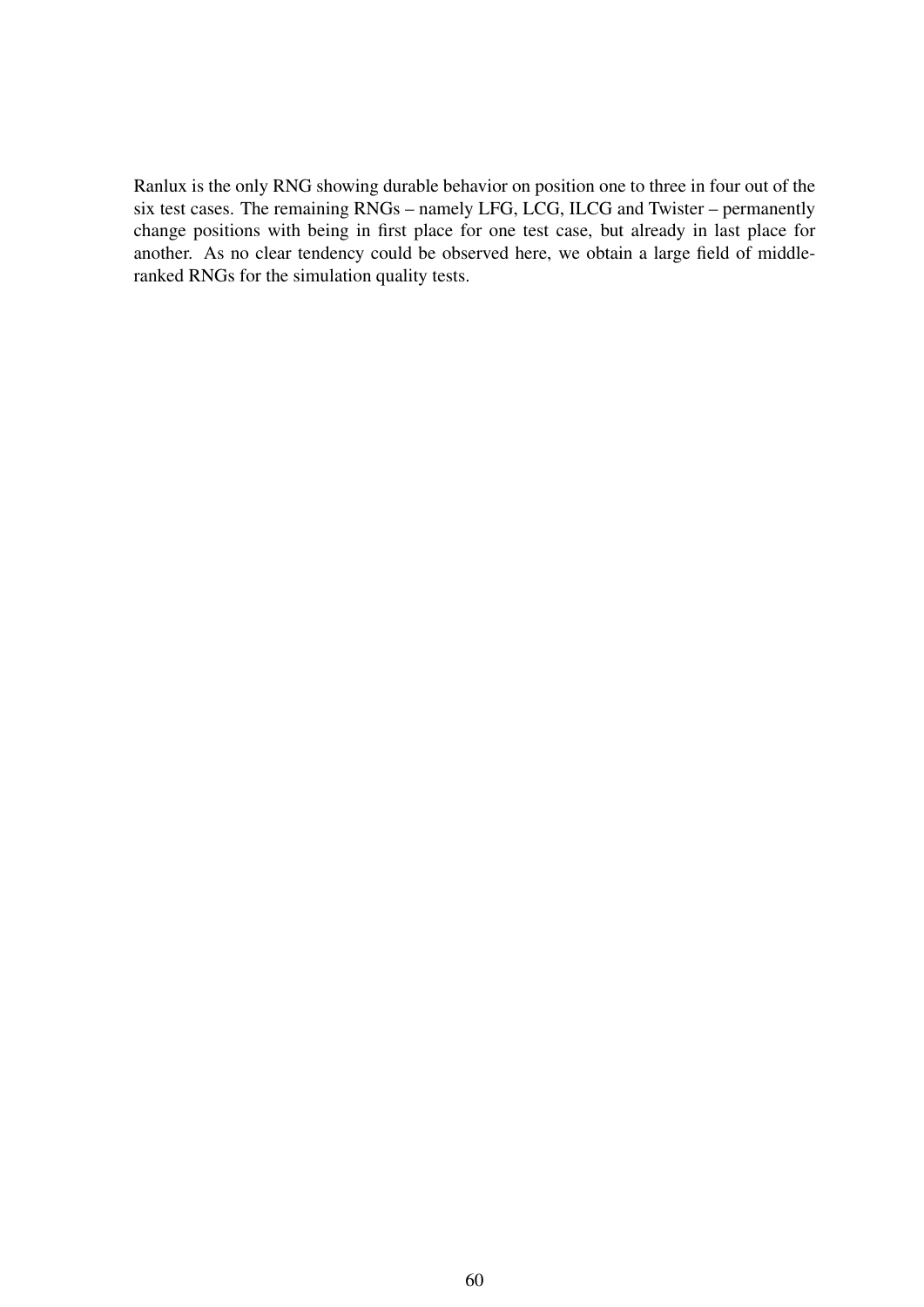Ranlux is the only RNG showing durable behavior on position one to three in four out of the six test cases. The remaining RNGs – namely LFG, LCG, ILCG and Twister – permanently change positions with being in first place for one test case, but already in last place for another. As no clear tendency could be observed here, we obtain a large field of middle-ranked RNGs for the simulation quality tests.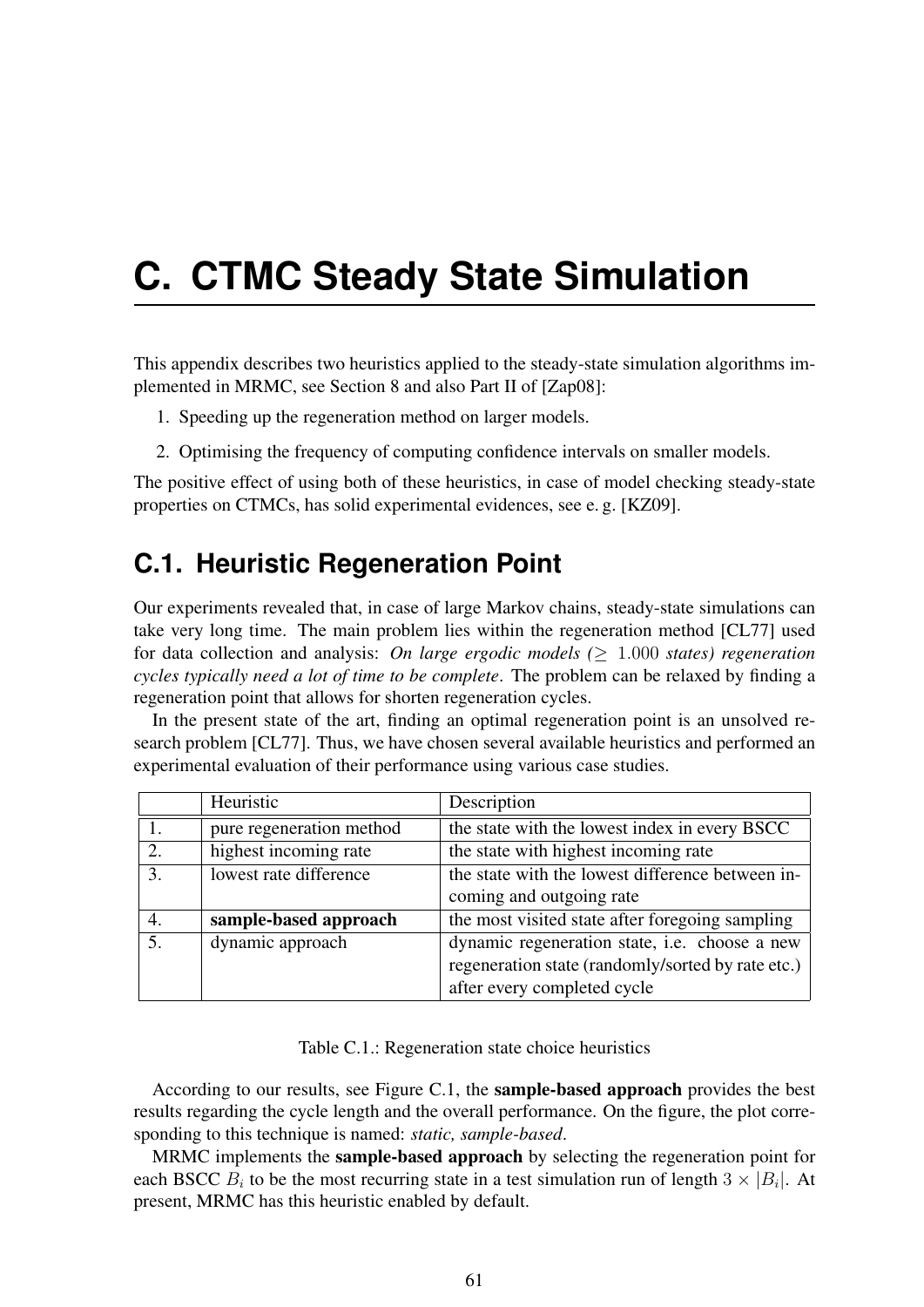# C. CTMC Steady State Simulation

This appendix describes two heuristics applied to the steady-state simulation algorithms implemented in MRMC, see Section 8 and also Part II of [Zap08]:

1. Speeding up the regeneration method on larger models.
2. Optimising the frequency of computing confidence intervals on smaller models.

The positive effect of using both of these heuristics, in case of model checking steady-state properties on CTMCs, has solid experimental evidences, see e. g. [KZ09].

## C.1. Heuristic Regeneration Point

Our experiments revealed that, in case of large Markov chains, steady-state simulations can take very long time. The main problem lies within the regeneration method [CL77] used for data collection and analysis: *On large ergodic models ($\geq$ 1.000 states) regeneration cycles typically need a lot of time to be complete*. The problem can be relaxed by finding a regeneration point that allows for shorten regeneration cycles.

In the present state of the art, finding an optimal regeneration point is an unsolved research problem [CL77]. Thus, we have chosen several available heuristics and performed an experimental evaluation of their performance using various case studies.

| | Heuristic | Description |
|---|---|---|
| 1. | pure regeneration method | the state with the lowest index in every BSCC |
| 2. | highest incoming rate | the state with highest incoming rate |
| 3. | lowest rate difference | the state with the lowest difference between incoming and outgoing rate |
| 4. | **sample-based approach** | the most visited state after foregoing sampling |
| 5. | dynamic approach | dynamic regeneration state, i.e. choose a new regeneration state (randomly/sorted by rate etc.) after every completed cycle |

Table C.1.: Regeneration state choice heuristics

According to our results, see Figure C.1, the **sample-based approach** provides the best results regarding the cycle length and the overall performance. On the figure, the plot corresponding to this technique is named: *static, sample-based*.

MRMC implements the **sample-based approach** by selecting the regeneration point for each BSCC $B_i$ to be the most recurring state in a test simulation run of length $3 \times |B_i|$. At present, MRMC has this heuristic enabled by default.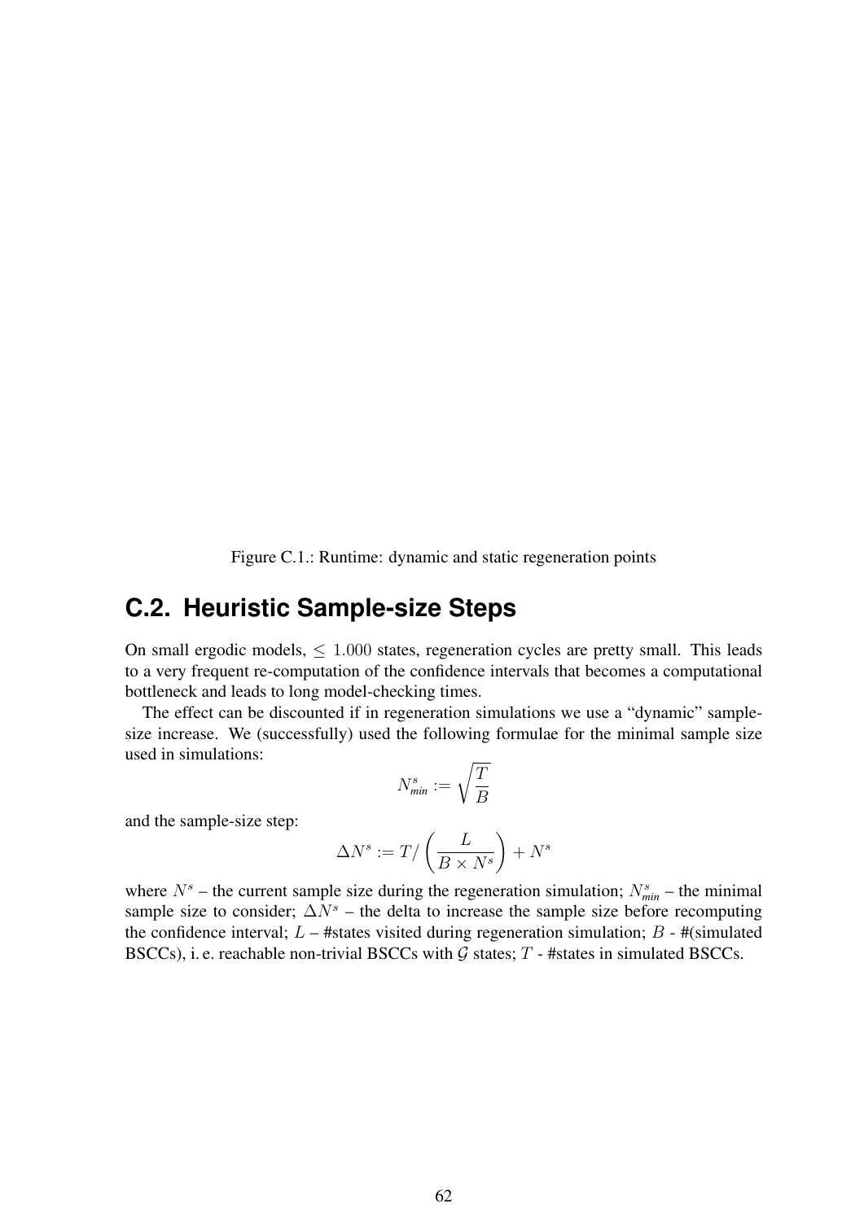Figure C.1.: Runtime: dynamic and static regeneration points

## C.2. Heuristic Sample-size Steps

On small ergodic models, $\leq 1.000$ states, regeneration cycles are pretty small. This leads to a very frequent re-computation of the confidence intervals that becomes a computational bottleneck and leads to long model-checking times.

The effect can be discounted if in regeneration simulations we use a "dynamic" sample-size increase. We (successfully) used the following formulae for the minimal sample size used in simulations:

$$N^s_{min} := \sqrt{\frac{T}{B}}$$

and the sample-size step:

$$\Delta N^s := T / \left( \frac{L}{B \times N^s} \right) + N^s$$

where $N^s$ – the current sample size during the regeneration simulation; $N^s_{min}$ – the minimal sample size to consider; $\Delta N^s$ – the delta to increase the sample size before recomputing the confidence interval; $L$ – #states visited during regeneration simulation; $B$ - #(simulated BSCCs), i. e. reachable non-trivial BSCCs with $\mathcal{G}$ states; $T$ - #states in simulated BSCCs.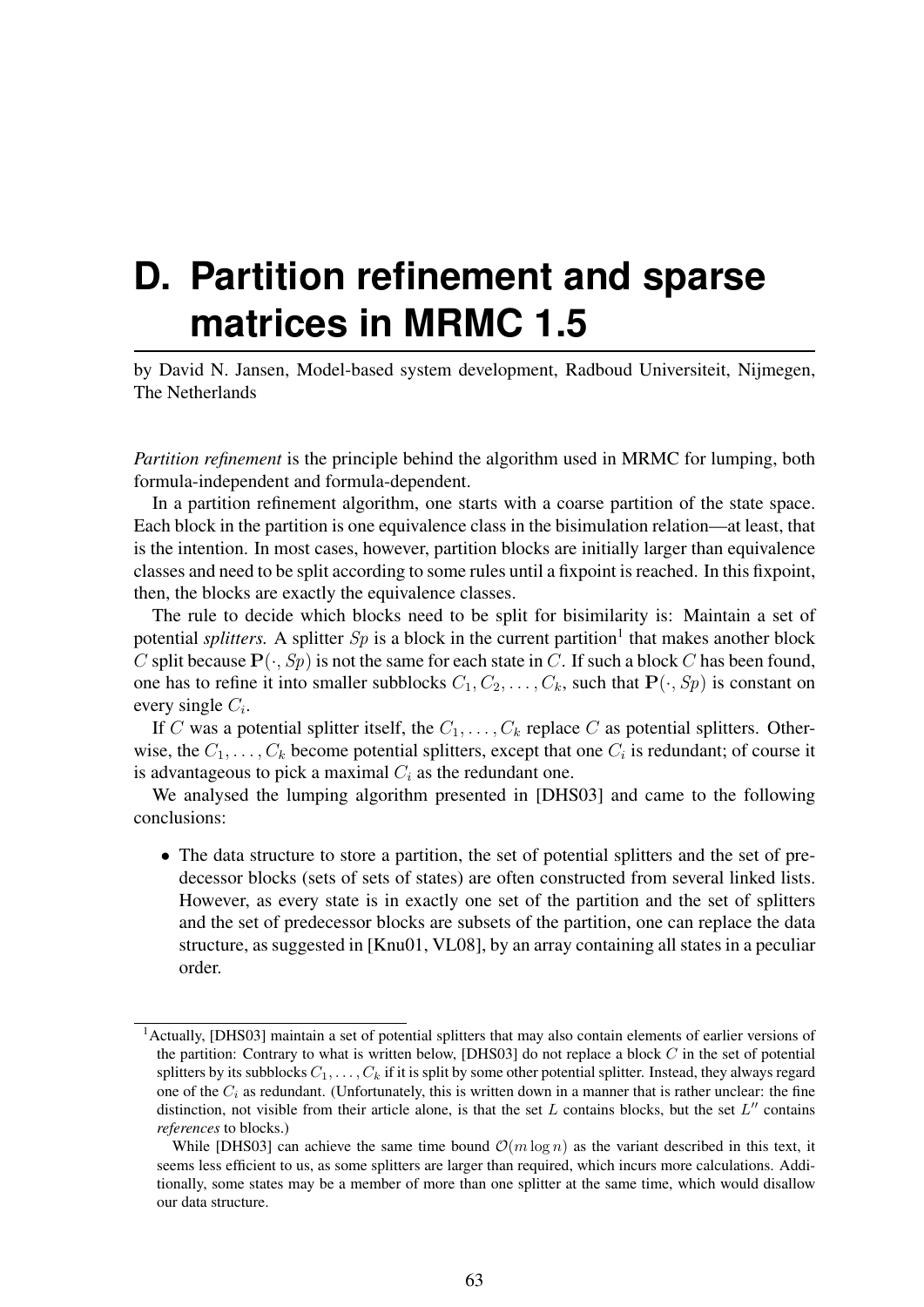# D. Partition refinement and sparse matrices in MRMC 1.5

by David N. Jansen, Model-based system development, Radboud Universiteit, Nijmegen, The Netherlands

*Partition refinement* is the principle behind the algorithm used in MRMC for lumping, both formula-independent and formula-dependent.

In a partition refinement algorithm, one starts with a coarse partition of the state space. Each block in the partition is one equivalence class in the bisimulation relation—at least, that is the intention. In most cases, however, partition blocks are initially larger than equivalence classes and need to be split according to some rules until a fixpoint is reached. In this fixpoint, then, the blocks are exactly the equivalence classes.

The rule to decide which blocks need to be split for bisimilarity is: Maintain a set of potential *splitters.* A splitter $Sp$ is a block in the current partition[1] that makes another block $C$ split because $\mathbf{P}(\cdot, Sp)$ is not the same for each state in $C$. If such a block $C$ has been found, one has to refine it into smaller subblocks $C_1, C_2, \ldots, C_k$, such that $\mathbf{P}(\cdot, Sp)$ is constant on every single $C_i$.

If $C$ was a potential splitter itself, the $C_1, \ldots, C_k$ replace $C$ as potential splitters. Otherwise, the $C_1, \ldots, C_k$ become potential splitters, except that one $C_i$ is redundant; of course it is advantageous to pick a maximal $C_i$ as the redundant one.

We analysed the lumping algorithm presented in [DHS03] and came to the following conclusions:

- The data structure to store a partition, the set of potential splitters and the set of predecessor blocks (sets of sets of states) are often constructed from several linked lists. However, as every state is in exactly one set of the partition and the set of splitters and the set of predecessor blocks are subsets of the partition, one can replace the data structure, as suggested in [Knu01, VL08], by an array containing all states in a peculiar order.

[1] Actually, [DHS03] maintain a set of potential splitters that may also contain elements of earlier versions of the partition: Contrary to what is written below, [DHS03] do not replace a block $C$ in the set of potential splitters by its subblocks $C_1, \ldots, C_k$ if it is split by some other potential splitter. Instead, they always regard one of the $C_i$ as redundant. (Unfortunately, this is written down in a manner that is rather unclear: the fine distinction, not visible from their article alone, is that the set $L$ contains blocks, but the set $L''$ contains *references* to blocks.)

While [DHS03] can achieve the same time bound $\mathcal{O}(m \log n)$ as the variant described in this text, it seems less efficient to us, as some splitters are larger than required, which incurs more calculations. Additionally, some states may be a member of more than one splitter at the same time, which would disallow our data structure.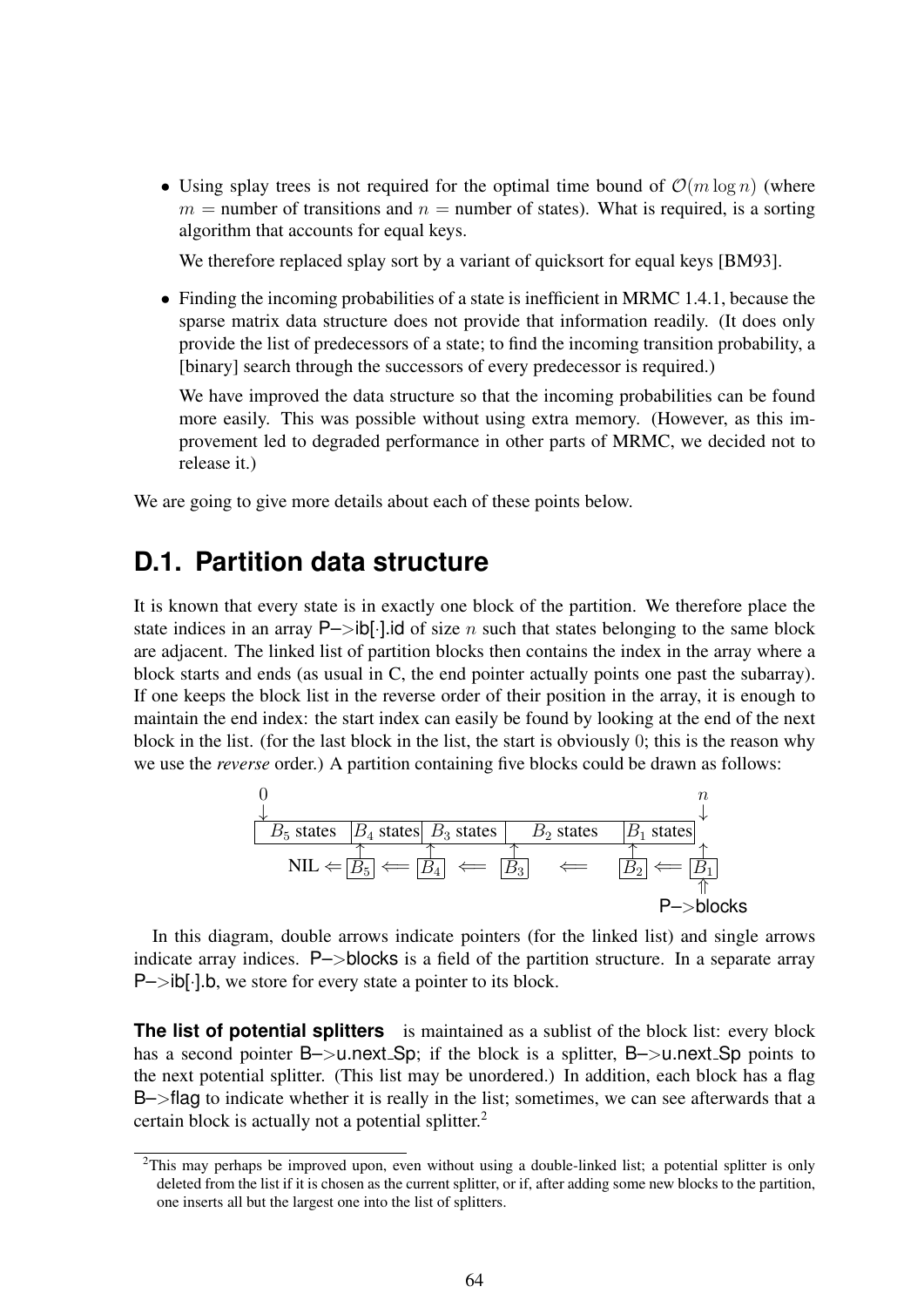- Using splay trees is not required for the optimal time bound of $\mathcal{O}(m \log n)$ (where $m$ = number of transitions and $n$ = number of states). What is required, is a sorting algorithm that accounts for equal keys.

  We therefore replaced splay sort by a variant of quicksort for equal keys [BM93].

- Finding the incoming probabilities of a state is inefficient in MRMC 1.4.1, because the sparse matrix data structure does not provide that information readily. (It does only provide the list of predecessors of a state; to find the incoming transition probability, a [binary] search through the successors of every predecessor is required.)

  We have improved the data structure so that the incoming probabilities can be found more easily. This was possible without using extra memory. (However, as this improvement led to degraded performance in other parts of MRMC, we decided not to release it.)

We are going to give more details about each of these points below.

## D.1. Partition data structure

It is known that every state is in exactly one block of the partition. We therefore place the state indices in an array P–>ib[·].id of size $n$ such that states belonging to the same block are adjacent. The linked list of partition blocks then contains the index in the array where a block starts and ends (as usual in C, the end pointer actually points one past the subarray). If one keeps the block list in the reverse order of their position in the array, it is enough to maintain the end index: the start index can easily be found by looking at the end of the next block in the list. (for the last block in the list, the start is obviously 0; this is the reason why we use the *reverse* order.) A partition containing five blocks could be drawn as follows:

```
0                                                              n
↓                                                              ↓
| B5 states |B4 states| B3 states |   B2 states   |B1 states |
             ↑         ↑          ↑                ↑          ↑
   NIL ⇐ [B5]  ⇐   [B4]  ⇐     [B3]      ⇐      [B2]  ⇐   [B1]
                                                           ⇑
                                                       P–>blocks
```

In this diagram, double arrows indicate pointers (for the linked list) and single arrows indicate array indices. P–>blocks is a field of the partition structure. In a separate array P–>ib[·].b, we store for every state a pointer to its block.

**The list of potential splitters** is maintained as a sublist of the block list: every block has a second pointer B–>u.next_Sp; if the block is a splitter, B–>u.next_Sp points to the next potential splitter. (This list may be unordered.) In addition, each block has a flag B–>flag to indicate whether it is really in the list; sometimes, we can see afterwards that a certain block is actually not a potential splitter.[2]

[2] This may perhaps be improved upon, even without using a double-linked list; a potential splitter is only deleted from the list if it is chosen as the current splitter, or if, after adding some new blocks to the partition, one inserts all but the largest one into the list of splitters.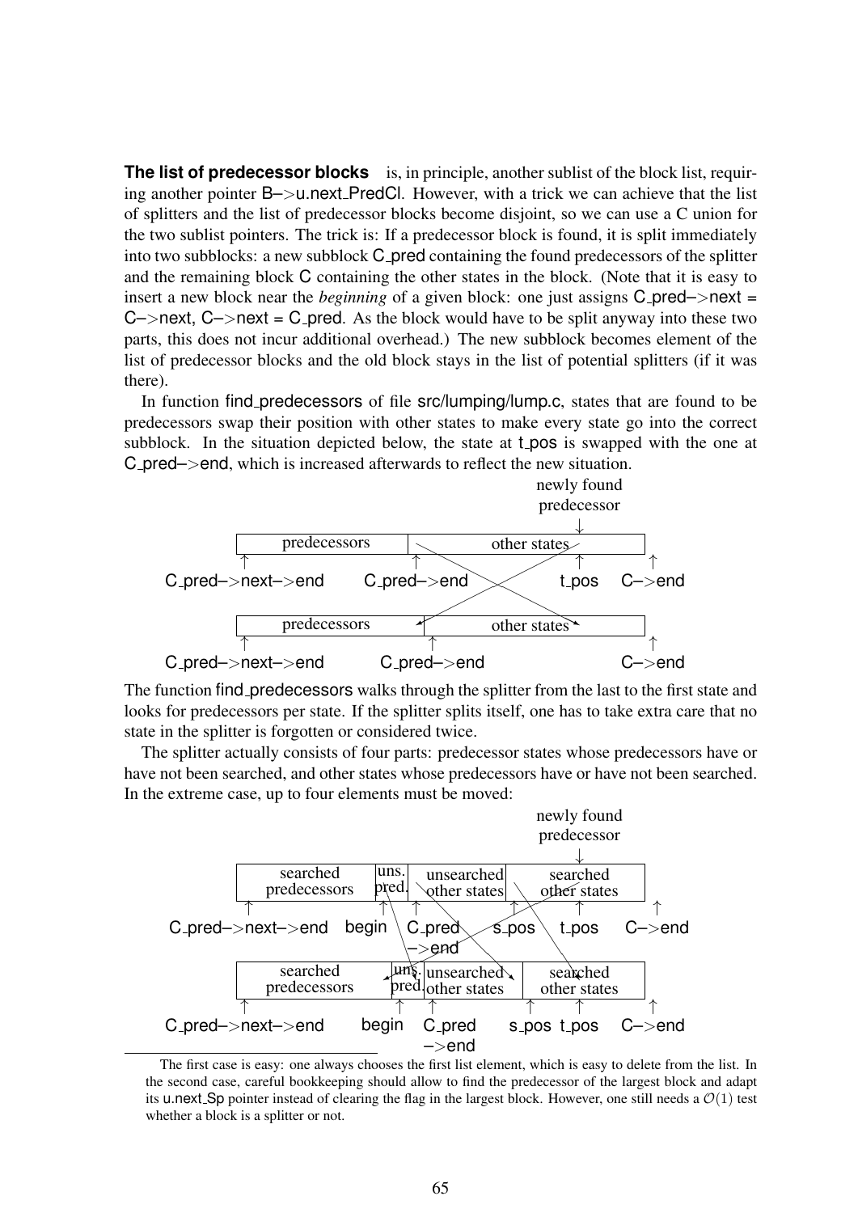**The list of predecessor blocks** is, in principle, another sublist of the block list, requiring another pointer B–>u.next_PredCl. However, with a trick we can achieve that the list of splitters and the list of predecessor blocks become disjoint, so we can use a C union for the two sublist pointers. The trick is: If a predecessor block is found, it is split immediately into two subblocks: a new subblock C_pred containing the found predecessors of the splitter and the remaining block C containing the other states in the block. (Note that it is easy to insert a new block near the *beginning* of a given block: one just assigns C_pred–>next = C–>next, C–>next = C_pred. As the block would have to be split anyway into these two parts, this does not incur additional overhead.) The new subblock becomes element of the list of predecessor blocks and the old block stays in the list of potential splitters (if it was there).

In function find_predecessors of file src/lumping/lump.c, states that are found to be predecessors swap their position with other states to make every state go into the correct subblock. In the situation depicted below, the state at t_pos is swapped with the one at C_pred–>end, which is increased afterwards to reflect the new situation.

```
                                                     newly found
                                                     predecessor
                                                          ↓
          | predecessors      | other states              |
          ↑                   ↑                           ↑          ↑
C_pred–>next–>end        C_pred–>end                    t_pos      C–>end

          | predecessors        | other states            |
          ↑                     ↑                                    ↑
C_pred–>next–>end          C_pred–>end                              C–>end
```

The function find_predecessors walks through the splitter from the last to the first state and looks for predecessors per state. If the splitter splits itself, one has to take extra care that no state in the splitter is forgotten or considered twice.

The splitter actually consists of four parts: predecessor states whose predecessors have or have not been searched, and other states whose predecessors have or have not been searched. In the extreme case, up to four elements must be moved:

```
                                                          newly found
                                                          predecessor
                                                               ↓
          | searched     | uns. | unsearched   | searched      |
          | predecessors | pred.| other states | other states  |
          ↑              ↑      ↑              ↑      ↑               ↑
C_pred–>next–>end      begin  C_pred         s_pos  t_pos          C–>end
                              –>end

          | searched     | uns. | unsearched   | searched      |
          | predecessors | pred.| other states | other states  |
          ↑              ↑      ↑              ↑      ↑               ↑
C_pred–>next–>end      begin  C_pred         s_pos  t_pos          C–>end
                              –>end
```

---

The first case is easy: one always chooses the first list element, which is easy to delete from the list. In the second case, careful bookkeeping should allow to find the predecessor of the largest block and adapt its u.next_Sp pointer instead of clearing the flag in the largest block. However, one still needs a $\mathcal{O}(1)$ test whether a block is a splitter or not.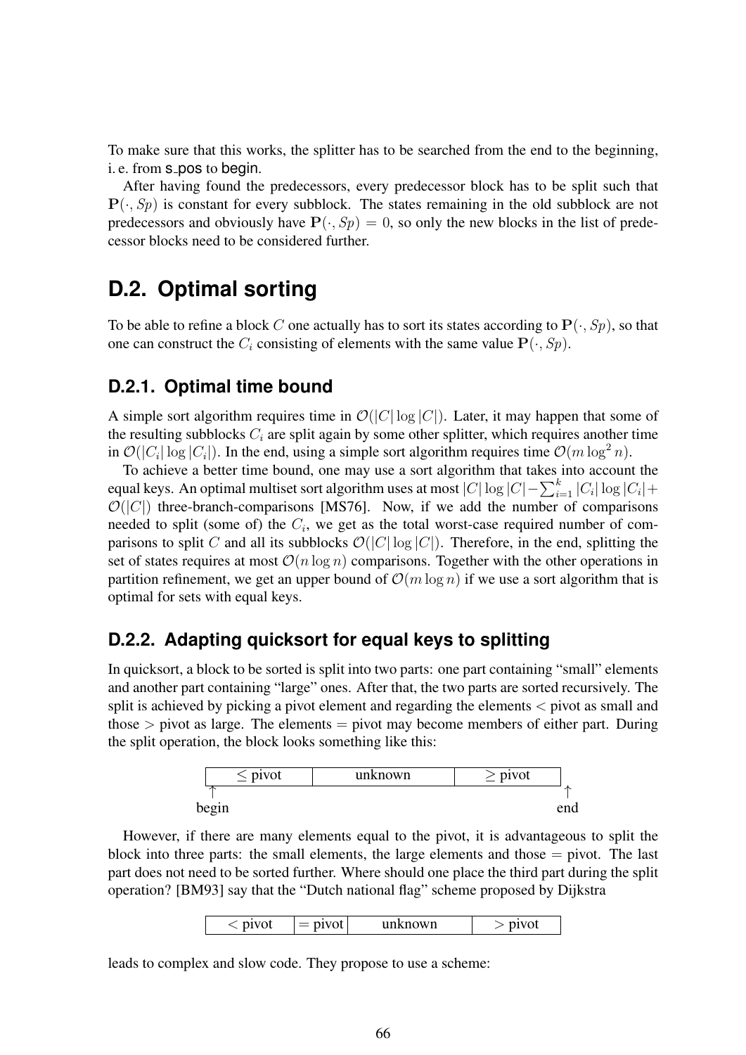To make sure that this works, the splitter has to be searched from the end to the beginning, i. e. from s_pos to begin.

After having found the predecessors, every predecessor block has to be split such that $\mathbf{P}(\cdot, Sp)$ is constant for every subblock. The states remaining in the old subblock are not predecessors and obviously have $\mathbf{P}(\cdot, Sp) = 0$, so only the new blocks in the list of predecessor blocks need to be considered further.

## D.2. Optimal sorting

To be able to refine a block $C$ one actually has to sort its states according to $\mathbf{P}(\cdot, Sp)$, so that one can construct the $C_i$ consisting of elements with the same value $\mathbf{P}(\cdot, Sp)$.

### D.2.1. Optimal time bound

A simple sort algorithm requires time in $\mathcal{O}(|C| \log |C|)$. Later, it may happen that some of the resulting subblocks $C_i$ are split again by some other splitter, which requires another time in $\mathcal{O}(|C_i| \log |C_i|)$. In the end, using a simple sort algorithm requires time $\mathcal{O}(m \log^2 n)$.

To achieve a better time bound, one may use a sort algorithm that takes into account the equal keys. An optimal multiset sort algorithm uses at most $|C| \log |C| - \sum_{i=1}^{k} |C_i| \log |C_i| + \mathcal{O}(|C|)$ three-branch-comparisons [MS76]. Now, if we add the number of comparisons needed to split (some of) the $C_i$, we get as the total worst-case required number of comparisons to split $C$ and all its subblocks $\mathcal{O}(|C| \log |C|)$. Therefore, in the end, splitting the set of states requires at most $\mathcal{O}(n \log n)$ comparisons. Together with the other operations in partition refinement, we get an upper bound of $\mathcal{O}(m \log n)$ if we use a sort algorithm that is optimal for sets with equal keys.

### D.2.2. Adapting quicksort for equal keys to splitting

In quicksort, a block to be sorted is split into two parts: one part containing "small" elements and another part containing "large" ones. After that, the two parts are sorted recursively. The split is achieved by picking a pivot element and regarding the elements $<$ pivot as small and those $>$ pivot as large. The elements $=$ pivot may become members of either part. During the split operation, the block looks something like this:

| $\leq$ pivot | unknown | $\geq$ pivot |
|---|---|---|

↑ begin ... ↑ end

However, if there are many elements equal to the pivot, it is advantageous to split the block into three parts: the small elements, the large elements and those $=$ pivot. The last part does not need to be sorted further. Where should one place the third part during the split operation? [BM93] say that the "Dutch national flag" scheme proposed by Dijkstra

| $<$ pivot | $=$ pivot | unknown | $>$ pivot |
|---|---|---|---|

leads to complex and slow code. They propose to use a scheme: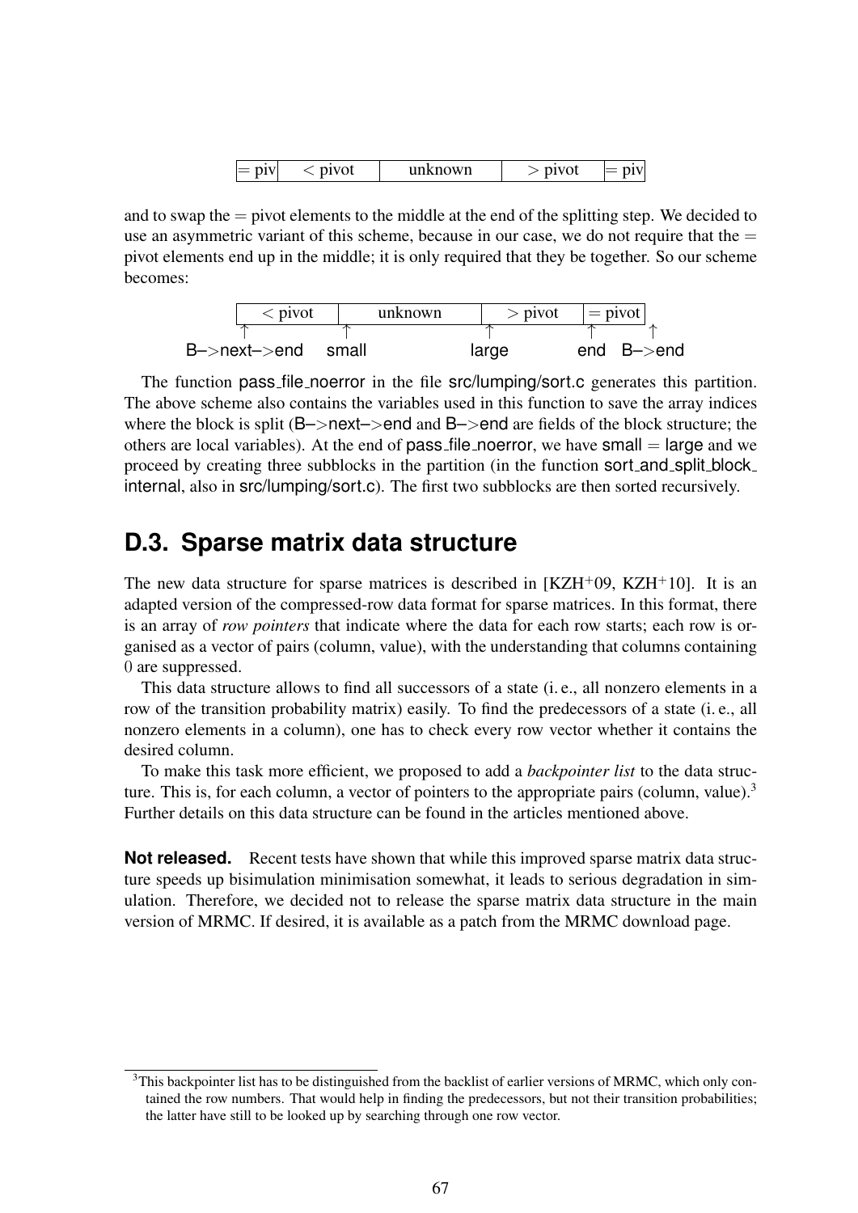| = piv | < pivot | unknown | > pivot | = piv |
|---|---|---|---|---|

and to swap the = pivot elements to the middle at the end of the splitting step. We decided to use an asymmetric variant of this scheme, because in our case, we do not require that the = pivot elements end up in the middle; it is only required that they be together. So our scheme becomes:

| < pivot | unknown | > pivot | = pivot | |
|---|---|---|---|---|
| ↑ B–>next–>end | ↑ small | ↑ large | ↑ end | ↑ B–>end |

The function pass_file_noerror in the file src/lumping/sort.c generates this partition. The above scheme also contains the variables used in this function to save the array indices where the block is split (B–>next–>end and B–>end are fields of the block structure; the others are local variables). At the end of pass_file_noerror, we have small = large and we proceed by creating three subblocks in the partition (in the function sort_and_split_block_internal, also in src/lumping/sort.c). The first two subblocks are then sorted recursively.

## D.3. Sparse matrix data structure

The new data structure for sparse matrices is described in [KZH⁺09, KZH⁺10]. It is an adapted version of the compressed-row data format for sparse matrices. In this format, there is an array of *row pointers* that indicate where the data for each row starts; each row is organised as a vector of pairs (column, value), with the understanding that columns containing 0 are suppressed.

This data structure allows to find all successors of a state (i. e., all nonzero elements in a row of the transition probability matrix) easily. To find the predecessors of a state (i. e., all nonzero elements in a column), one has to check every row vector whether it contains the desired column.

To make this task more efficient, we proposed to add a *backpointer list* to the data structure. This is, for each column, a vector of pointers to the appropriate pairs (column, value).[3] Further details on this data structure can be found in the articles mentioned above.

**Not released.** Recent tests have shown that while this improved sparse matrix data structure speeds up bisimulation minimisation somewhat, it leads to serious degradation in simulation. Therefore, we decided not to release the sparse matrix data structure in the main version of MRMC. If desired, it is available as a patch from the MRMC download page.

[3]This backpointer list has to be distinguished from the backlist of earlier versions of MRMC, which only contained the row numbers. That would help in finding the predecessors, but not their transition probabilities; the latter have still to be looked up by searching through one row vector.